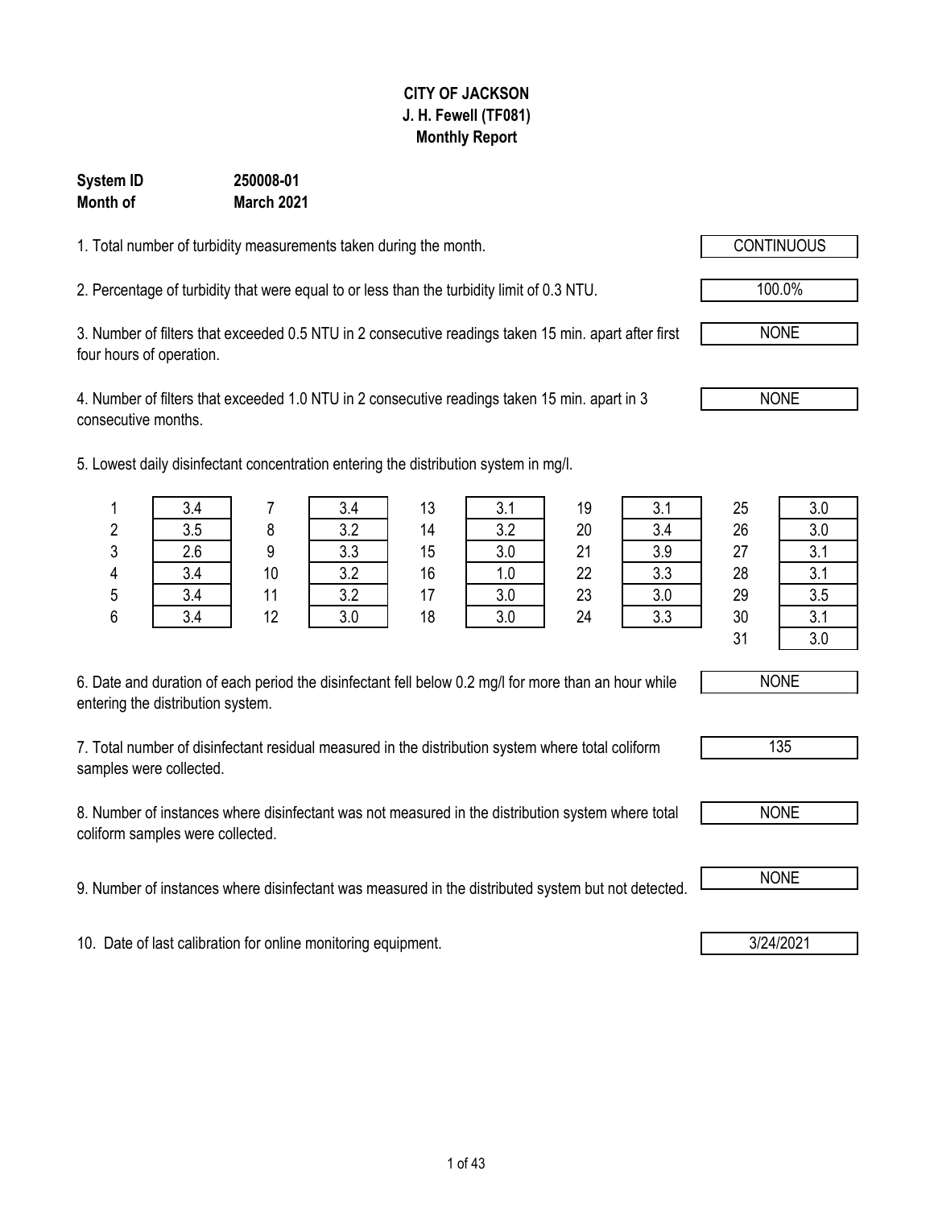# CITY OF JACKSON
## J. H. Fewell (TF081)
## Monthly Report

**System ID** **250008-01**
**Month of** **March 2021**

1. Total number of turbidity measurements taken during the month. CONTINUOUS

2. Percentage of turbidity that were equal to or less than the turbidity limit of 0.3 NTU. 100.0%

3. Number of filters that exceeded 0.5 NTU in 2 consecutive readings taken 15 min. apart after first four hours of operation. NONE

4. Number of filters that exceeded 1.0 NTU in 2 consecutive readings taken 15 min. apart in 3 consecutive months. NONE

5. Lowest daily disinfectant concentration entering the distribution system in mg/l.

| Day | mg/l | Day | mg/l | Day | mg/l | Day | mg/l | Day | mg/l |
|---|---|---|---|---|---|---|---|---|---|
| 1 | 3.4 | 7 | 3.4 | 13 | 3.1 | 19 | 3.1 | 25 | 3.0 |
| 2 | 3.5 | 8 | 3.2 | 14 | 3.2 | 20 | 3.4 | 26 | 3.0 |
| 3 | 2.6 | 9 | 3.3 | 15 | 3.0 | 21 | 3.9 | 27 | 3.1 |
| 4 | 3.4 | 10 | 3.2 | 16 | 1.0 | 22 | 3.3 | 28 | 3.1 |
| 5 | 3.4 | 11 | 3.2 | 17 | 3.0 | 23 | 3.0 | 29 | 3.5 |
| 6 | 3.4 | 12 | 3.0 | 18 | 3.0 | 24 | 3.3 | 30 | 3.1 |
| | | | | | | | | 31 | 3.0 |

6. Date and duration of each period the disinfectant fell below 0.2 mg/l for more than an hour while entering the distribution system. NONE

7. Total number of disinfectant residual measured in the distribution system where total coliform samples were collected. 135

8. Number of instances where disinfectant was not measured in the distribution system where total coliform samples were collected. NONE

9. Number of instances where disinfectant was measured in the distributed system but not detected. NONE

10. Date of last calibration for online monitoring equipment. 3/24/2021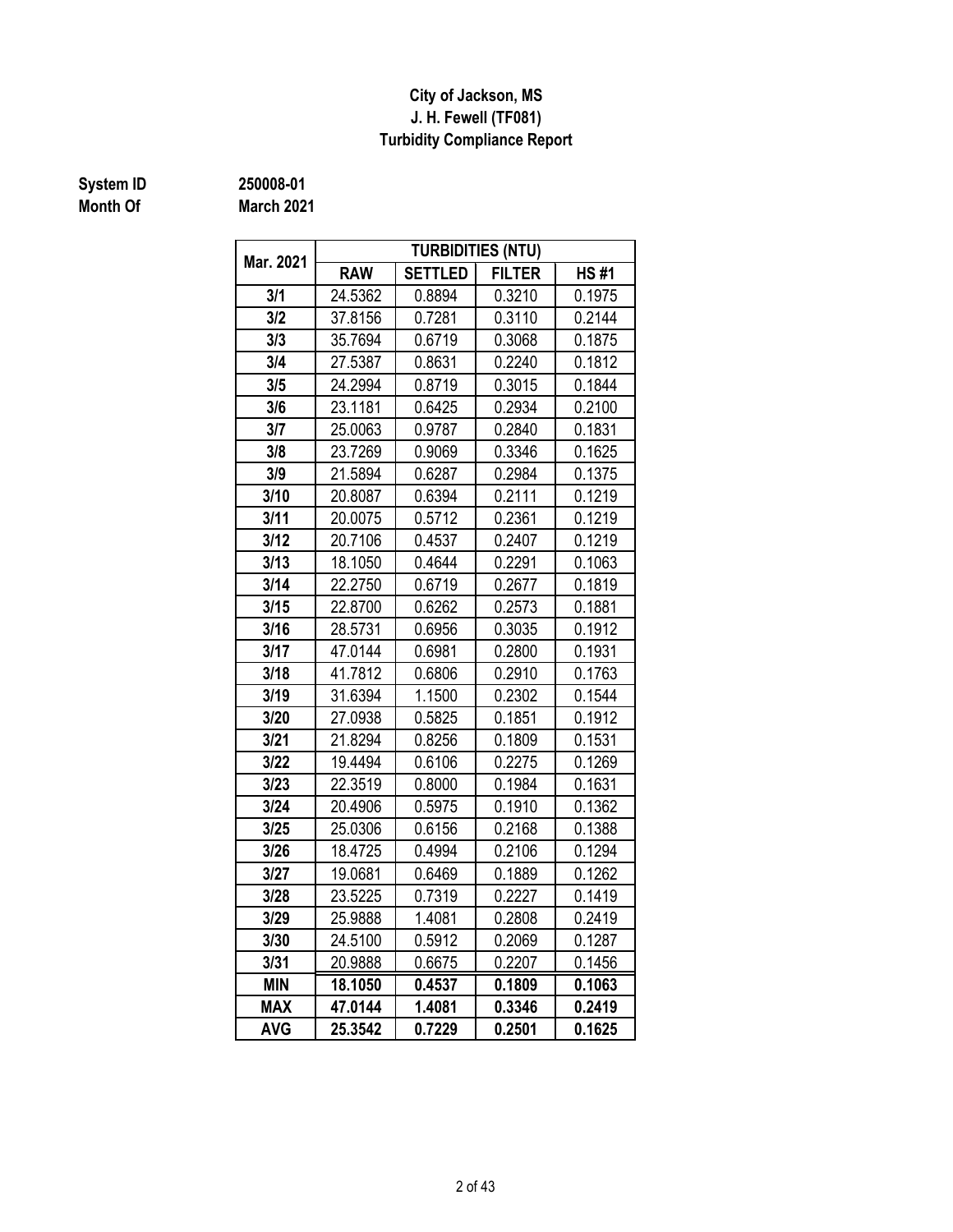**City of Jackson, MS**
**J. H. Fewell (TF081)**
**Turbidity Compliance Report**

**System ID** 250008-01
**Month Of** March 2021

| Mar. 2021 | TURBIDITIES (NTU) | | | |
|---|---|---|---|---|
| | RAW | SETTLED | FILTER | HS #1 |
| 3/1 | 24.5362 | 0.8894 | 0.3210 | 0.1975 |
| 3/2 | 37.8156 | 0.7281 | 0.3110 | 0.2144 |
| 3/3 | 35.7694 | 0.6719 | 0.3068 | 0.1875 |
| 3/4 | 27.5387 | 0.8631 | 0.2240 | 0.1812 |
| 3/5 | 24.2994 | 0.8719 | 0.3015 | 0.1844 |
| 3/6 | 23.1181 | 0.6425 | 0.2934 | 0.2100 |
| 3/7 | 25.0063 | 0.9787 | 0.2840 | 0.1831 |
| 3/8 | 23.7269 | 0.9069 | 0.3346 | 0.1625 |
| 3/9 | 21.5894 | 0.6287 | 0.2984 | 0.1375 |
| 3/10 | 20.8087 | 0.6394 | 0.2111 | 0.1219 |
| 3/11 | 20.0075 | 0.5712 | 0.2361 | 0.1219 |
| 3/12 | 20.7106 | 0.4537 | 0.2407 | 0.1219 |
| 3/13 | 18.1050 | 0.4644 | 0.2291 | 0.1063 |
| 3/14 | 22.2750 | 0.6719 | 0.2677 | 0.1819 |
| 3/15 | 22.8700 | 0.6262 | 0.2573 | 0.1881 |
| 3/16 | 28.5731 | 0.6956 | 0.3035 | 0.1912 |
| 3/17 | 47.0144 | 0.6981 | 0.2800 | 0.1931 |
| 3/18 | 41.7812 | 0.6806 | 0.2910 | 0.1763 |
| 3/19 | 31.6394 | 1.1500 | 0.2302 | 0.1544 |
| 3/20 | 27.0938 | 0.5825 | 0.1851 | 0.1912 |
| 3/21 | 21.8294 | 0.8256 | 0.1809 | 0.1531 |
| 3/22 | 19.4494 | 0.6106 | 0.2275 | 0.1269 |
| 3/23 | 22.3519 | 0.8000 | 0.1984 | 0.1631 |
| 3/24 | 20.4906 | 0.5975 | 0.1910 | 0.1362 |
| 3/25 | 25.0306 | 0.6156 | 0.2168 | 0.1388 |
| 3/26 | 18.4725 | 0.4994 | 0.2106 | 0.1294 |
| 3/27 | 19.0681 | 0.6469 | 0.1889 | 0.1262 |
| 3/28 | 23.5225 | 0.7319 | 0.2227 | 0.1419 |
| 3/29 | 25.9888 | 1.4081 | 0.2808 | 0.2419 |
| 3/30 | 24.5100 | 0.5912 | 0.2069 | 0.1287 |
| 3/31 | 20.9888 | 0.6675 | 0.2207 | 0.1456 |
| **MIN** | **18.1050** | **0.4537** | **0.1809** | **0.1063** |
| **MAX** | **47.0144** | **1.4081** | **0.3346** | **0.2419** |
| **AVG** | **25.3542** | **0.7229** | **0.2501** | **0.1625** |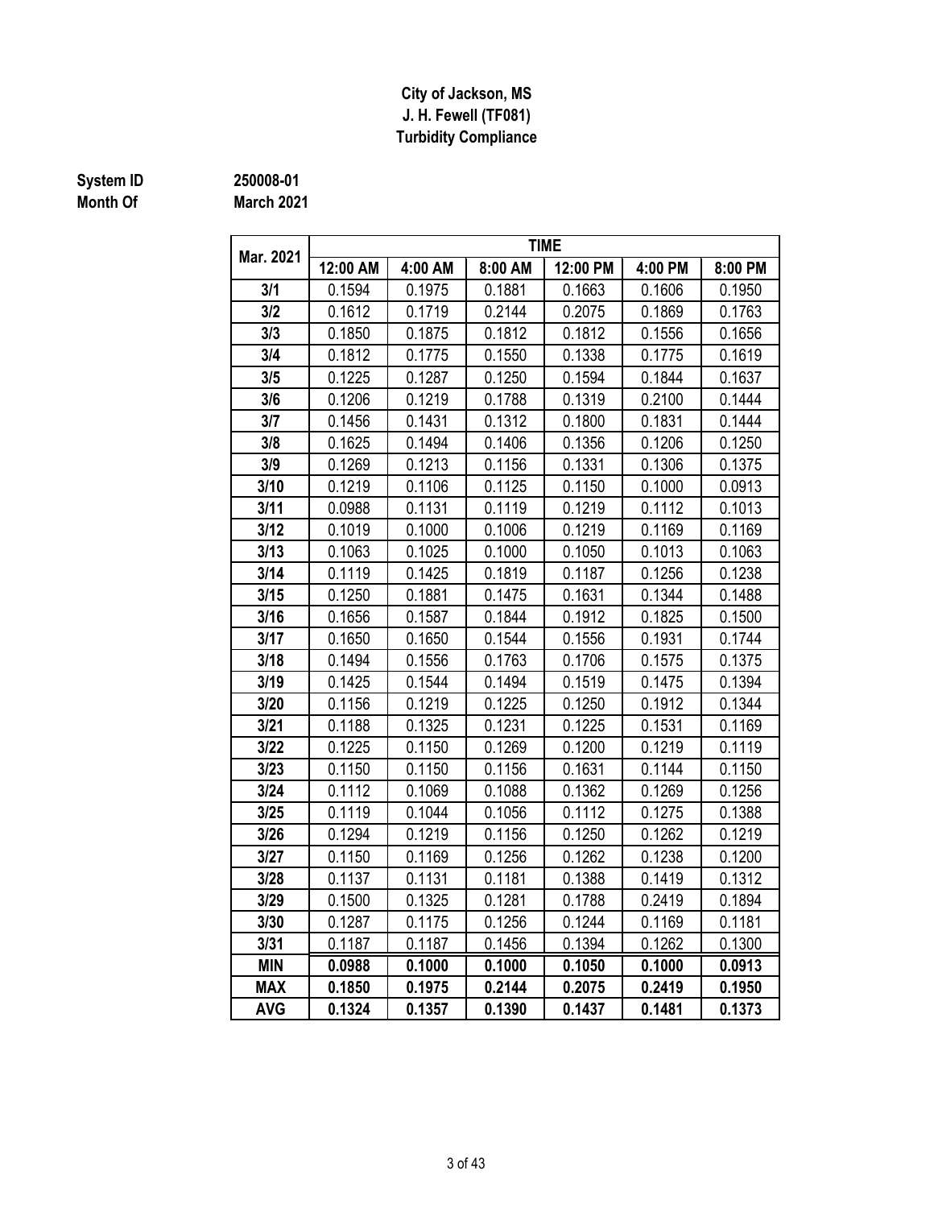**City of Jackson, MS**
**J. H. Fewell (TF081)**
**Turbidity Compliance**

**System ID** 250008-01
**Month Of** March 2021

| Mar. 2021 | TIME | | | | | |
|---|---|---|---|---|---|---|
| | 12:00 AM | 4:00 AM | 8:00 AM | 12:00 PM | 4:00 PM | 8:00 PM |
| 3/1 | 0.1594 | 0.1975 | 0.1881 | 0.1663 | 0.1606 | 0.1950 |
| 3/2 | 0.1612 | 0.1719 | 0.2144 | 0.2075 | 0.1869 | 0.1763 |
| 3/3 | 0.1850 | 0.1875 | 0.1812 | 0.1812 | 0.1556 | 0.1656 |
| 3/4 | 0.1812 | 0.1775 | 0.1550 | 0.1338 | 0.1775 | 0.1619 |
| 3/5 | 0.1225 | 0.1287 | 0.1250 | 0.1594 | 0.1844 | 0.1637 |
| 3/6 | 0.1206 | 0.1219 | 0.1788 | 0.1319 | 0.2100 | 0.1444 |
| 3/7 | 0.1456 | 0.1431 | 0.1312 | 0.1800 | 0.1831 | 0.1444 |
| 3/8 | 0.1625 | 0.1494 | 0.1406 | 0.1356 | 0.1206 | 0.1250 |
| 3/9 | 0.1269 | 0.1213 | 0.1156 | 0.1331 | 0.1306 | 0.1375 |
| 3/10 | 0.1219 | 0.1106 | 0.1125 | 0.1150 | 0.1000 | 0.0913 |
| 3/11 | 0.0988 | 0.1131 | 0.1119 | 0.1219 | 0.1112 | 0.1013 |
| 3/12 | 0.1019 | 0.1000 | 0.1006 | 0.1219 | 0.1169 | 0.1169 |
| 3/13 | 0.1063 | 0.1025 | 0.1000 | 0.1050 | 0.1013 | 0.1063 |
| 3/14 | 0.1119 | 0.1425 | 0.1819 | 0.1187 | 0.1256 | 0.1238 |
| 3/15 | 0.1250 | 0.1881 | 0.1475 | 0.1631 | 0.1344 | 0.1488 |
| 3/16 | 0.1656 | 0.1587 | 0.1844 | 0.1912 | 0.1825 | 0.1500 |
| 3/17 | 0.1650 | 0.1650 | 0.1544 | 0.1556 | 0.1931 | 0.1744 |
| 3/18 | 0.1494 | 0.1556 | 0.1763 | 0.1706 | 0.1575 | 0.1375 |
| 3/19 | 0.1425 | 0.1544 | 0.1494 | 0.1519 | 0.1475 | 0.1394 |
| 3/20 | 0.1156 | 0.1219 | 0.1225 | 0.1250 | 0.1912 | 0.1344 |
| 3/21 | 0.1188 | 0.1325 | 0.1231 | 0.1225 | 0.1531 | 0.1169 |
| 3/22 | 0.1225 | 0.1150 | 0.1269 | 0.1200 | 0.1219 | 0.1119 |
| 3/23 | 0.1150 | 0.1150 | 0.1156 | 0.1631 | 0.1144 | 0.1150 |
| 3/24 | 0.1112 | 0.1069 | 0.1088 | 0.1362 | 0.1269 | 0.1256 |
| 3/25 | 0.1119 | 0.1044 | 0.1056 | 0.1112 | 0.1275 | 0.1388 |
| 3/26 | 0.1294 | 0.1219 | 0.1156 | 0.1250 | 0.1262 | 0.1219 |
| 3/27 | 0.1150 | 0.1169 | 0.1256 | 0.1262 | 0.1238 | 0.1200 |
| 3/28 | 0.1137 | 0.1131 | 0.1181 | 0.1388 | 0.1419 | 0.1312 |
| 3/29 | 0.1500 | 0.1325 | 0.1281 | 0.1788 | 0.2419 | 0.1894 |
| 3/30 | 0.1287 | 0.1175 | 0.1256 | 0.1244 | 0.1169 | 0.1181 |
| 3/31 | 0.1187 | 0.1187 | 0.1456 | 0.1394 | 0.1262 | 0.1300 |
| **MIN** | **0.0988** | **0.1000** | **0.1000** | **0.1050** | **0.1000** | **0.0913** |
| **MAX** | **0.1850** | **0.1975** | **0.2144** | **0.2075** | **0.2419** | **0.1950** |
| **AVG** | **0.1324** | **0.1357** | **0.1390** | **0.1437** | **0.1481** | **0.1373** |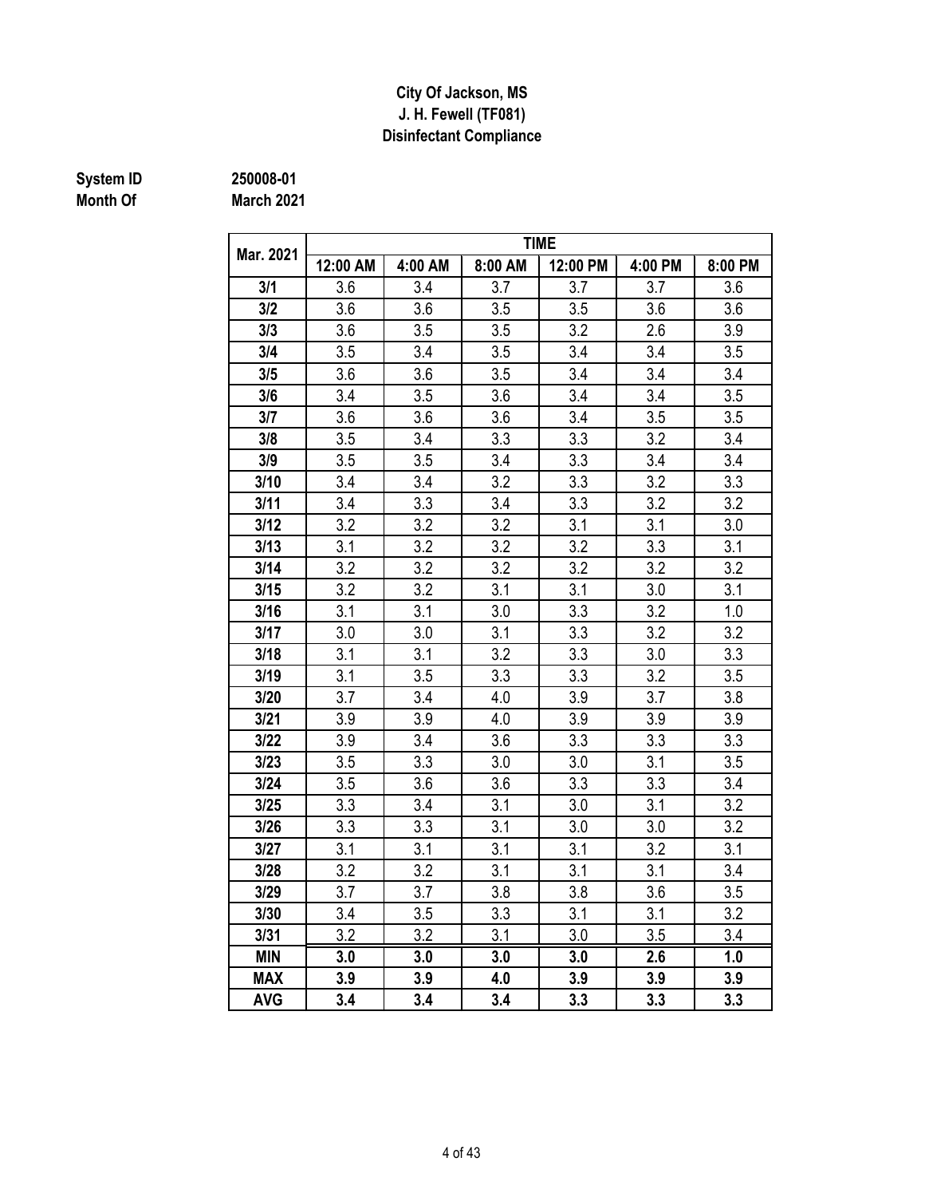**City Of Jackson, MS**
**J. H. Fewell (TF081)**
**Disinfectant Compliance**

**System ID** 250008-01
**Month Of** March 2021

| Mar. 2021 | TIME | | | | | |
|---|---|---|---|---|---|---|
| | 12:00 AM | 4:00 AM | 8:00 AM | 12:00 PM | 4:00 PM | 8:00 PM |
| **3/1** | 3.6 | 3.4 | 3.7 | 3.7 | 3.7 | 3.6 |
| **3/2** | 3.6 | 3.6 | 3.5 | 3.5 | 3.6 | 3.6 |
| **3/3** | 3.6 | 3.5 | 3.5 | 3.2 | 2.6 | 3.9 |
| **3/4** | 3.5 | 3.4 | 3.5 | 3.4 | 3.4 | 3.5 |
| **3/5** | 3.6 | 3.6 | 3.5 | 3.4 | 3.4 | 3.4 |
| **3/6** | 3.4 | 3.5 | 3.6 | 3.4 | 3.4 | 3.5 |
| **3/7** | 3.6 | 3.6 | 3.6 | 3.4 | 3.5 | 3.5 |
| **3/8** | 3.5 | 3.4 | 3.3 | 3.3 | 3.2 | 3.4 |
| **3/9** | 3.5 | 3.5 | 3.4 | 3.3 | 3.4 | 3.4 |
| **3/10** | 3.4 | 3.4 | 3.2 | 3.3 | 3.2 | 3.3 |
| **3/11** | 3.4 | 3.3 | 3.4 | 3.3 | 3.2 | 3.2 |
| **3/12** | 3.2 | 3.2 | 3.2 | 3.1 | 3.1 | 3.0 |
| **3/13** | 3.1 | 3.2 | 3.2 | 3.2 | 3.3 | 3.1 |
| **3/14** | 3.2 | 3.2 | 3.2 | 3.2 | 3.2 | 3.2 |
| **3/15** | 3.2 | 3.2 | 3.1 | 3.1 | 3.0 | 3.1 |
| **3/16** | 3.1 | 3.1 | 3.0 | 3.3 | 3.2 | 1.0 |
| **3/17** | 3.0 | 3.0 | 3.1 | 3.3 | 3.2 | 3.2 |
| **3/18** | 3.1 | 3.1 | 3.2 | 3.3 | 3.0 | 3.3 |
| **3/19** | 3.1 | 3.5 | 3.3 | 3.3 | 3.2 | 3.5 |
| **3/20** | 3.7 | 3.4 | 4.0 | 3.9 | 3.7 | 3.8 |
| **3/21** | 3.9 | 3.9 | 4.0 | 3.9 | 3.9 | 3.9 |
| **3/22** | 3.9 | 3.4 | 3.6 | 3.3 | 3.3 | 3.3 |
| **3/23** | 3.5 | 3.3 | 3.0 | 3.0 | 3.1 | 3.5 |
| **3/24** | 3.5 | 3.6 | 3.6 | 3.3 | 3.3 | 3.4 |
| **3/25** | 3.3 | 3.4 | 3.1 | 3.0 | 3.1 | 3.2 |
| **3/26** | 3.3 | 3.3 | 3.1 | 3.0 | 3.0 | 3.2 |
| **3/27** | 3.1 | 3.1 | 3.1 | 3.1 | 3.2 | 3.1 |
| **3/28** | 3.2 | 3.2 | 3.1 | 3.1 | 3.1 | 3.4 |
| **3/29** | 3.7 | 3.7 | 3.8 | 3.8 | 3.6 | 3.5 |
| **3/30** | 3.4 | 3.5 | 3.3 | 3.1 | 3.1 | 3.2 |
| **3/31** | 3.2 | 3.2 | 3.1 | 3.0 | 3.5 | 3.4 |
| **MIN** | **3.0** | **3.0** | **3.0** | **3.0** | **2.6** | **1.0** |
| **MAX** | **3.9** | **3.9** | **4.0** | **3.9** | **3.9** | **3.9** |
| **AVG** | **3.4** | **3.4** | **3.4** | **3.3** | **3.3** | **3.3** |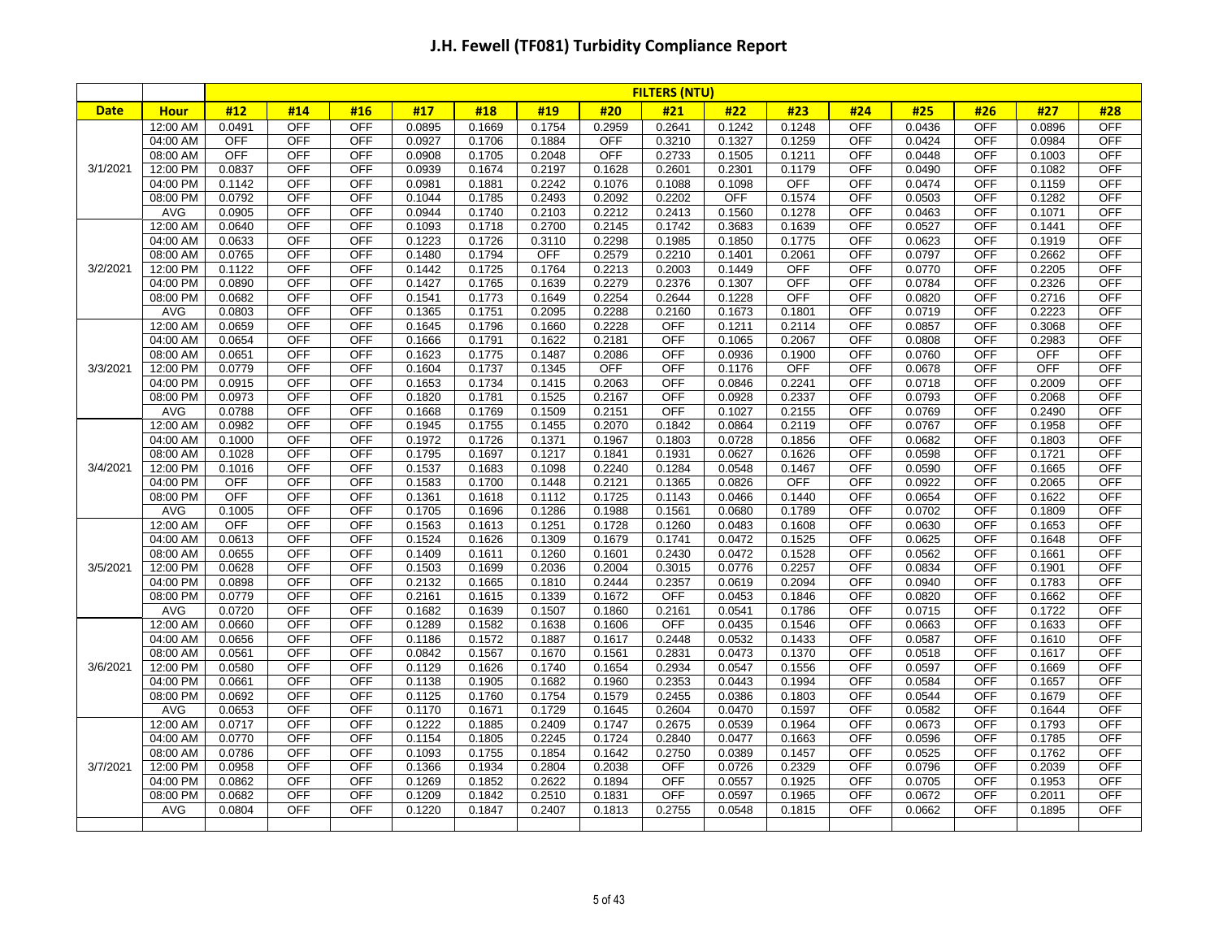# J.H. Fewell (TF081) Turbidity Compliance Report

| | | FILTERS (NTU) | | | | | | | | | | | | | | |
|---|---|---|---|---|---|---|---|---|---|---|---|---|---|---|---|---|
| Date | Hour | #12 | #14 | #16 | #17 | #18 | #19 | #20 | #21 | #22 | #23 | #24 | #25 | #26 | #27 | #28 |
| 3/1/2021 | 12:00 AM | 0.0491 | OFF | OFF | 0.0895 | 0.1669 | 0.1754 | 0.2959 | 0.2641 | 0.1242 | 0.1248 | OFF | 0.0436 | OFF | 0.0896 | OFF |
| | 04:00 AM | OFF | OFF | OFF | 0.0927 | 0.1706 | 0.1884 | OFF | 0.3210 | 0.1327 | 0.1259 | OFF | 0.0424 | OFF | 0.0984 | OFF |
| | 08:00 AM | OFF | OFF | OFF | 0.0908 | 0.1705 | 0.2048 | OFF | 0.2733 | 0.1505 | 0.1211 | OFF | 0.0448 | OFF | 0.1003 | OFF |
| | 12:00 PM | 0.0837 | OFF | OFF | 0.0939 | 0.1674 | 0.2197 | 0.1628 | 0.2601 | 0.2301 | 0.1179 | OFF | 0.0490 | OFF | 0.1082 | OFF |
| | 04:00 PM | 0.1142 | OFF | OFF | 0.0981 | 0.1881 | 0.2242 | 0.1076 | 0.1088 | 0.1098 | OFF | OFF | 0.0474 | OFF | 0.1159 | OFF |
| | 08:00 PM | 0.0792 | OFF | OFF | 0.1044 | 0.1785 | 0.2493 | 0.2092 | 0.2202 | OFF | 0.1574 | OFF | 0.0503 | OFF | 0.1282 | OFF |
| | AVG | 0.0905 | OFF | OFF | 0.0944 | 0.1740 | 0.2103 | 0.2212 | 0.2413 | 0.1560 | 0.1278 | OFF | 0.0463 | OFF | 0.1071 | OFF |
| 3/2/2021 | 12:00 AM | 0.0640 | OFF | OFF | 0.1093 | 0.1718 | 0.2700 | 0.2145 | 0.1742 | 0.3683 | 0.1639 | OFF | 0.0527 | OFF | 0.1441 | OFF |
| | 04:00 AM | 0.0633 | OFF | OFF | 0.1223 | 0.1726 | 0.3110 | 0.2298 | 0.1985 | 0.1850 | 0.1775 | OFF | 0.0623 | OFF | 0.1919 | OFF |
| | 08:00 AM | 0.0765 | OFF | OFF | 0.1480 | 0.1794 | OFF | 0.2579 | 0.2210 | 0.1401 | 0.2061 | OFF | 0.0797 | OFF | 0.2662 | OFF |
| | 12:00 PM | 0.1122 | OFF | OFF | 0.1442 | 0.1725 | 0.1764 | 0.2213 | 0.2003 | 0.1449 | OFF | OFF | 0.0770 | OFF | 0.2205 | OFF |
| | 04:00 PM | 0.0890 | OFF | OFF | 0.1427 | 0.1765 | 0.1639 | 0.2279 | 0.2376 | 0.1307 | OFF | OFF | 0.0784 | OFF | 0.2326 | OFF |
| | 08:00 PM | 0.0682 | OFF | OFF | 0.1541 | 0.1773 | 0.1649 | 0.2254 | 0.2644 | 0.1228 | OFF | OFF | 0.0820 | OFF | 0.2716 | OFF |
| | AVG | 0.0803 | OFF | OFF | 0.1365 | 0.1751 | 0.2095 | 0.2288 | 0.2160 | 0.1673 | 0.1801 | OFF | 0.0719 | OFF | 0.2223 | OFF |
| 3/3/2021 | 12:00 AM | 0.0659 | OFF | OFF | 0.1645 | 0.1796 | 0.1660 | 0.2228 | OFF | 0.1211 | 0.2114 | OFF | 0.0857 | OFF | 0.3068 | OFF |
| | 04:00 AM | 0.0654 | OFF | OFF | 0.1666 | 0.1791 | 0.1622 | 0.2181 | OFF | 0.1065 | 0.2067 | OFF | 0.0808 | OFF | 0.2983 | OFF |
| | 08:00 AM | 0.0651 | OFF | OFF | 0.1623 | 0.1775 | 0.1487 | 0.2086 | OFF | 0.0936 | 0.1900 | OFF | 0.0760 | OFF | OFF | OFF |
| | 12:00 PM | 0.0779 | OFF | OFF | 0.1604 | 0.1737 | 0.1345 | OFF | OFF | 0.1176 | OFF | OFF | 0.0678 | OFF | OFF | OFF |
| | 04:00 PM | 0.0915 | OFF | OFF | 0.1653 | 0.1734 | 0.1415 | 0.2063 | OFF | 0.0846 | 0.2241 | OFF | 0.0718 | OFF | 0.2009 | OFF |
| | 08:00 PM | 0.0973 | OFF | OFF | 0.1820 | 0.1781 | 0.1525 | 0.2167 | OFF | 0.0928 | 0.2337 | OFF | 0.0793 | OFF | 0.2068 | OFF |
| | AVG | 0.0788 | OFF | OFF | 0.1668 | 0.1769 | 0.1509 | 0.2151 | OFF | 0.1027 | 0.2155 | OFF | 0.0769 | OFF | 0.2490 | OFF |
| 3/4/2021 | 12:00 AM | 0.0982 | OFF | OFF | 0.1945 | 0.1755 | 0.1455 | 0.2070 | 0.1842 | 0.0864 | 0.2119 | OFF | 0.0767 | OFF | 0.1958 | OFF |
| | 04:00 AM | 0.1000 | OFF | OFF | 0.1972 | 0.1726 | 0.1371 | 0.1967 | 0.1803 | 0.0728 | 0.1856 | OFF | 0.0682 | OFF | 0.1803 | OFF |
| | 08:00 AM | 0.1028 | OFF | OFF | 0.1795 | 0.1697 | 0.1217 | 0.1841 | 0.1931 | 0.0627 | 0.1626 | OFF | 0.0598 | OFF | 0.1721 | OFF |
| | 12:00 PM | 0.1016 | OFF | OFF | 0.1537 | 0.1683 | 0.1098 | 0.2240 | 0.1284 | 0.0548 | 0.1467 | OFF | 0.0590 | OFF | 0.1665 | OFF |
| | 04:00 PM | OFF | OFF | OFF | 0.1583 | 0.1700 | 0.1448 | 0.2121 | 0.1365 | 0.0826 | OFF | OFF | 0.0922 | OFF | 0.2065 | OFF |
| | 08:00 PM | OFF | OFF | OFF | 0.1361 | 0.1618 | 0.1112 | 0.1725 | 0.1143 | 0.0466 | 0.1440 | OFF | 0.0654 | OFF | 0.1622 | OFF |
| | AVG | 0.1005 | OFF | OFF | 0.1705 | 0.1696 | 0.1286 | 0.1988 | 0.1561 | 0.0680 | 0.1789 | OFF | 0.0702 | OFF | 0.1809 | OFF |
| 3/5/2021 | 12:00 AM | OFF | OFF | OFF | 0.1563 | 0.1613 | 0.1251 | 0.1728 | 0.1260 | 0.0483 | 0.1608 | OFF | 0.0630 | OFF | 0.1653 | OFF |
| | 04:00 AM | 0.0613 | OFF | OFF | 0.1524 | 0.1626 | 0.1309 | 0.1679 | 0.1741 | 0.0472 | 0.1525 | OFF | 0.0625 | OFF | 0.1648 | OFF |
| | 08:00 AM | 0.0655 | OFF | OFF | 0.1409 | 0.1611 | 0.1260 | 0.1601 | 0.2430 | 0.0472 | 0.1528 | OFF | 0.0562 | OFF | 0.1661 | OFF |
| | 12:00 PM | 0.0628 | OFF | OFF | 0.1503 | 0.1699 | 0.2036 | 0.2004 | 0.3015 | 0.0776 | 0.2257 | OFF | 0.0834 | OFF | 0.1901 | OFF |
| | 04:00 PM | 0.0898 | OFF | OFF | 0.2132 | 0.1665 | 0.1810 | 0.2444 | 0.2357 | 0.0619 | 0.2094 | OFF | 0.0940 | OFF | 0.1783 | OFF |
| | 08:00 PM | 0.0779 | OFF | OFF | 0.2161 | 0.1615 | 0.1339 | 0.1672 | OFF | 0.0453 | 0.1846 | OFF | 0.0820 | OFF | 0.1662 | OFF |
| | AVG | 0.0720 | OFF | OFF | 0.1682 | 0.1639 | 0.1507 | 0.1860 | 0.2161 | 0.0541 | 0.1786 | OFF | 0.0715 | OFF | 0.1722 | OFF |
| 3/6/2021 | 12:00 AM | 0.0660 | OFF | OFF | 0.1289 | 0.1582 | 0.1638 | 0.1606 | OFF | 0.0435 | 0.1546 | OFF | 0.0663 | OFF | 0.1633 | OFF |
| | 04:00 AM | 0.0656 | OFF | OFF | 0.1186 | 0.1572 | 0.1887 | 0.1617 | 0.2448 | 0.0532 | 0.1433 | OFF | 0.0587 | OFF | 0.1610 | OFF |
| | 08:00 AM | 0.0561 | OFF | OFF | 0.0842 | 0.1567 | 0.1670 | 0.1561 | 0.2831 | 0.0473 | 0.1370 | OFF | 0.0518 | OFF | 0.1617 | OFF |
| | 12:00 PM | 0.0580 | OFF | OFF | 0.1129 | 0.1626 | 0.1740 | 0.1654 | 0.2934 | 0.0547 | 0.1556 | OFF | 0.0597 | OFF | 0.1669 | OFF |
| | 04:00 PM | 0.0661 | OFF | OFF | 0.1138 | 0.1905 | 0.1682 | 0.1960 | 0.2353 | 0.0443 | 0.1994 | OFF | 0.0584 | OFF | 0.1657 | OFF |
| | 08:00 PM | 0.0692 | OFF | OFF | 0.1125 | 0.1760 | 0.1754 | 0.1579 | 0.2455 | 0.0386 | 0.1803 | OFF | 0.0544 | OFF | 0.1679 | OFF |
| | AVG | 0.0653 | OFF | OFF | 0.1170 | 0.1671 | 0.1729 | 0.1645 | 0.2604 | 0.0470 | 0.1597 | OFF | 0.0582 | OFF | 0.1644 | OFF |
| 3/7/2021 | 12:00 AM | 0.0717 | OFF | OFF | 0.1222 | 0.1885 | 0.2409 | 0.1747 | 0.2675 | 0.0539 | 0.1964 | OFF | 0.0673 | OFF | 0.1793 | OFF |
| | 04:00 AM | 0.0770 | OFF | OFF | 0.1154 | 0.1805 | 0.2245 | 0.1724 | 0.2840 | 0.0477 | 0.1663 | OFF | 0.0596 | OFF | 0.1785 | OFF |
| | 08:00 AM | 0.0786 | OFF | OFF | 0.1093 | 0.1755 | 0.1854 | 0.1642 | 0.2750 | 0.0389 | 0.1457 | OFF | 0.0525 | OFF | 0.1762 | OFF |
| | 12:00 PM | 0.0958 | OFF | OFF | 0.1366 | 0.1934 | 0.2804 | 0.2038 | OFF | 0.0726 | 0.2329 | OFF | 0.0796 | OFF | 0.2039 | OFF |
| | 04:00 PM | 0.0862 | OFF | OFF | 0.1269 | 0.1852 | 0.2622 | 0.1894 | OFF | 0.0557 | 0.1925 | OFF | 0.0705 | OFF | 0.1953 | OFF |
| | 08:00 PM | 0.0682 | OFF | OFF | 0.1209 | 0.1842 | 0.2510 | 0.1831 | OFF | 0.0597 | 0.1965 | OFF | 0.0672 | OFF | 0.2011 | OFF |
| | AVG | 0.0804 | OFF | OFF | 0.1220 | 0.1847 | 0.2407 | 0.1813 | 0.2755 | 0.0548 | 0.1815 | OFF | 0.0662 | OFF | 0.1895 | OFF |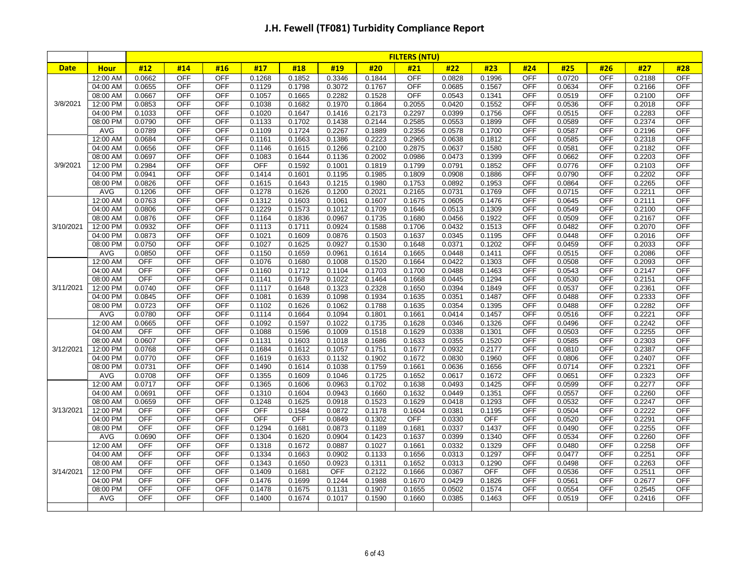# J.H. Fewell (TF081) Turbidity Compliance Report

| | | FILTERS (NTU) | | | | | | | | | | | | | | |
|---|---|---|---|---|---|---|---|---|---|---|---|---|---|---|---|---|
| **Date** | **Hour** | **#12** | **#14** | **#16** | **#17** | **#18** | **#19** | **#20** | **#21** | **#22** | **#23** | **#24** | **#25** | **#26** | **#27** | **#28** |
| 3/8/2021 | 12:00 AM | 0.0662 | OFF | OFF | 0.1268 | 0.1852 | 0.3346 | 0.1844 | OFF | 0.0828 | 0.1996 | OFF | 0.0720 | OFF | 0.2188 | OFF |
| | 04:00 AM | 0.0655 | OFF | OFF | 0.1129 | 0.1798 | 0.3072 | 0.1767 | OFF | 0.0685 | 0.1567 | OFF | 0.0634 | OFF | 0.2166 | OFF |
| | 08:00 AM | 0.0667 | OFF | OFF | 0.1057 | 0.1665 | 0.2282 | 0.1528 | OFF | 0.0543 | 0.1341 | OFF | 0.0519 | OFF | 0.2100 | OFF |
| | 12:00 PM | 0.0853 | OFF | OFF | 0.1038 | 0.1682 | 0.1970 | 0.1864 | 0.2055 | 0.0420 | 0.1552 | OFF | 0.0536 | OFF | 0.2018 | OFF |
| | 04:00 PM | 0.1033 | OFF | OFF | 0.1020 | 0.1647 | 0.1416 | 0.2173 | 0.2297 | 0.0399 | 0.1756 | OFF | 0.0515 | OFF | 0.2283 | OFF |
| | 08:00 PM | 0.0790 | OFF | OFF | 0.1133 | 0.1702 | 0.1438 | 0.2144 | 0.2585 | 0.0553 | 0.1899 | OFF | 0.0589 | OFF | 0.2374 | OFF |
| | AVG | 0.0789 | OFF | OFF | 0.1109 | 0.1724 | 0.2267 | 0.1889 | 0.2356 | 0.0578 | 0.1700 | OFF | 0.0587 | OFF | 0.2196 | OFF |
| 3/9/2021 | 12:00 AM | 0.0684 | OFF | OFF | 0.1161 | 0.1663 | 0.1386 | 0.2223 | 0.2965 | 0.0638 | 0.1812 | OFF | 0.0585 | OFF | 0.2318 | OFF |
| | 04:00 AM | 0.0656 | OFF | OFF | 0.1146 | 0.1615 | 0.1266 | 0.2100 | 0.2875 | 0.0637 | 0.1580 | OFF | 0.0581 | OFF | 0.2182 | OFF |
| | 08:00 AM | 0.0697 | OFF | OFF | 0.1083 | 0.1644 | 0.1136 | 0.2002 | 0.0986 | 0.0473 | 0.1399 | OFF | 0.0662 | OFF | 0.2203 | OFF |
| | 12:00 PM | 0.2984 | OFF | OFF | OFF | 0.1592 | 0.1001 | 0.1819 | 0.1799 | 0.0791 | 0.1852 | OFF | 0.0776 | OFF | 0.2103 | OFF |
| | 04:00 PM | 0.0941 | OFF | OFF | 0.1414 | 0.1601 | 0.1195 | 0.1985 | 0.1809 | 0.0908 | 0.1886 | OFF | 0.0790 | OFF | 0.2202 | OFF |
| | 08:00 PM | 0.0826 | OFF | OFF | 0.1615 | 0.1643 | 0.1215 | 0.1980 | 0.1753 | 0.0892 | 0.1953 | OFF | 0.0864 | OFF | 0.2265 | OFF |
| | AVG | 0.1206 | OFF | OFF | 0.1278 | 0.1626 | 0.1200 | 0.2021 | 0.2165 | 0.0731 | 0.1769 | OFF | 0.0715 | OFF | 0.2211 | OFF |
| 3/10/2021 | 12:00 AM | 0.0763 | OFF | OFF | 0.1312 | 0.1603 | 0.1061 | 0.1607 | 0.1675 | 0.0605 | 0.1476 | OFF | 0.0645 | OFF | 0.2111 | OFF |
| | 04:00 AM | 0.0806 | OFF | OFF | 0.1229 | 0.1573 | 0.1012 | 0.1709 | 0.1646 | 0.0513 | 0.1309 | OFF | 0.0549 | OFF | 0.2100 | OFF |
| | 08:00 AM | 0.0876 | OFF | OFF | 0.1164 | 0.1836 | 0.0967 | 0.1735 | 0.1680 | 0.0456 | 0.1922 | OFF | 0.0509 | OFF | 0.2167 | OFF |
| | 12:00 PM | 0.0932 | OFF | OFF | 0.1113 | 0.1711 | 0.0924 | 0.1588 | 0.1706 | 0.0432 | 0.1513 | OFF | 0.0482 | OFF | 0.2070 | OFF |
| | 04:00 PM | 0.0873 | OFF | OFF | 0.1021 | 0.1609 | 0.0876 | 0.1503 | 0.1637 | 0.0345 | 0.1195 | OFF | 0.0448 | OFF | 0.2016 | OFF |
| | 08:00 PM | 0.0750 | OFF | OFF | 0.1027 | 0.1625 | 0.0927 | 0.1530 | 0.1648 | 0.0371 | 0.1202 | OFF | 0.0459 | OFF | 0.2033 | OFF |
| | AVG | 0.0850 | OFF | OFF | 0.1150 | 0.1659 | 0.0961 | 0.1614 | 0.1665 | 0.0448 | 0.1411 | OFF | 0.0515 | OFF | 0.2086 | OFF |
| 3/11/2021 | 12:00 AM | OFF | OFF | OFF | 0.1076 | 0.1680 | 0.1008 | 0.1520 | 0.1664 | 0.0422 | 0.1303 | OFF | 0.0508 | OFF | 0.2093 | OFF |
| | 04:00 AM | OFF | OFF | OFF | 0.1160 | 0.1712 | 0.1104 | 0.1703 | 0.1700 | 0.0488 | 0.1463 | OFF | 0.0543 | OFF | 0.2147 | OFF |
| | 08:00 AM | OFF | OFF | OFF | 0.1141 | 0.1679 | 0.1022 | 0.1464 | 0.1668 | 0.0445 | 0.1294 | OFF | 0.0530 | OFF | 0.2151 | OFF |
| | 12:00 PM | 0.0740 | OFF | OFF | 0.1117 | 0.1648 | 0.1323 | 0.2328 | 0.1650 | 0.0394 | 0.1849 | OFF | 0.0537 | OFF | 0.2361 | OFF |
| | 04:00 PM | 0.0845 | OFF | OFF | 0.1081 | 0.1639 | 0.1098 | 0.1934 | 0.1635 | 0.0351 | 0.1487 | OFF | 0.0488 | OFF | 0.2333 | OFF |
| | 08:00 PM | 0.0723 | OFF | OFF | 0.1102 | 0.1626 | 0.1062 | 0.1788 | 0.1635 | 0.0354 | 0.1395 | OFF | 0.0488 | OFF | 0.2282 | OFF |
| | AVG | 0.0780 | OFF | OFF | 0.1114 | 0.1664 | 0.1094 | 0.1801 | 0.1661 | 0.0414 | 0.1457 | OFF | 0.0516 | OFF | 0.2221 | OFF |
| 3/12/2021 | 12:00 AM | 0.0665 | OFF | OFF | 0.1092 | 0.1597 | 0.1022 | 0.1735 | 0.1628 | 0.0346 | 0.1326 | OFF | 0.0496 | OFF | 0.2242 | OFF |
| | 04:00 AM | OFF | OFF | OFF | 0.1088 | 0.1596 | 0.1009 | 0.1518 | 0.1629 | 0.0338 | 0.1301 | OFF | 0.0503 | OFF | 0.2255 | OFF |
| | 08:00 AM | 0.0607 | OFF | OFF | 0.1131 | 0.1603 | 0.1018 | 0.1686 | 0.1633 | 0.0355 | 0.1520 | OFF | 0.0585 | OFF | 0.2303 | OFF |
| | 12:00 PM | 0.0768 | OFF | OFF | 0.1684 | 0.1612 | 0.1057 | 0.1751 | 0.1677 | 0.0932 | 0.2177 | OFF | 0.0810 | OFF | 0.2387 | OFF |
| | 04:00 PM | 0.0770 | OFF | OFF | 0.1619 | 0.1633 | 0.1132 | 0.1902 | 0.1672 | 0.0830 | 0.1960 | OFF | 0.0806 | OFF | 0.2407 | OFF |
| | 08:00 PM | 0.0731 | OFF | OFF | 0.1490 | 0.1614 | 0.1038 | 0.1759 | 0.1661 | 0.0636 | 0.1656 | OFF | 0.0714 | OFF | 0.2321 | OFF |
| | AVG | 0.0708 | OFF | OFF | 0.1355 | 0.1609 | 0.1046 | 0.1725 | 0.1652 | 0.0617 | 0.1672 | OFF | 0.0651 | OFF | 0.2323 | OFF |
| 3/13/2021 | 12:00 AM | 0.0717 | OFF | OFF | 0.1365 | 0.1606 | 0.0963 | 0.1702 | 0.1638 | 0.0493 | 0.1425 | OFF | 0.0599 | OFF | 0.2277 | OFF |
| | 04:00 AM | 0.0691 | OFF | OFF | 0.1310 | 0.1604 | 0.0943 | 0.1660 | 0.1632 | 0.0449 | 0.1351 | OFF | 0.0557 | OFF | 0.2260 | OFF |
| | 08:00 AM | 0.0659 | OFF | OFF | 0.1248 | 0.1625 | 0.0918 | 0.1523 | 0.1629 | 0.0418 | 0.1293 | OFF | 0.0532 | OFF | 0.2247 | OFF |
| | 12:00 PM | OFF | OFF | OFF | OFF | 0.1584 | 0.0872 | 0.1178 | 0.1604 | 0.0381 | 0.1195 | OFF | 0.0504 | OFF | 0.2222 | OFF |
| | 04:00 PM | OFF | OFF | OFF | OFF | OFF | 0.0849 | 0.1302 | OFF | 0.0330 | OFF | OFF | 0.0520 | OFF | 0.2291 | OFF |
| | 08:00 PM | OFF | OFF | OFF | 0.1294 | 0.1681 | 0.0873 | 0.1189 | 0.1681 | 0.0337 | 0.1437 | OFF | 0.0490 | OFF | 0.2255 | OFF |
| | AVG | 0.0690 | OFF | OFF | 0.1304 | 0.1620 | 0.0904 | 0.1423 | 0.1637 | 0.0399 | 0.1340 | OFF | 0.0534 | OFF | 0.2260 | OFF |
| 3/14/2021 | 12:00 AM | OFF | OFF | OFF | 0.1318 | 0.1672 | 0.0887 | 0.1027 | 0.1661 | 0.0332 | 0.1329 | OFF | 0.0480 | OFF | 0.2258 | OFF |
| | 04:00 AM | OFF | OFF | OFF | 0.1334 | 0.1663 | 0.0902 | 0.1133 | 0.1656 | 0.0313 | 0.1297 | OFF | 0.0477 | OFF | 0.2251 | OFF |
| | 08:00 AM | OFF | OFF | OFF | 0.1343 | 0.1650 | 0.0923 | 0.1311 | 0.1652 | 0.0313 | 0.1290 | OFF | 0.0498 | OFF | 0.2263 | OFF |
| | 12:00 PM | OFF | OFF | OFF | 0.1409 | 0.1681 | OFF | 0.2122 | 0.1666 | 0.0367 | OFF | OFF | 0.0536 | OFF | 0.2511 | OFF |
| | 04:00 PM | OFF | OFF | OFF | 0.1476 | 0.1699 | 0.1244 | 0.1988 | 0.1670 | 0.0429 | 0.1826 | OFF | 0.0561 | OFF | 0.2677 | OFF |
| | 08:00 PM | OFF | OFF | OFF | 0.1478 | 0.1675 | 0.1131 | 0.1907 | 0.1655 | 0.0502 | 0.1574 | OFF | 0.0554 | OFF | 0.2545 | OFF |
| | AVG | OFF | OFF | OFF | 0.1400 | 0.1674 | 0.1017 | 0.1590 | 0.1660 | 0.0385 | 0.1463 | OFF | 0.0519 | OFF | 0.2416 | OFF |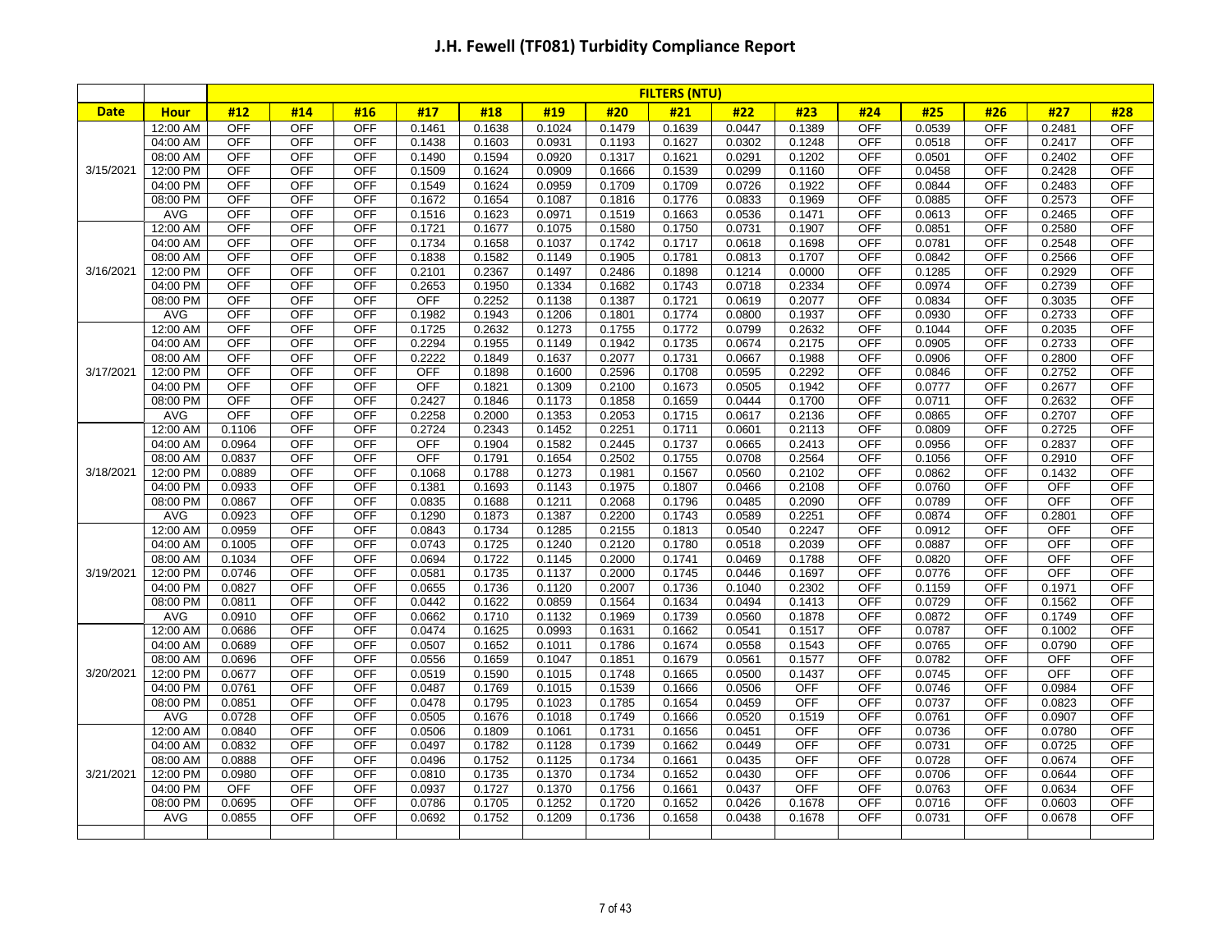# J.H. Fewell (TF081) Turbidity Compliance Report

| | | FILTERS (NTU) | | | | | | | | | | | | | | |
|---|---|---|---|---|---|---|---|---|---|---|---|---|---|---|---|---|
| Date | Hour | #12 | #14 | #16 | #17 | #18 | #19 | #20 | #21 | #22 | #23 | #24 | #25 | #26 | #27 | #28 |
| 3/15/2021 | 12:00 AM | OFF | OFF | OFF | 0.1461 | 0.1638 | 0.1024 | 0.1479 | 0.1639 | 0.0447 | 0.1389 | OFF | 0.0539 | OFF | 0.2481 | OFF |
| | 04:00 AM | OFF | OFF | OFF | 0.1438 | 0.1603 | 0.0931 | 0.1193 | 0.1627 | 0.0302 | 0.1248 | OFF | 0.0518 | OFF | 0.2417 | OFF |
| | 08:00 AM | OFF | OFF | OFF | 0.1490 | 0.1594 | 0.0920 | 0.1317 | 0.1621 | 0.0291 | 0.1202 | OFF | 0.0501 | OFF | 0.2402 | OFF |
| | 12:00 PM | OFF | OFF | OFF | 0.1509 | 0.1624 | 0.0909 | 0.1666 | 0.1539 | 0.0299 | 0.1160 | OFF | 0.0458 | OFF | 0.2428 | OFF |
| | 04:00 PM | OFF | OFF | OFF | 0.1549 | 0.1624 | 0.0959 | 0.1709 | 0.1709 | 0.0726 | 0.1922 | OFF | 0.0844 | OFF | 0.2483 | OFF |
| | 08:00 PM | OFF | OFF | OFF | 0.1672 | 0.1654 | 0.1087 | 0.1816 | 0.1776 | 0.0833 | 0.1969 | OFF | 0.0885 | OFF | 0.2573 | OFF |
| | AVG | OFF | OFF | OFF | 0.1516 | 0.1623 | 0.0971 | 0.1519 | 0.1663 | 0.0536 | 0.1471 | OFF | 0.0613 | OFF | 0.2465 | OFF |
| 3/16/2021 | 12:00 AM | OFF | OFF | OFF | 0.1721 | 0.1677 | 0.1075 | 0.1580 | 0.1750 | 0.0731 | 0.1907 | OFF | 0.0851 | OFF | 0.2580 | OFF |
| | 04:00 AM | OFF | OFF | OFF | 0.1734 | 0.1658 | 0.1037 | 0.1742 | 0.1717 | 0.0618 | 0.1698 | OFF | 0.0781 | OFF | 0.2548 | OFF |
| | 08:00 AM | OFF | OFF | OFF | 0.1838 | 0.1582 | 0.1149 | 0.1905 | 0.1781 | 0.0813 | 0.1707 | OFF | 0.0842 | OFF | 0.2566 | OFF |
| | 12:00 PM | OFF | OFF | OFF | 0.2101 | 0.2367 | 0.1497 | 0.2486 | 0.1898 | 0.1214 | 0.0000 | OFF | 0.1285 | OFF | 0.2929 | OFF |
| | 04:00 PM | OFF | OFF | OFF | 0.2653 | 0.1950 | 0.1334 | 0.1682 | 0.1743 | 0.0718 | 0.2334 | OFF | 0.0974 | OFF | 0.2739 | OFF |
| | 08:00 PM | OFF | OFF | OFF | OFF | 0.2252 | 0.1138 | 0.1387 | 0.1721 | 0.0619 | 0.2077 | OFF | 0.0834 | OFF | 0.3035 | OFF |
| | AVG | OFF | OFF | OFF | 0.1982 | 0.1943 | 0.1206 | 0.1801 | 0.1774 | 0.0800 | 0.1937 | OFF | 0.0930 | OFF | 0.2733 | OFF |
| 3/17/2021 | 12:00 AM | OFF | OFF | OFF | 0.1725 | 0.2632 | 0.1273 | 0.1755 | 0.1772 | 0.0799 | 0.2632 | OFF | 0.1044 | OFF | 0.2035 | OFF |
| | 04:00 AM | OFF | OFF | OFF | 0.2294 | 0.1955 | 0.1149 | 0.1942 | 0.1735 | 0.0674 | 0.2175 | OFF | 0.0905 | OFF | 0.2733 | OFF |
| | 08:00 AM | OFF | OFF | OFF | 0.2222 | 0.1849 | 0.1637 | 0.2077 | 0.1731 | 0.0667 | 0.1988 | OFF | 0.0906 | OFF | 0.2800 | OFF |
| | 12:00 PM | OFF | OFF | OFF | OFF | 0.1898 | 0.1600 | 0.2596 | 0.1708 | 0.0595 | 0.2292 | OFF | 0.0846 | OFF | 0.2752 | OFF |
| | 04:00 PM | OFF | OFF | OFF | OFF | 0.1821 | 0.1309 | 0.2100 | 0.1673 | 0.0505 | 0.1942 | OFF | 0.0777 | OFF | 0.2677 | OFF |
| | 08:00 PM | OFF | OFF | OFF | 0.2427 | 0.1846 | 0.1173 | 0.1858 | 0.1659 | 0.0444 | 0.1700 | OFF | 0.0711 | OFF | 0.2632 | OFF |
| | AVG | OFF | OFF | OFF | 0.2258 | 0.2000 | 0.1353 | 0.2053 | 0.1715 | 0.0617 | 0.2136 | OFF | 0.0865 | OFF | 0.2707 | OFF |
| 3/18/2021 | 12:00 AM | 0.1106 | OFF | OFF | 0.2724 | 0.2343 | 0.1452 | 0.2251 | 0.1711 | 0.0601 | 0.2113 | OFF | 0.0809 | OFF | 0.2725 | OFF |
| | 04:00 AM | 0.0964 | OFF | OFF | OFF | 0.1904 | 0.1582 | 0.2445 | 0.1737 | 0.0665 | 0.2413 | OFF | 0.0956 | OFF | 0.2837 | OFF |
| | 08:00 AM | 0.0837 | OFF | OFF | OFF | 0.1791 | 0.1654 | 0.2502 | 0.1755 | 0.0708 | 0.2564 | OFF | 0.1056 | OFF | 0.2910 | OFF |
| | 12:00 PM | 0.0889 | OFF | OFF | 0.1068 | 0.1788 | 0.1273 | 0.1981 | 0.1567 | 0.0560 | 0.2102 | OFF | 0.0862 | OFF | 0.1432 | OFF |
| | 04:00 PM | 0.0933 | OFF | OFF | 0.1381 | 0.1693 | 0.1143 | 0.1975 | 0.1807 | 0.0466 | 0.2108 | OFF | 0.0760 | OFF | OFF | OFF |
| | 08:00 PM | 0.0867 | OFF | OFF | 0.0835 | 0.1688 | 0.1211 | 0.2068 | 0.1796 | 0.0485 | 0.2090 | OFF | 0.0789 | OFF | OFF | OFF |
| | AVG | 0.0923 | OFF | OFF | 0.1290 | 0.1873 | 0.1387 | 0.2200 | 0.1743 | 0.0589 | 0.2251 | OFF | 0.0874 | OFF | 0.2801 | OFF |
| 3/19/2021 | 12:00 AM | 0.0959 | OFF | OFF | 0.0843 | 0.1734 | 0.1285 | 0.2155 | 0.1813 | 0.0540 | 0.2247 | OFF | 0.0912 | OFF | OFF | OFF |
| | 04:00 AM | 0.1005 | OFF | OFF | 0.0743 | 0.1725 | 0.1240 | 0.2120 | 0.1780 | 0.0518 | 0.2039 | OFF | 0.0887 | OFF | OFF | OFF |
| | 08:00 AM | 0.1034 | OFF | OFF | 0.0694 | 0.1722 | 0.1145 | 0.2000 | 0.1741 | 0.0469 | 0.1788 | OFF | 0.0820 | OFF | OFF | OFF |
| | 12:00 PM | 0.0746 | OFF | OFF | 0.0581 | 0.1735 | 0.1137 | 0.2000 | 0.1745 | 0.0446 | 0.1697 | OFF | 0.0776 | OFF | OFF | OFF |
| | 04:00 PM | 0.0827 | OFF | OFF | 0.0655 | 0.1736 | 0.1120 | 0.2007 | 0.1736 | 0.1040 | 0.2302 | OFF | 0.1159 | OFF | 0.1971 | OFF |
| | 08:00 PM | 0.0811 | OFF | OFF | 0.0442 | 0.1622 | 0.0859 | 0.1564 | 0.1634 | 0.0494 | 0.1413 | OFF | 0.0729 | OFF | 0.1562 | OFF |
| | AVG | 0.0910 | OFF | OFF | 0.0662 | 0.1710 | 0.1132 | 0.1969 | 0.1739 | 0.0560 | 0.1878 | OFF | 0.0872 | OFF | 0.1749 | OFF |
| 3/20/2021 | 12:00 AM | 0.0686 | OFF | OFF | 0.0474 | 0.1625 | 0.0993 | 0.1631 | 0.1662 | 0.0541 | 0.1517 | OFF | 0.0787 | OFF | 0.1002 | OFF |
| | 04:00 AM | 0.0689 | OFF | OFF | 0.0507 | 0.1652 | 0.1011 | 0.1786 | 0.1674 | 0.0558 | 0.1543 | OFF | 0.0765 | OFF | 0.0790 | OFF |
| | 08:00 AM | 0.0696 | OFF | OFF | 0.0556 | 0.1659 | 0.1047 | 0.1851 | 0.1679 | 0.0561 | 0.1577 | OFF | 0.0782 | OFF | OFF | OFF |
| | 12:00 PM | 0.0677 | OFF | OFF | 0.0519 | 0.1590 | 0.1015 | 0.1748 | 0.1665 | 0.0500 | 0.1437 | OFF | 0.0745 | OFF | OFF | OFF |
| | 04:00 PM | 0.0761 | OFF | OFF | 0.0487 | 0.1769 | 0.1015 | 0.1539 | 0.1666 | 0.0506 | OFF | OFF | 0.0746 | OFF | 0.0984 | OFF |
| | 08:00 PM | 0.0851 | OFF | OFF | 0.0478 | 0.1795 | 0.1023 | 0.1785 | 0.1654 | 0.0459 | OFF | OFF | 0.0737 | OFF | 0.0823 | OFF |
| | AVG | 0.0728 | OFF | OFF | 0.0505 | 0.1676 | 0.1018 | 0.1749 | 0.1666 | 0.0520 | 0.1519 | OFF | 0.0761 | OFF | 0.0907 | OFF |
| 3/21/2021 | 12:00 AM | 0.0840 | OFF | OFF | 0.0506 | 0.1809 | 0.1061 | 0.1731 | 0.1656 | 0.0451 | OFF | OFF | 0.0736 | OFF | 0.0780 | OFF |
| | 04:00 AM | 0.0832 | OFF | OFF | 0.0497 | 0.1782 | 0.1128 | 0.1739 | 0.1662 | 0.0449 | OFF | OFF | 0.0731 | OFF | 0.0725 | OFF |
| | 08:00 AM | 0.0888 | OFF | OFF | 0.0496 | 0.1752 | 0.1125 | 0.1734 | 0.1661 | 0.0435 | OFF | OFF | 0.0728 | OFF | 0.0674 | OFF |
| | 12:00 PM | 0.0980 | OFF | OFF | 0.0810 | 0.1735 | 0.1370 | 0.1734 | 0.1652 | 0.0430 | OFF | OFF | 0.0706 | OFF | 0.0644 | OFF |
| | 04:00 PM | OFF | OFF | OFF | 0.0937 | 0.1727 | 0.1370 | 0.1756 | 0.1661 | 0.0437 | OFF | OFF | 0.0763 | OFF | 0.0634 | OFF |
| | 08:00 PM | 0.0695 | OFF | OFF | 0.0786 | 0.1705 | 0.1252 | 0.1720 | 0.1652 | 0.0426 | 0.1678 | OFF | 0.0716 | OFF | 0.0603 | OFF |
| | AVG | 0.0855 | OFF | OFF | 0.0692 | 0.1752 | 0.1209 | 0.1736 | 0.1658 | 0.0438 | 0.1678 | OFF | 0.0731 | OFF | 0.0678 | OFF |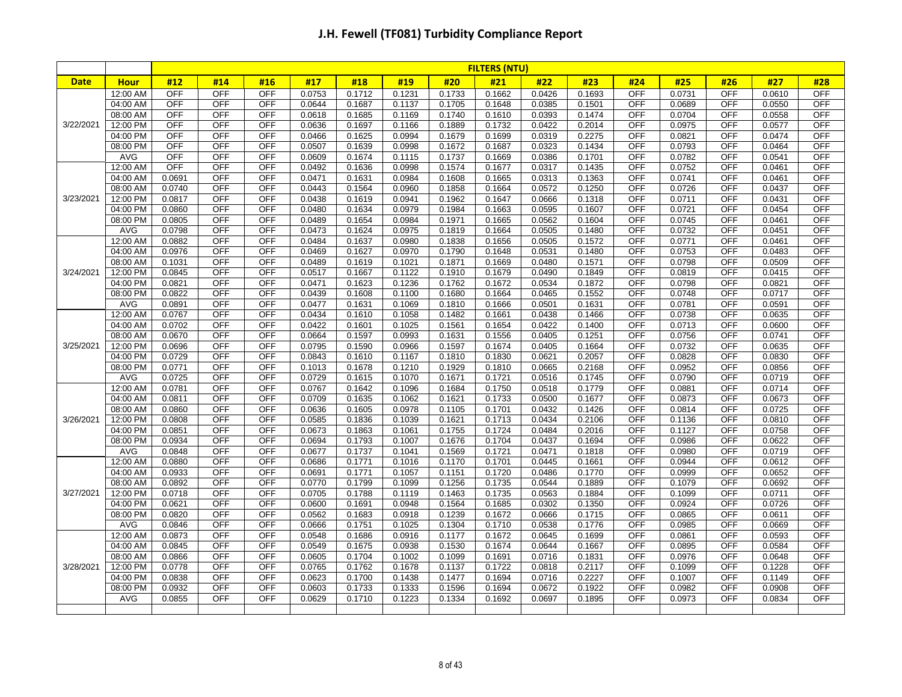# J.H. Fewell (TF081) Turbidity Compliance Report

| | | FILTERS (NTU) | | | | | | | | | | | | | | |
|---|---|---|---|---|---|---|---|---|---|---|---|---|---|---|---|---|
| **Date** | **Hour** | **#12** | **#14** | **#16** | **#17** | **#18** | **#19** | **#20** | **#21** | **#22** | **#23** | **#24** | **#25** | **#26** | **#27** | **#28** |
| 3/22/2021 | 12:00 AM | OFF | OFF | OFF | 0.0753 | 0.1712 | 0.1231 | 0.1733 | 0.1662 | 0.0426 | 0.1693 | OFF | 0.0731 | OFF | 0.0610 | OFF |
| | 04:00 AM | OFF | OFF | OFF | 0.0644 | 0.1687 | 0.1137 | 0.1705 | 0.1648 | 0.0385 | 0.1501 | OFF | 0.0689 | OFF | 0.0550 | OFF |
| | 08:00 AM | OFF | OFF | OFF | 0.0618 | 0.1685 | 0.1169 | 0.1740 | 0.1610 | 0.0393 | 0.1474 | OFF | 0.0704 | OFF | 0.0558 | OFF |
| | 12:00 PM | OFF | OFF | OFF | 0.0636 | 0.1697 | 0.1166 | 0.1889 | 0.1732 | 0.0422 | 0.2014 | OFF | 0.0975 | OFF | 0.0577 | OFF |
| | 04:00 PM | OFF | OFF | OFF | 0.0466 | 0.1625 | 0.0994 | 0.1679 | 0.1699 | 0.0319 | 0.2275 | OFF | 0.0821 | OFF | 0.0474 | OFF |
| | 08:00 PM | OFF | OFF | OFF | 0.0507 | 0.1639 | 0.0998 | 0.1672 | 0.1687 | 0.0323 | 0.1434 | OFF | 0.0793 | OFF | 0.0464 | OFF |
| | AVG | OFF | OFF | OFF | 0.0609 | 0.1674 | 0.1115 | 0.1737 | 0.1669 | 0.0386 | 0.1701 | OFF | 0.0782 | OFF | 0.0541 | OFF |
| 3/23/2021 | 12:00 AM | OFF | OFF | OFF | 0.0492 | 0.1636 | 0.0998 | 0.1574 | 0.1677 | 0.0317 | 0.1435 | OFF | 0.0752 | OFF | 0.0461 | OFF |
| | 04:00 AM | 0.0691 | OFF | OFF | 0.0471 | 0.1631 | 0.0984 | 0.1608 | 0.1665 | 0.0313 | 0.1363 | OFF | 0.0741 | OFF | 0.0461 | OFF |
| | 08:00 AM | 0.0740 | OFF | OFF | 0.0443 | 0.1564 | 0.0960 | 0.1858 | 0.1664 | 0.0572 | 0.1250 | OFF | 0.0726 | OFF | 0.0437 | OFF |
| | 12:00 PM | 0.0817 | OFF | OFF | 0.0438 | 0.1619 | 0.0941 | 0.1962 | 0.1647 | 0.0666 | 0.1318 | OFF | 0.0711 | OFF | 0.0431 | OFF |
| | 04:00 PM | 0.0860 | OFF | OFF | 0.0480 | 0.1634 | 0.0979 | 0.1984 | 0.1663 | 0.0595 | 0.1607 | OFF | 0.0721 | OFF | 0.0454 | OFF |
| | 08:00 PM | 0.0805 | OFF | OFF | 0.0489 | 0.1654 | 0.0984 | 0.1971 | 0.1665 | 0.0562 | 0.1604 | OFF | 0.0745 | OFF | 0.0461 | OFF |
| | AVG | 0.0798 | OFF | OFF | 0.0473 | 0.1624 | 0.0975 | 0.1819 | 0.1664 | 0.0505 | 0.1480 | OFF | 0.0732 | OFF | 0.0451 | OFF |
| 3/24/2021 | 12:00 AM | 0.0882 | OFF | OFF | 0.0484 | 0.1637 | 0.0980 | 0.1838 | 0.1656 | 0.0505 | 0.1572 | OFF | 0.0771 | OFF | 0.0461 | OFF |
| | 04:00 AM | 0.0976 | OFF | OFF | 0.0469 | 0.1627 | 0.0970 | 0.1790 | 0.1648 | 0.0531 | 0.1480 | OFF | 0.0753 | OFF | 0.0483 | OFF |
| | 08:00 AM | 0.1031 | OFF | OFF | 0.0489 | 0.1619 | 0.1021 | 0.1871 | 0.1669 | 0.0480 | 0.1571 | OFF | 0.0798 | OFF | 0.0509 | OFF |
| | 12:00 PM | 0.0845 | OFF | OFF | 0.0517 | 0.1667 | 0.1122 | 0.1910 | 0.1679 | 0.0490 | 0.1849 | OFF | 0.0819 | OFF | 0.0415 | OFF |
| | 04:00 PM | 0.0821 | OFF | OFF | 0.0471 | 0.1623 | 0.1236 | 0.1762 | 0.1672 | 0.0534 | 0.1872 | OFF | 0.0798 | OFF | 0.0821 | OFF |
| | 08:00 PM | 0.0822 | OFF | OFF | 0.0439 | 0.1608 | 0.1100 | 0.1680 | 0.1664 | 0.0465 | 0.1552 | OFF | 0.0748 | OFF | 0.0717 | OFF |
| | AVG | 0.0891 | OFF | OFF | 0.0477 | 0.1631 | 0.1069 | 0.1810 | 0.1666 | 0.0501 | 0.1631 | OFF | 0.0781 | OFF | 0.0591 | OFF |
| 3/25/2021 | 12:00 AM | 0.0767 | OFF | OFF | 0.0434 | 0.1610 | 0.1058 | 0.1482 | 0.1661 | 0.0438 | 0.1466 | OFF | 0.0738 | OFF | 0.0635 | OFF |
| | 04:00 AM | 0.0702 | OFF | OFF | 0.0422 | 0.1601 | 0.1025 | 0.1561 | 0.1654 | 0.0422 | 0.1400 | OFF | 0.0713 | OFF | 0.0600 | OFF |
| | 08:00 AM | 0.0670 | OFF | OFF | 0.0664 | 0.1597 | 0.0993 | 0.1631 | 0.1556 | 0.0405 | 0.1251 | OFF | 0.0756 | OFF | 0.0741 | OFF |
| | 12:00 PM | 0.0696 | OFF | OFF | 0.0795 | 0.1590 | 0.0966 | 0.1597 | 0.1674 | 0.0405 | 0.1664 | OFF | 0.0732 | OFF | 0.0635 | OFF |
| | 04:00 PM | 0.0729 | OFF | OFF | 0.0843 | 0.1610 | 0.1167 | 0.1810 | 0.1830 | 0.0621 | 0.2057 | OFF | 0.0828 | OFF | 0.0830 | OFF |
| | 08:00 PM | 0.0771 | OFF | OFF | 0.1013 | 0.1678 | 0.1210 | 0.1929 | 0.1810 | 0.0665 | 0.2168 | OFF | 0.0952 | OFF | 0.0856 | OFF |
| | AVG | 0.0725 | OFF | OFF | 0.0729 | 0.1615 | 0.1070 | 0.1671 | 0.1721 | 0.0516 | 0.1745 | OFF | 0.0790 | OFF | 0.0719 | OFF |
| 3/26/2021 | 12:00 AM | 0.0781 | OFF | OFF | 0.0767 | 0.1642 | 0.1096 | 0.1684 | 0.1750 | 0.0518 | 0.1779 | OFF | 0.0881 | OFF | 0.0714 | OFF |
| | 04:00 AM | 0.0811 | OFF | OFF | 0.0709 | 0.1635 | 0.1062 | 0.1621 | 0.1733 | 0.0500 | 0.1677 | OFF | 0.0873 | OFF | 0.0673 | OFF |
| | 08:00 AM | 0.0860 | OFF | OFF | 0.0636 | 0.1605 | 0.0978 | 0.1105 | 0.1701 | 0.0432 | 0.1426 | OFF | 0.0814 | OFF | 0.0725 | OFF |
| | 12:00 PM | 0.0808 | OFF | OFF | 0.0585 | 0.1836 | 0.1039 | 0.1621 | 0.1713 | 0.0434 | 0.2106 | OFF | 0.1136 | OFF | 0.0810 | OFF |
| | 04:00 PM | 0.0851 | OFF | OFF | 0.0673 | 0.1863 | 0.1061 | 0.1755 | 0.1724 | 0.0484 | 0.2016 | OFF | 0.1127 | OFF | 0.0758 | OFF |
| | 08:00 PM | 0.0934 | OFF | OFF | 0.0694 | 0.1793 | 0.1007 | 0.1676 | 0.1704 | 0.0437 | 0.1694 | OFF | 0.0986 | OFF | 0.0622 | OFF |
| | AVG | 0.0848 | OFF | OFF | 0.0677 | 0.1737 | 0.1041 | 0.1569 | 0.1721 | 0.0471 | 0.1818 | OFF | 0.0980 | OFF | 0.0719 | OFF |
| 3/27/2021 | 12:00 AM | 0.0880 | OFF | OFF | 0.0686 | 0.1771 | 0.1016 | 0.1170 | 0.1701 | 0.0445 | 0.1661 | OFF | 0.0944 | OFF | 0.0612 | OFF |
| | 04:00 AM | 0.0933 | OFF | OFF | 0.0691 | 0.1771 | 0.1057 | 0.1151 | 0.1720 | 0.0486 | 0.1770 | OFF | 0.0999 | OFF | 0.0652 | OFF |
| | 08:00 AM | 0.0892 | OFF | OFF | 0.0770 | 0.1799 | 0.1099 | 0.1256 | 0.1735 | 0.0544 | 0.1889 | OFF | 0.1079 | OFF | 0.0692 | OFF |
| | 12:00 PM | 0.0718 | OFF | OFF | 0.0705 | 0.1788 | 0.1119 | 0.1463 | 0.1735 | 0.0563 | 0.1884 | OFF | 0.1099 | OFF | 0.0711 | OFF |
| | 04:00 PM | 0.0621 | OFF | OFF | 0.0600 | 0.1691 | 0.0948 | 0.1564 | 0.1685 | 0.0302 | 0.1350 | OFF | 0.0924 | OFF | 0.0726 | OFF |
| | 08:00 PM | 0.0820 | OFF | OFF | 0.0562 | 0.1683 | 0.0918 | 0.1239 | 0.1672 | 0.0666 | 0.1715 | OFF | 0.0865 | OFF | 0.0611 | OFF |
| | AVG | 0.0846 | OFF | OFF | 0.0666 | 0.1751 | 0.1025 | 0.1304 | 0.1710 | 0.0538 | 0.1776 | OFF | 0.0985 | OFF | 0.0669 | OFF |
| 3/28/2021 | 12:00 AM | 0.0873 | OFF | OFF | 0.0548 | 0.1686 | 0.0916 | 0.1177 | 0.1672 | 0.0645 | 0.1699 | OFF | 0.0861 | OFF | 0.0593 | OFF |
| | 04:00 AM | 0.0845 | OFF | OFF | 0.0549 | 0.1675 | 0.0938 | 0.1530 | 0.1674 | 0.0644 | 0.1667 | OFF | 0.0895 | OFF | 0.0584 | OFF |
| | 08:00 AM | 0.0866 | OFF | OFF | 0.0605 | 0.1704 | 0.1002 | 0.1099 | 0.1691 | 0.0716 | 0.1831 | OFF | 0.0976 | OFF | 0.0648 | OFF |
| | 12:00 PM | 0.0778 | OFF | OFF | 0.0765 | 0.1762 | 0.1678 | 0.1137 | 0.1722 | 0.0818 | 0.2117 | OFF | 0.1099 | OFF | 0.1228 | OFF |
| | 04:00 PM | 0.0838 | OFF | OFF | 0.0623 | 0.1700 | 0.1438 | 0.1477 | 0.1694 | 0.0716 | 0.2227 | OFF | 0.1007 | OFF | 0.1149 | OFF |
| | 08:00 PM | 0.0932 | OFF | OFF | 0.0603 | 0.1733 | 0.1333 | 0.1596 | 0.1694 | 0.0672 | 0.1922 | OFF | 0.0982 | OFF | 0.0908 | OFF |
| | AVG | 0.0855 | OFF | OFF | 0.0629 | 0.1710 | 0.1223 | 0.1334 | 0.1692 | 0.0697 | 0.1895 | OFF | 0.0973 | OFF | 0.0834 | OFF |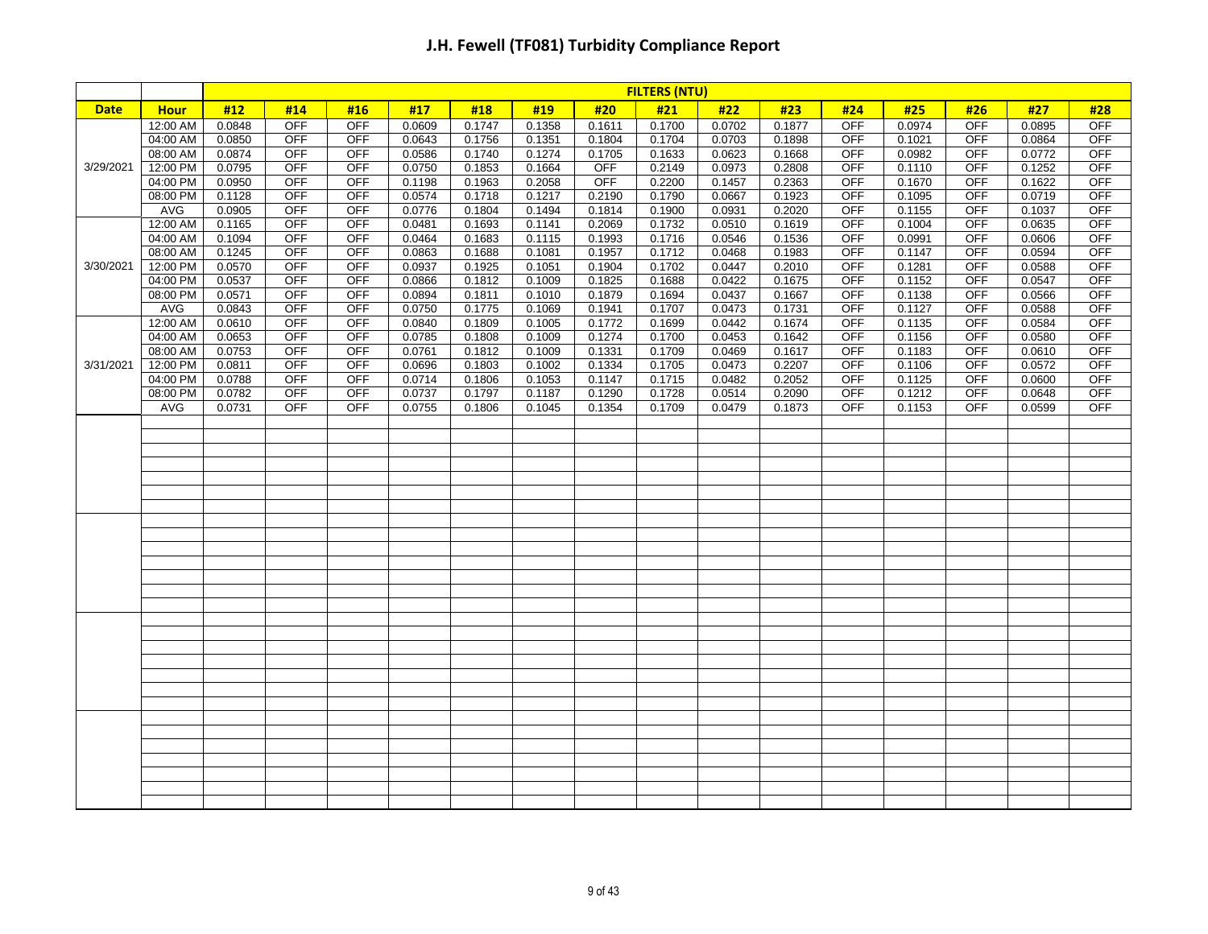# J.H. Fewell (TF081) Turbidity Compliance Report

| | | FILTERS (NTU) | | | | | | | | | | | | | | |
|---|---|---|---|---|---|---|---|---|---|---|---|---|---|---|---|---|
| Date | Hour | #12 | #14 | #16 | #17 | #18 | #19 | #20 | #21 | #22 | #23 | #24 | #25 | #26 | #27 | #28 |
| 3/29/2021 | 12:00 AM | 0.0848 | OFF | OFF | 0.0609 | 0.1747 | 0.1358 | 0.1611 | 0.1700 | 0.0702 | 0.1877 | OFF | 0.0974 | OFF | 0.0895 | OFF |
| | 04:00 AM | 0.0850 | OFF | OFF | 0.0643 | 0.1756 | 0.1351 | 0.1804 | 0.1704 | 0.0703 | 0.1898 | OFF | 0.1021 | OFF | 0.0864 | OFF |
| | 08:00 AM | 0.0874 | OFF | OFF | 0.0586 | 0.1740 | 0.1274 | 0.1705 | 0.1633 | 0.0623 | 0.1668 | OFF | 0.0982 | OFF | 0.0772 | OFF |
| | 12:00 PM | 0.0795 | OFF | OFF | 0.0750 | 0.1853 | 0.1664 | OFF | 0.2149 | 0.0973 | 0.2808 | OFF | 0.1110 | OFF | 0.1252 | OFF |
| | 04:00 PM | 0.0950 | OFF | OFF | 0.1198 | 0.1963 | 0.2058 | OFF | 0.2200 | 0.1457 | 0.2363 | OFF | 0.1670 | OFF | 0.1622 | OFF |
| | 08:00 PM | 0.1128 | OFF | OFF | 0.0574 | 0.1718 | 0.1217 | 0.2190 | 0.1790 | 0.0667 | 0.1923 | OFF | 0.1095 | OFF | 0.0719 | OFF |
| | AVG | 0.0905 | OFF | OFF | 0.0776 | 0.1804 | 0.1494 | 0.1814 | 0.1900 | 0.0931 | 0.2020 | OFF | 0.1155 | OFF | 0.1037 | OFF |
| 3/30/2021 | 12:00 AM | 0.1165 | OFF | OFF | 0.0481 | 0.1693 | 0.1141 | 0.2069 | 0.1732 | 0.0510 | 0.1619 | OFF | 0.1004 | OFF | 0.0635 | OFF |
| | 04:00 AM | 0.1094 | OFF | OFF | 0.0464 | 0.1683 | 0.1115 | 0.1993 | 0.1716 | 0.0546 | 0.1536 | OFF | 0.0991 | OFF | 0.0606 | OFF |
| | 08:00 AM | 0.1245 | OFF | OFF | 0.0863 | 0.1688 | 0.1081 | 0.1957 | 0.1712 | 0.0468 | 0.1983 | OFF | 0.1147 | OFF | 0.0594 | OFF |
| | 12:00 PM | 0.0570 | OFF | OFF | 0.0937 | 0.1925 | 0.1051 | 0.1904 | 0.1702 | 0.0447 | 0.2010 | OFF | 0.1281 | OFF | 0.0588 | OFF |
| | 04:00 PM | 0.0537 | OFF | OFF | 0.0866 | 0.1812 | 0.1009 | 0.1825 | 0.1688 | 0.0422 | 0.1675 | OFF | 0.1152 | OFF | 0.0547 | OFF |
| | 08:00 PM | 0.0571 | OFF | OFF | 0.0894 | 0.1811 | 0.1010 | 0.1879 | 0.1694 | 0.0437 | 0.1667 | OFF | 0.1138 | OFF | 0.0566 | OFF |
| | AVG | 0.0843 | OFF | OFF | 0.0750 | 0.1775 | 0.1069 | 0.1941 | 0.1707 | 0.0473 | 0.1731 | OFF | 0.1127 | OFF | 0.0588 | OFF |
| 3/31/2021 | 12:00 AM | 0.0610 | OFF | OFF | 0.0840 | 0.1809 | 0.1005 | 0.1772 | 0.1699 | 0.0442 | 0.1674 | OFF | 0.1135 | OFF | 0.0584 | OFF |
| | 04:00 AM | 0.0653 | OFF | OFF | 0.0785 | 0.1808 | 0.1009 | 0.1274 | 0.1700 | 0.0453 | 0.1642 | OFF | 0.1156 | OFF | 0.0580 | OFF |
| | 08:00 AM | 0.0753 | OFF | OFF | 0.0761 | 0.1812 | 0.1009 | 0.1331 | 0.1709 | 0.0469 | 0.1617 | OFF | 0.1183 | OFF | 0.0610 | OFF |
| | 12:00 PM | 0.0811 | OFF | OFF | 0.0696 | 0.1803 | 0.1002 | 0.1334 | 0.1705 | 0.0473 | 0.2207 | OFF | 0.1106 | OFF | 0.0572 | OFF |
| | 04:00 PM | 0.0788 | OFF | OFF | 0.0714 | 0.1806 | 0.1053 | 0.1147 | 0.1715 | 0.0482 | 0.2052 | OFF | 0.1125 | OFF | 0.0600 | OFF |
| | 08:00 PM | 0.0782 | OFF | OFF | 0.0737 | 0.1797 | 0.1187 | 0.1290 | 0.1728 | 0.0514 | 0.2090 | OFF | 0.1212 | OFF | 0.0648 | OFF |
| | AVG | 0.0731 | OFF | OFF | 0.0755 | 0.1806 | 0.1045 | 0.1354 | 0.1709 | 0.0479 | 0.1873 | OFF | 0.1153 | OFF | 0.0599 | OFF |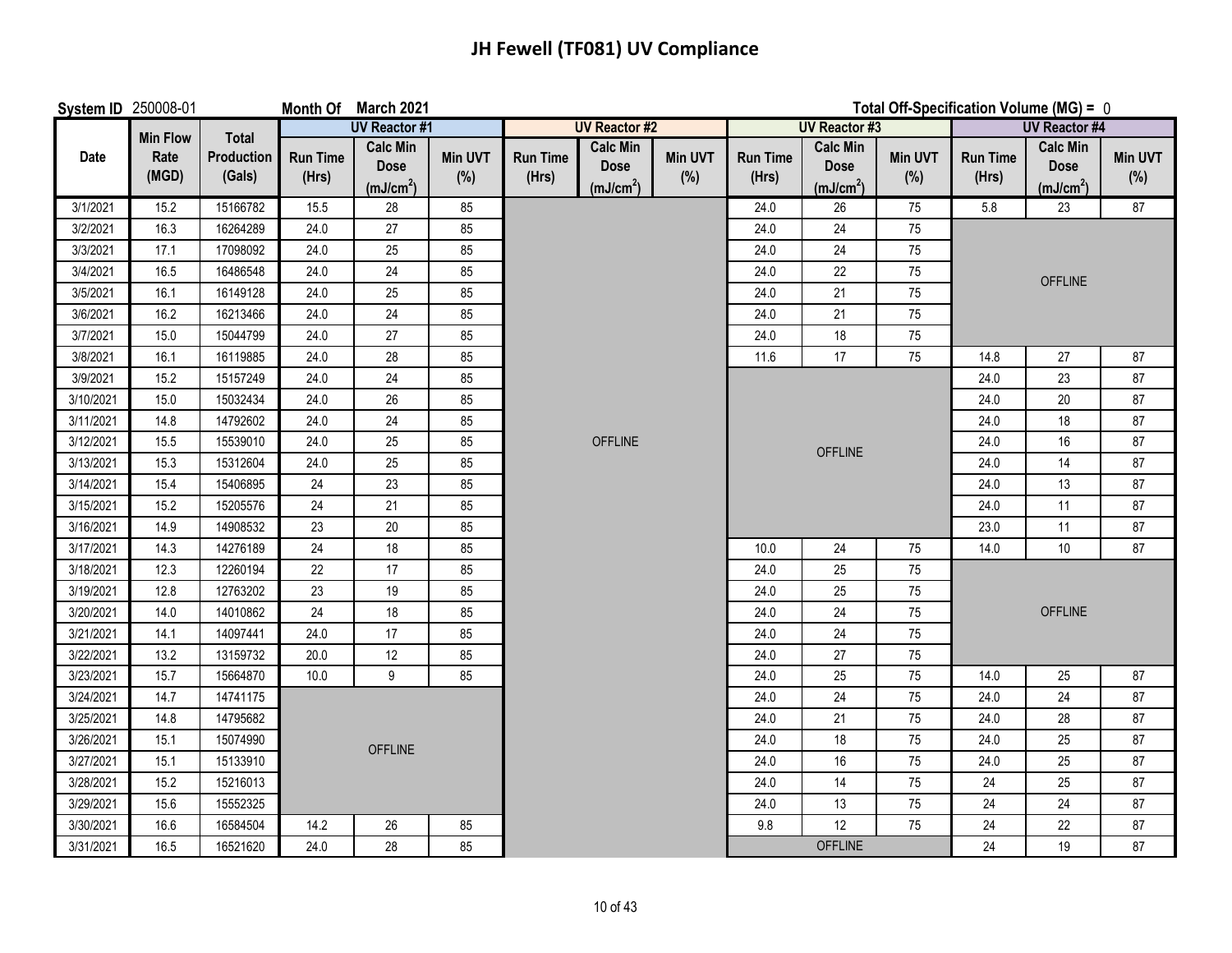# JH Fewell (TF081) UV Compliance

**System ID** 250008-01 **Month Of** March 2021 **Total Off-Specification Volume (MG) =** 0

| Date | Min Flow Rate (MGD) | Total Production (Gals) | UV Reactor #1 | | | UV Reactor #2 | | | UV Reactor #3 | | | UV Reactor #4 | | |
|---|---|---|---|---|---|---|---|---|---|---|---|---|---|---|
| | | | Run Time (Hrs) | Calc Min Dose (mJ/cm$^2$) | Min UVT (%) | Run Time (Hrs) | Calc Min Dose (mJ/cm$^2$) | Min UVT (%) | Run Time (Hrs) | Calc Min Dose (mJ/cm$^2$) | Min UVT (%) | Run Time (Hrs) | Calc Min Dose (mJ/cm$^2$) | Min UVT (%) |
| 3/1/2021 | 15.2 | 15166782 | 15.5 | 28 | 85 | OFFLINE | | | 24.0 | 26 | 75 | 5.8 | 23 | 87 |
| 3/2/2021 | 16.3 | 16264289 | 24.0 | 27 | 85 | OFFLINE | | | 24.0 | 24 | 75 | OFFLINE | | |
| 3/3/2021 | 17.1 | 17098092 | 24.0 | 25 | 85 | OFFLINE | | | 24.0 | 24 | 75 | OFFLINE | | |
| 3/4/2021 | 16.5 | 16486548 | 24.0 | 24 | 85 | OFFLINE | | | 24.0 | 22 | 75 | OFFLINE | | |
| 3/5/2021 | 16.1 | 16149128 | 24.0 | 25 | 85 | OFFLINE | | | 24.0 | 21 | 75 | OFFLINE | | |
| 3/6/2021 | 16.2 | 16213466 | 24.0 | 24 | 85 | OFFLINE | | | 24.0 | 21 | 75 | OFFLINE | | |
| 3/7/2021 | 15.0 | 15044799 | 24.0 | 27 | 85 | OFFLINE | | | 24.0 | 18 | 75 | OFFLINE | | |
| 3/8/2021 | 16.1 | 16119885 | 24.0 | 28 | 85 | OFFLINE | | | 11.6 | 17 | 75 | 14.8 | 27 | 87 |
| 3/9/2021 | 15.2 | 15157249 | 24.0 | 24 | 85 | OFFLINE | | | OFFLINE | | | 24.0 | 23 | 87 |
| 3/10/2021 | 15.0 | 15032434 | 24.0 | 26 | 85 | OFFLINE | | | OFFLINE | | | 24.0 | 20 | 87 |
| 3/11/2021 | 14.8 | 14792602 | 24.0 | 24 | 85 | OFFLINE | | | OFFLINE | | | 24.0 | 18 | 87 |
| 3/12/2021 | 15.5 | 15539010 | 24.0 | 25 | 85 | OFFLINE | | | OFFLINE | | | 24.0 | 16 | 87 |
| 3/13/2021 | 15.3 | 15312604 | 24.0 | 25 | 85 | OFFLINE | | | OFFLINE | | | 24.0 | 14 | 87 |
| 3/14/2021 | 15.4 | 15406895 | 24 | 23 | 85 | OFFLINE | | | OFFLINE | | | 24.0 | 13 | 87 |
| 3/15/2021 | 15.2 | 15205576 | 24 | 21 | 85 | OFFLINE | | | OFFLINE | | | 24.0 | 11 | 87 |
| 3/16/2021 | 14.9 | 14908532 | 23 | 20 | 85 | OFFLINE | | | OFFLINE | | | 23.0 | 11 | 87 |
| 3/17/2021 | 14.3 | 14276189 | 24 | 18 | 85 | OFFLINE | | | 10.0 | 24 | 75 | 14.0 | 10 | 87 |
| 3/18/2021 | 12.3 | 12260194 | 22 | 17 | 85 | OFFLINE | | | 24.0 | 25 | 75 | OFFLINE | | |
| 3/19/2021 | 12.8 | 12763202 | 23 | 19 | 85 | OFFLINE | | | 24.0 | 25 | 75 | OFFLINE | | |
| 3/20/2021 | 14.0 | 14010862 | 24 | 18 | 85 | OFFLINE | | | 24.0 | 24 | 75 | OFFLINE | | |
| 3/21/2021 | 14.1 | 14097441 | 24.0 | 17 | 85 | OFFLINE | | | 24.0 | 24 | 75 | OFFLINE | | |
| 3/22/2021 | 13.2 | 13159732 | 20.0 | 12 | 85 | OFFLINE | | | 24.0 | 27 | 75 | OFFLINE | | |
| 3/23/2021 | 15.7 | 15664870 | 10.0 | 9 | 85 | OFFLINE | | | 24.0 | 25 | 75 | 14.0 | 25 | 87 |
| 3/24/2021 | 14.7 | 14741175 | OFFLINE | | | OFFLINE | | | 24.0 | 24 | 75 | 24.0 | 24 | 87 |
| 3/25/2021 | 14.8 | 14795682 | OFFLINE | | | OFFLINE | | | 24.0 | 21 | 75 | 24.0 | 28 | 87 |
| 3/26/2021 | 15.1 | 15074990 | OFFLINE | | | OFFLINE | | | 24.0 | 18 | 75 | 24.0 | 25 | 87 |
| 3/27/2021 | 15.1 | 15133910 | OFFLINE | | | OFFLINE | | | 24.0 | 16 | 75 | 24.0 | 25 | 87 |
| 3/28/2021 | 15.2 | 15216013 | OFFLINE | | | OFFLINE | | | 24.0 | 14 | 75 | 24 | 25 | 87 |
| 3/29/2021 | 15.6 | 15552325 | OFFLINE | | | OFFLINE | | | 24.0 | 13 | 75 | 24 | 24 | 87 |
| 3/30/2021 | 16.6 | 16584504 | 14.2 | 26 | 85 | OFFLINE | | | 9.8 | 12 | 75 | 24 | 22 | 87 |
| 3/31/2021 | 16.5 | 16521620 | 24.0 | 28 | 85 | OFFLINE | | | OFFLINE | | | 24 | 19 | 87 |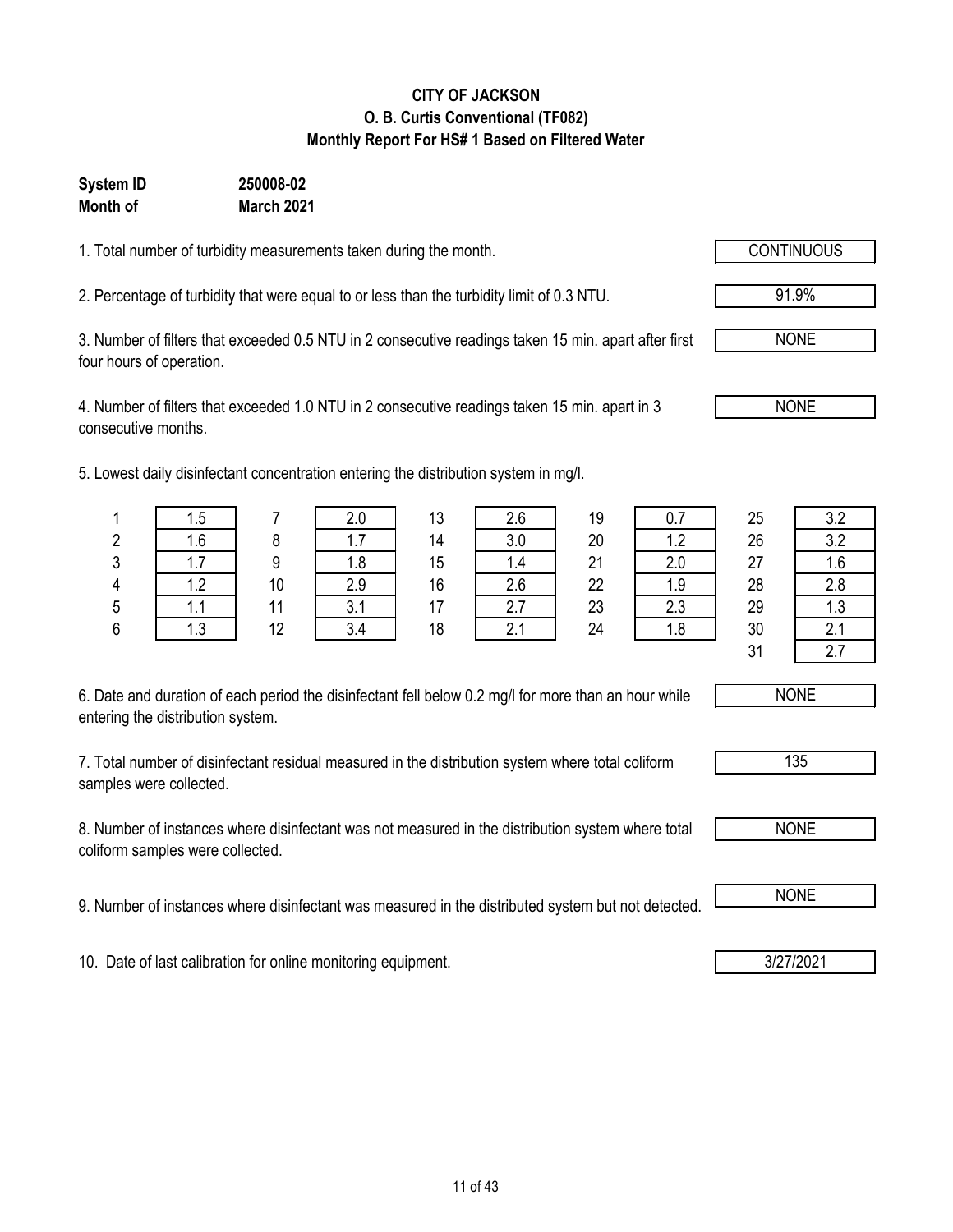**CITY OF JACKSON**
**O. B. Curtis Conventional (TF082)**
**Monthly Report For HS# 1 Based on Filtered Water**

**System ID** **250008-02**
**Month of** **March 2021**

1. Total number of turbidity measurements taken during the month. CONTINUOUS

2. Percentage of turbidity that were equal to or less than the turbidity limit of 0.3 NTU. 91.9%

3. Number of filters that exceeded 0.5 NTU in 2 consecutive readings taken 15 min. apart after first four hours of operation. NONE

4. Number of filters that exceeded 1.0 NTU in 2 consecutive readings taken 15 min. apart in 3 consecutive months. NONE

5. Lowest daily disinfectant concentration entering the distribution system in mg/l.

| Day | mg/l | Day | mg/l | Day | mg/l | Day | mg/l | Day | mg/l |
|---|---|---|---|---|---|---|---|---|---|
| 1 | 1.5 | 7 | 2.0 | 13 | 2.6 | 19 | 0.7 | 25 | 3.2 |
| 2 | 1.6 | 8 | 1.7 | 14 | 3.0 | 20 | 1.2 | 26 | 3.2 |
| 3 | 1.7 | 9 | 1.8 | 15 | 1.4 | 21 | 2.0 | 27 | 1.6 |
| 4 | 1.2 | 10 | 2.9 | 16 | 2.6 | 22 | 1.9 | 28 | 2.8 |
| 5 | 1.1 | 11 | 3.1 | 17 | 2.7 | 23 | 2.3 | 29 | 1.3 |
| 6 | 1.3 | 12 | 3.4 | 18 | 2.1 | 24 | 1.8 | 30 | 2.1 |
| | | | | | | | | 31 | 2.7 |

6. Date and duration of each period the disinfectant fell below 0.2 mg/l for more than an hour while entering the distribution system. NONE

7. Total number of disinfectant residual measured in the distribution system where total coliform samples were collected. 135

8. Number of instances where disinfectant was not measured in the distribution system where total coliform samples were collected. NONE

9. Number of instances where disinfectant was measured in the distributed system but not detected. NONE

10. Date of last calibration for online monitoring equipment. 3/27/2021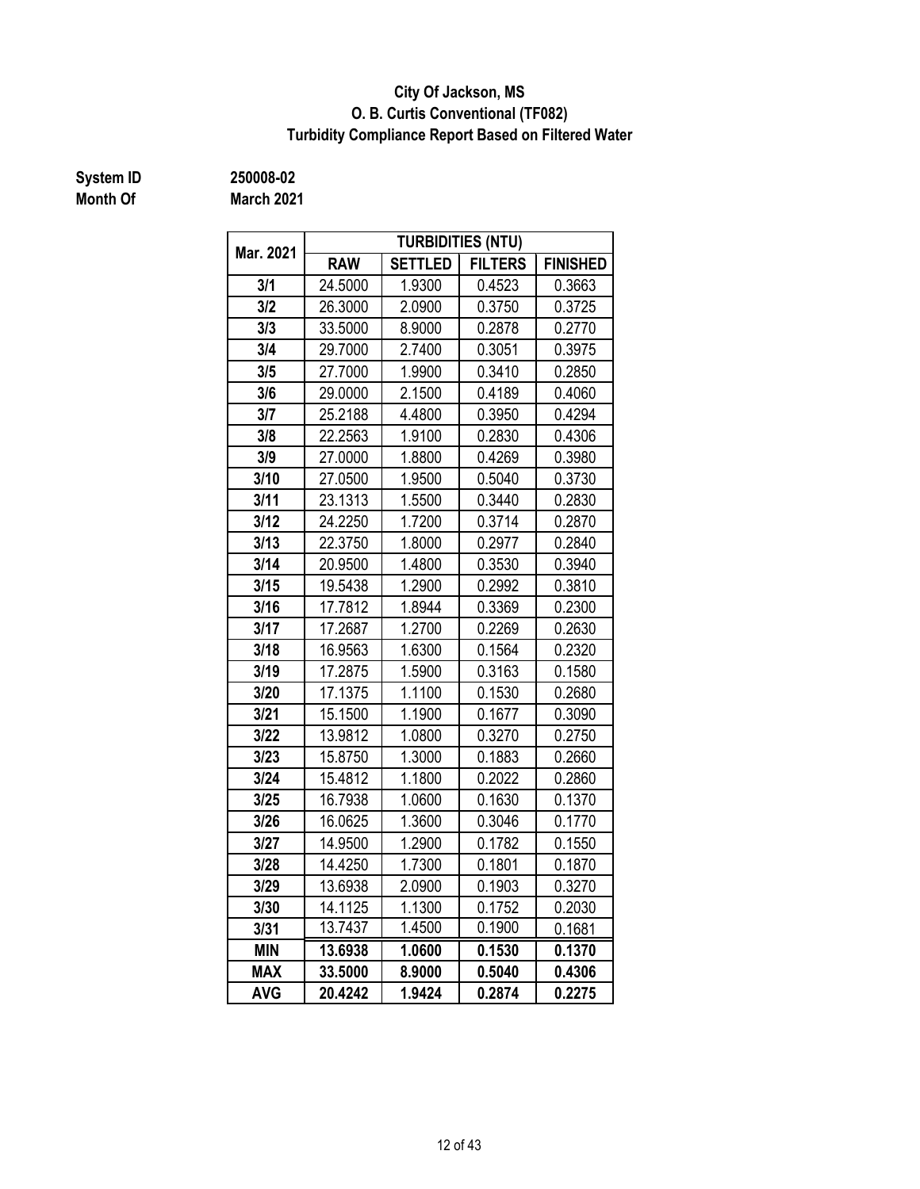**City Of Jackson, MS**
**O. B. Curtis Conventional (TF082)**
**Turbidity Compliance Report Based on Filtered Water**

**System ID** 250008-02
**Month Of** March 2021

| Mar. 2021 | TURBIDITIES (NTU) | | | |
|---|---|---|---|---|
| | RAW | SETTLED | FILTERS | FINISHED |
| 3/1 | 24.5000 | 1.9300 | 0.4523 | 0.3663 |
| 3/2 | 26.3000 | 2.0900 | 0.3750 | 0.3725 |
| 3/3 | 33.5000 | 8.9000 | 0.2878 | 0.2770 |
| 3/4 | 29.7000 | 2.7400 | 0.3051 | 0.3975 |
| 3/5 | 27.7000 | 1.9900 | 0.3410 | 0.2850 |
| 3/6 | 29.0000 | 2.1500 | 0.4189 | 0.4060 |
| 3/7 | 25.2188 | 4.4800 | 0.3950 | 0.4294 |
| 3/8 | 22.2563 | 1.9100 | 0.2830 | 0.4306 |
| 3/9 | 27.0000 | 1.8800 | 0.4269 | 0.3980 |
| 3/10 | 27.0500 | 1.9500 | 0.5040 | 0.3730 |
| 3/11 | 23.1313 | 1.5500 | 0.3440 | 0.2830 |
| 3/12 | 24.2250 | 1.7200 | 0.3714 | 0.2870 |
| 3/13 | 22.3750 | 1.8000 | 0.2977 | 0.2840 |
| 3/14 | 20.9500 | 1.4800 | 0.3530 | 0.3940 |
| 3/15 | 19.5438 | 1.2900 | 0.2992 | 0.3810 |
| 3/16 | 17.7812 | 1.8944 | 0.3369 | 0.2300 |
| 3/17 | 17.2687 | 1.2700 | 0.2269 | 0.2630 |
| 3/18 | 16.9563 | 1.6300 | 0.1564 | 0.2320 |
| 3/19 | 17.2875 | 1.5900 | 0.3163 | 0.1580 |
| 3/20 | 17.1375 | 1.1100 | 0.1530 | 0.2680 |
| 3/21 | 15.1500 | 1.1900 | 0.1677 | 0.3090 |
| 3/22 | 13.9812 | 1.0800 | 0.3270 | 0.2750 |
| 3/23 | 15.8750 | 1.3000 | 0.1883 | 0.2660 |
| 3/24 | 15.4812 | 1.1800 | 0.2022 | 0.2860 |
| 3/25 | 16.7938 | 1.0600 | 0.1630 | 0.1370 |
| 3/26 | 16.0625 | 1.3600 | 0.3046 | 0.1770 |
| 3/27 | 14.9500 | 1.2900 | 0.1782 | 0.1550 |
| 3/28 | 14.4250 | 1.7300 | 0.1801 | 0.1870 |
| 3/29 | 13.6938 | 2.0900 | 0.1903 | 0.3270 |
| 3/30 | 14.1125 | 1.1300 | 0.1752 | 0.2030 |
| 3/31 | 13.7437 | 1.4500 | 0.1900 | 0.1681 |
| **MIN** | **13.6938** | **1.0600** | **0.1530** | **0.1370** |
| **MAX** | **33.5000** | **8.9000** | **0.5040** | **0.4306** |
| **AVG** | **20.4242** | **1.9424** | **0.2874** | **0.2275** |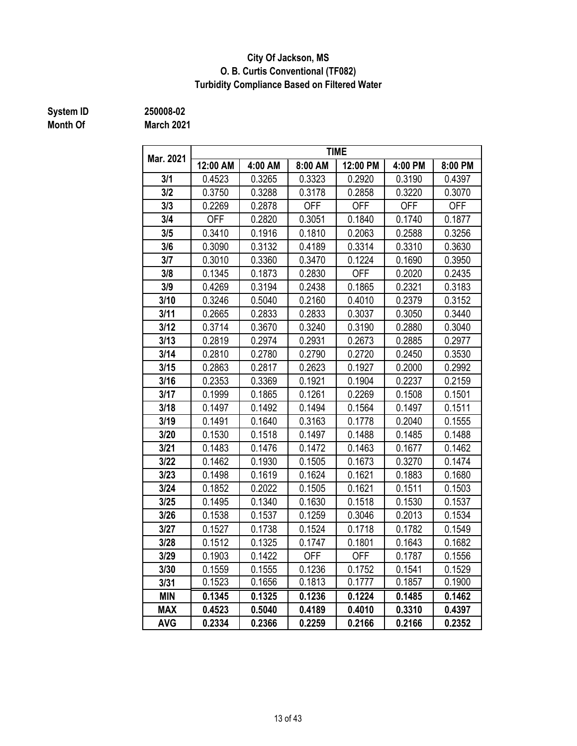# City Of Jackson, MS
## O. B. Curtis Conventional (TF082)
## Turbidity Compliance Based on Filtered Water

**System ID** 250008-02
**Month Of** March 2021

| Mar. 2021 | TIME | | | | | |
|---|---|---|---|---|---|---|
| | 12:00 AM | 4:00 AM | 8:00 AM | 12:00 PM | 4:00 PM | 8:00 PM |
| 3/1 | 0.4523 | 0.3265 | 0.3323 | 0.2920 | 0.3190 | 0.4397 |
| 3/2 | 0.3750 | 0.3288 | 0.3178 | 0.2858 | 0.3220 | 0.3070 |
| 3/3 | 0.2269 | 0.2878 | OFF | OFF | OFF | OFF |
| 3/4 | OFF | 0.2820 | 0.3051 | 0.1840 | 0.1740 | 0.1877 |
| 3/5 | 0.3410 | 0.1916 | 0.1810 | 0.2063 | 0.2588 | 0.3256 |
| 3/6 | 0.3090 | 0.3132 | 0.4189 | 0.3314 | 0.3310 | 0.3630 |
| 3/7 | 0.3010 | 0.3360 | 0.3470 | 0.1224 | 0.1690 | 0.3950 |
| 3/8 | 0.1345 | 0.1873 | 0.2830 | OFF | 0.2020 | 0.2435 |
| 3/9 | 0.4269 | 0.3194 | 0.2438 | 0.1865 | 0.2321 | 0.3183 |
| 3/10 | 0.3246 | 0.5040 | 0.2160 | 0.4010 | 0.2379 | 0.3152 |
| 3/11 | 0.2665 | 0.2833 | 0.2833 | 0.3037 | 0.3050 | 0.3440 |
| 3/12 | 0.3714 | 0.3670 | 0.3240 | 0.3190 | 0.2880 | 0.3040 |
| 3/13 | 0.2819 | 0.2974 | 0.2931 | 0.2673 | 0.2885 | 0.2977 |
| 3/14 | 0.2810 | 0.2780 | 0.2790 | 0.2720 | 0.2450 | 0.3530 |
| 3/15 | 0.2863 | 0.2817 | 0.2623 | 0.1927 | 0.2000 | 0.2992 |
| 3/16 | 0.2353 | 0.3369 | 0.1921 | 0.1904 | 0.2237 | 0.2159 |
| 3/17 | 0.1999 | 0.1865 | 0.1261 | 0.2269 | 0.1508 | 0.1501 |
| 3/18 | 0.1497 | 0.1492 | 0.1494 | 0.1564 | 0.1497 | 0.1511 |
| 3/19 | 0.1491 | 0.1640 | 0.3163 | 0.1778 | 0.2040 | 0.1555 |
| 3/20 | 0.1530 | 0.1518 | 0.1497 | 0.1488 | 0.1485 | 0.1488 |
| 3/21 | 0.1483 | 0.1476 | 0.1472 | 0.1463 | 0.1677 | 0.1462 |
| 3/22 | 0.1462 | 0.1930 | 0.1505 | 0.1673 | 0.3270 | 0.1474 |
| 3/23 | 0.1498 | 0.1619 | 0.1624 | 0.1621 | 0.1883 | 0.1680 |
| 3/24 | 0.1852 | 0.2022 | 0.1505 | 0.1621 | 0.1511 | 0.1503 |
| 3/25 | 0.1495 | 0.1340 | 0.1630 | 0.1518 | 0.1530 | 0.1537 |
| 3/26 | 0.1538 | 0.1537 | 0.1259 | 0.3046 | 0.2013 | 0.1534 |
| 3/27 | 0.1527 | 0.1738 | 0.1524 | 0.1718 | 0.1782 | 0.1549 |
| 3/28 | 0.1512 | 0.1325 | 0.1747 | 0.1801 | 0.1643 | 0.1682 |
| 3/29 | 0.1903 | 0.1422 | OFF | OFF | 0.1787 | 0.1556 |
| 3/30 | 0.1559 | 0.1555 | 0.1236 | 0.1752 | 0.1541 | 0.1529 |
| 3/31 | 0.1523 | 0.1656 | 0.1813 | 0.1777 | 0.1857 | 0.1900 |
| **MIN** | **0.1345** | **0.1325** | **0.1236** | **0.1224** | **0.1485** | **0.1462** |
| **MAX** | **0.4523** | **0.5040** | **0.4189** | **0.4010** | **0.3310** | **0.4397** |
| **AVG** | **0.2334** | **0.2366** | **0.2259** | **0.2166** | **0.2166** | **0.2352** |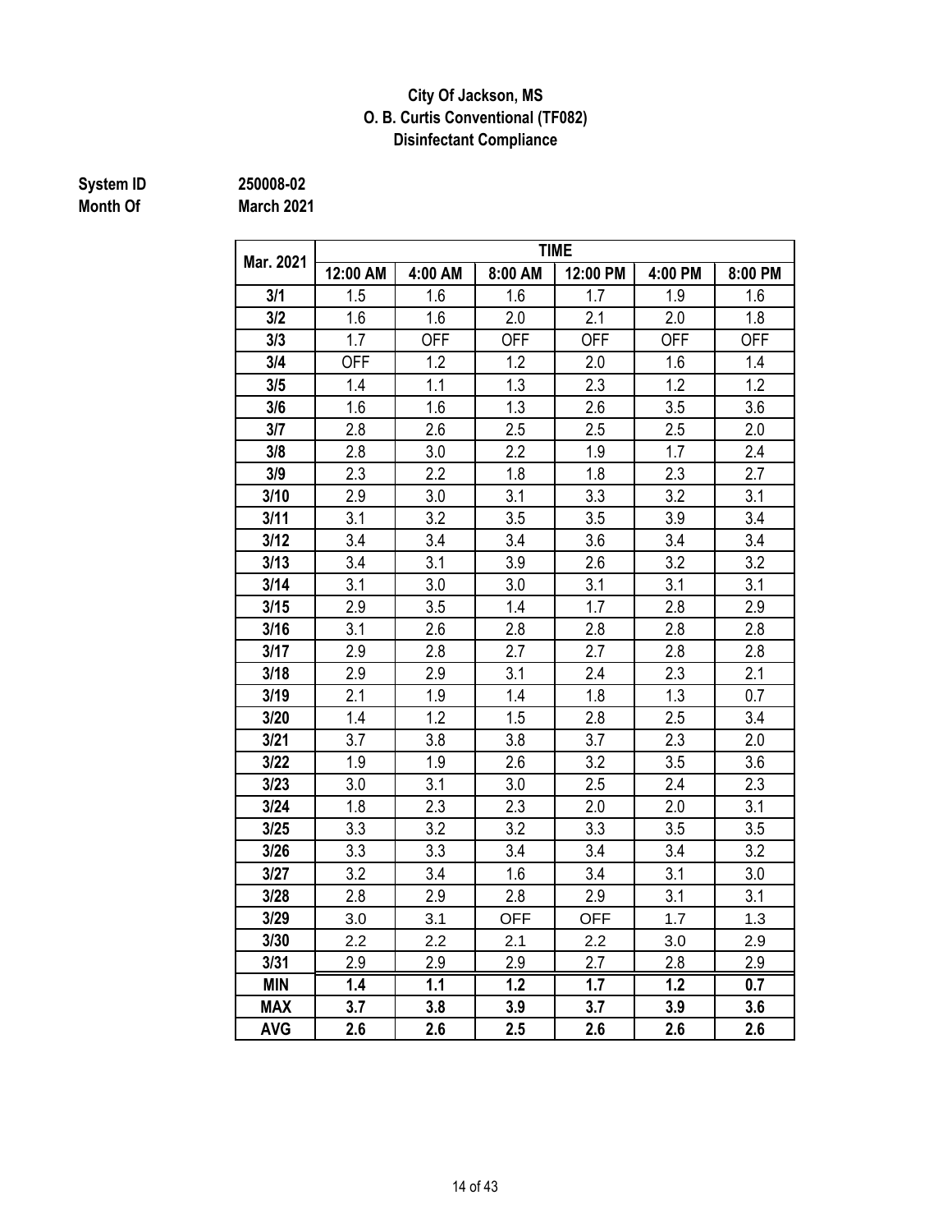**City Of Jackson, MS**
**O. B. Curtis Conventional (TF082)**
**Disinfectant Compliance**

**System ID** 250008-02
**Month Of** March 2021

| Mar. 2021 | TIME | | | | | |
|---|---|---|---|---|---|---|
| | 12:00 AM | 4:00 AM | 8:00 AM | 12:00 PM | 4:00 PM | 8:00 PM |
| 3/1 | 1.5 | 1.6 | 1.6 | 1.7 | 1.9 | 1.6 |
| 3/2 | 1.6 | 1.6 | 2.0 | 2.1 | 2.0 | 1.8 |
| 3/3 | 1.7 | OFF | OFF | OFF | OFF | OFF |
| 3/4 | OFF | 1.2 | 1.2 | 2.0 | 1.6 | 1.4 |
| 3/5 | 1.4 | 1.1 | 1.3 | 2.3 | 1.2 | 1.2 |
| 3/6 | 1.6 | 1.6 | 1.3 | 2.6 | 3.5 | 3.6 |
| 3/7 | 2.8 | 2.6 | 2.5 | 2.5 | 2.5 | 2.0 |
| 3/8 | 2.8 | 3.0 | 2.2 | 1.9 | 1.7 | 2.4 |
| 3/9 | 2.3 | 2.2 | 1.8 | 1.8 | 2.3 | 2.7 |
| 3/10 | 2.9 | 3.0 | 3.1 | 3.3 | 3.2 | 3.1 |
| 3/11 | 3.1 | 3.2 | 3.5 | 3.5 | 3.9 | 3.4 |
| 3/12 | 3.4 | 3.4 | 3.4 | 3.6 | 3.4 | 3.4 |
| 3/13 | 3.4 | 3.1 | 3.9 | 2.6 | 3.2 | 3.2 |
| 3/14 | 3.1 | 3.0 | 3.0 | 3.1 | 3.1 | 3.1 |
| 3/15 | 2.9 | 3.5 | 1.4 | 1.7 | 2.8 | 2.9 |
| 3/16 | 3.1 | 2.6 | 2.8 | 2.8 | 2.8 | 2.8 |
| 3/17 | 2.9 | 2.8 | 2.7 | 2.7 | 2.8 | 2.8 |
| 3/18 | 2.9 | 2.9 | 3.1 | 2.4 | 2.3 | 2.1 |
| 3/19 | 2.1 | 1.9 | 1.4 | 1.8 | 1.3 | 0.7 |
| 3/20 | 1.4 | 1.2 | 1.5 | 2.8 | 2.5 | 3.4 |
| 3/21 | 3.7 | 3.8 | 3.8 | 3.7 | 2.3 | 2.0 |
| 3/22 | 1.9 | 1.9 | 2.6 | 3.2 | 3.5 | 3.6 |
| 3/23 | 3.0 | 3.1 | 3.0 | 2.5 | 2.4 | 2.3 |
| 3/24 | 1.8 | 2.3 | 2.3 | 2.0 | 2.0 | 3.1 |
| 3/25 | 3.3 | 3.2 | 3.2 | 3.3 | 3.5 | 3.5 |
| 3/26 | 3.3 | 3.3 | 3.4 | 3.4 | 3.4 | 3.2 |
| 3/27 | 3.2 | 3.4 | 1.6 | 3.4 | 3.1 | 3.0 |
| 3/28 | 2.8 | 2.9 | 2.8 | 2.9 | 3.1 | 3.1 |
| 3/29 | 3.0 | 3.1 | OFF | OFF | 1.7 | 1.3 |
| 3/30 | 2.2 | 2.2 | 2.1 | 2.2 | 3.0 | 2.9 |
| 3/31 | 2.9 | 2.9 | 2.9 | 2.7 | 2.8 | 2.9 |
| **MIN** | **1.4** | **1.1** | **1.2** | **1.7** | **1.2** | **0.7** |
| **MAX** | **3.7** | **3.8** | **3.9** | **3.7** | **3.9** | **3.6** |
| **AVG** | **2.6** | **2.6** | **2.5** | **2.6** | **2.6** | **2.6** |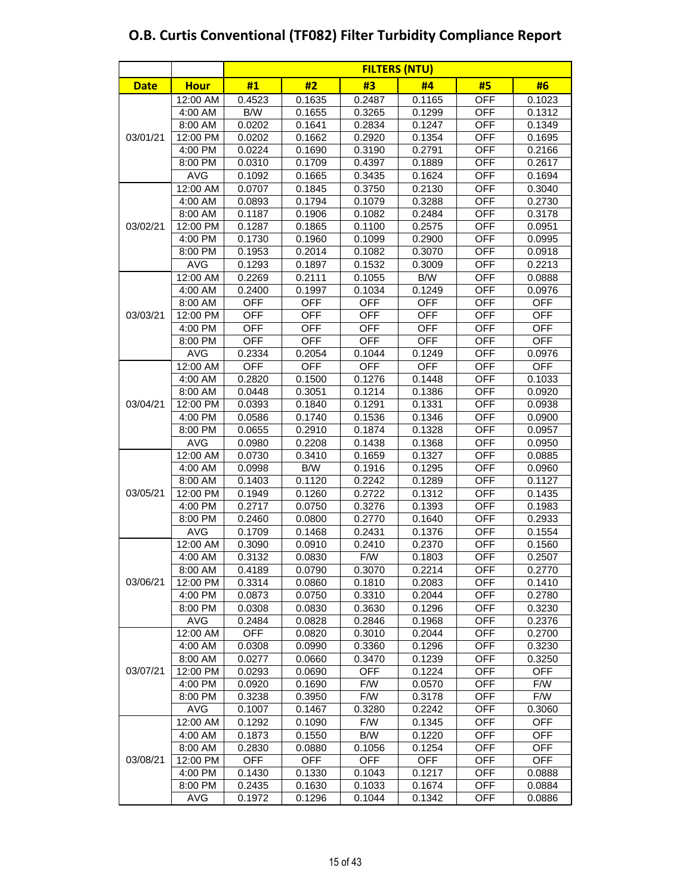# O.B. Curtis Conventional (TF082) Filter Turbidity Compliance Report

| | | FILTERS (NTU) | | | | | |
|---|---|---|---|---|---|---|---|
| **Date** | **Hour** | **#1** | **#2** | **#3** | **#4** | **#5** | **#6** |
| 03/01/21 | 12:00 AM | 0.4523 | 0.1635 | 0.2487 | 0.1165 | OFF | 0.1023 |
| | 4:00 AM | B/W | 0.1655 | 0.3265 | 0.1299 | OFF | 0.1312 |
| | 8:00 AM | 0.0202 | 0.1641 | 0.2834 | 0.1247 | OFF | 0.1349 |
| | 12:00 PM | 0.0202 | 0.1662 | 0.2920 | 0.1354 | OFF | 0.1695 |
| | 4:00 PM | 0.0224 | 0.1690 | 0.3190 | 0.2791 | OFF | 0.2166 |
| | 8:00 PM | 0.0310 | 0.1709 | 0.4397 | 0.1889 | OFF | 0.2617 |
| | AVG | 0.1092 | 0.1665 | 0.3435 | 0.1624 | OFF | 0.1694 |
| 03/02/21 | 12:00 AM | 0.0707 | 0.1845 | 0.3750 | 0.2130 | OFF | 0.3040 |
| | 4:00 AM | 0.0893 | 0.1794 | 0.1079 | 0.3288 | OFF | 0.2730 |
| | 8:00 AM | 0.1187 | 0.1906 | 0.1082 | 0.2484 | OFF | 0.3178 |
| | 12:00 PM | 0.1287 | 0.1865 | 0.1100 | 0.2575 | OFF | 0.0951 |
| | 4:00 PM | 0.1730 | 0.1960 | 0.1099 | 0.2900 | OFF | 0.0995 |
| | 8:00 PM | 0.1953 | 0.2014 | 0.1082 | 0.3070 | OFF | 0.0918 |
| | AVG | 0.1293 | 0.1897 | 0.1532 | 0.3009 | OFF | 0.2213 |
| 03/03/21 | 12:00 AM | 0.2269 | 0.2111 | 0.1055 | B/W | OFF | 0.0888 |
| | 4:00 AM | 0.2400 | 0.1997 | 0.1034 | 0.1249 | OFF | 0.0976 |
| | 8:00 AM | OFF | OFF | OFF | OFF | OFF | OFF |
| | 12:00 PM | OFF | OFF | OFF | OFF | OFF | OFF |
| | 4:00 PM | OFF | OFF | OFF | OFF | OFF | OFF |
| | 8:00 PM | OFF | OFF | OFF | OFF | OFF | OFF |
| | AVG | 0.2334 | 0.2054 | 0.1044 | 0.1249 | OFF | 0.0976 |
| 03/04/21 | 12:00 AM | OFF | OFF | OFF | OFF | OFF | OFF |
| | 4:00 AM | 0.2820 | 0.1500 | 0.1276 | 0.1448 | OFF | 0.1033 |
| | 8:00 AM | 0.0448 | 0.3051 | 0.1214 | 0.1386 | OFF | 0.0920 |
| | 12:00 PM | 0.0393 | 0.1840 | 0.1291 | 0.1331 | OFF | 0.0938 |
| | 4:00 PM | 0.0586 | 0.1740 | 0.1536 | 0.1346 | OFF | 0.0900 |
| | 8:00 PM | 0.0655 | 0.2910 | 0.1874 | 0.1328 | OFF | 0.0957 |
| | AVG | 0.0980 | 0.2208 | 0.1438 | 0.1368 | OFF | 0.0950 |
| 03/05/21 | 12:00 AM | 0.0730 | 0.3410 | 0.1659 | 0.1327 | OFF | 0.0885 |
| | 4:00 AM | 0.0998 | B/W | 0.1916 | 0.1295 | OFF | 0.0960 |
| | 8:00 AM | 0.1403 | 0.1120 | 0.2242 | 0.1289 | OFF | 0.1127 |
| | 12:00 PM | 0.1949 | 0.1260 | 0.2722 | 0.1312 | OFF | 0.1435 |
| | 4:00 PM | 0.2717 | 0.0750 | 0.3276 | 0.1393 | OFF | 0.1983 |
| | 8:00 PM | 0.2460 | 0.0800 | 0.2770 | 0.1640 | OFF | 0.2933 |
| | AVG | 0.1709 | 0.1468 | 0.2431 | 0.1376 | OFF | 0.1554 |
| 03/06/21 | 12:00 AM | 0.3090 | 0.0910 | 0.2410 | 0.2370 | OFF | 0.1560 |
| | 4:00 AM | 0.3132 | 0.0830 | F/W | 0.1803 | OFF | 0.2507 |
| | 8:00 AM | 0.4189 | 0.0790 | 0.3070 | 0.2214 | OFF | 0.2770 |
| | 12:00 PM | 0.3314 | 0.0860 | 0.1810 | 0.2083 | OFF | 0.1410 |
| | 4:00 PM | 0.0873 | 0.0750 | 0.3310 | 0.2044 | OFF | 0.2780 |
| | 8:00 PM | 0.0308 | 0.0830 | 0.3630 | 0.1296 | OFF | 0.3230 |
| | AVG | 0.2484 | 0.0828 | 0.2846 | 0.1968 | OFF | 0.2376 |
| 03/07/21 | 12:00 AM | OFF | 0.0820 | 0.3010 | 0.2044 | OFF | 0.2700 |
| | 4:00 AM | 0.0308 | 0.0990 | 0.3360 | 0.1296 | OFF | 0.3230 |
| | 8:00 AM | 0.0277 | 0.0660 | 0.3470 | 0.1239 | OFF | 0.3250 |
| | 12:00 PM | 0.0293 | 0.0690 | OFF | 0.1224 | OFF | OFF |
| | 4:00 PM | 0.0920 | 0.1690 | F/W | 0.0570 | OFF | F/W |
| | 8:00 PM | 0.3238 | 0.3950 | F/W | 0.3178 | OFF | F/W |
| | AVG | 0.1007 | 0.1467 | 0.3280 | 0.2242 | OFF | 0.3060 |
| 03/08/21 | 12:00 AM | 0.1292 | 0.1090 | F/W | 0.1345 | OFF | OFF |
| | 4:00 AM | 0.1873 | 0.1550 | B/W | 0.1220 | OFF | OFF |
| | 8:00 AM | 0.2830 | 0.0880 | 0.1056 | 0.1254 | OFF | OFF |
| | 12:00 PM | OFF | OFF | OFF | OFF | OFF | OFF |
| | 4:00 PM | 0.1430 | 0.1330 | 0.1043 | 0.1217 | OFF | 0.0888 |
| | 8:00 PM | 0.2435 | 0.1630 | 0.1033 | 0.1674 | OFF | 0.0884 |
| | AVG | 0.1972 | 0.1296 | 0.1044 | 0.1342 | OFF | 0.0886 |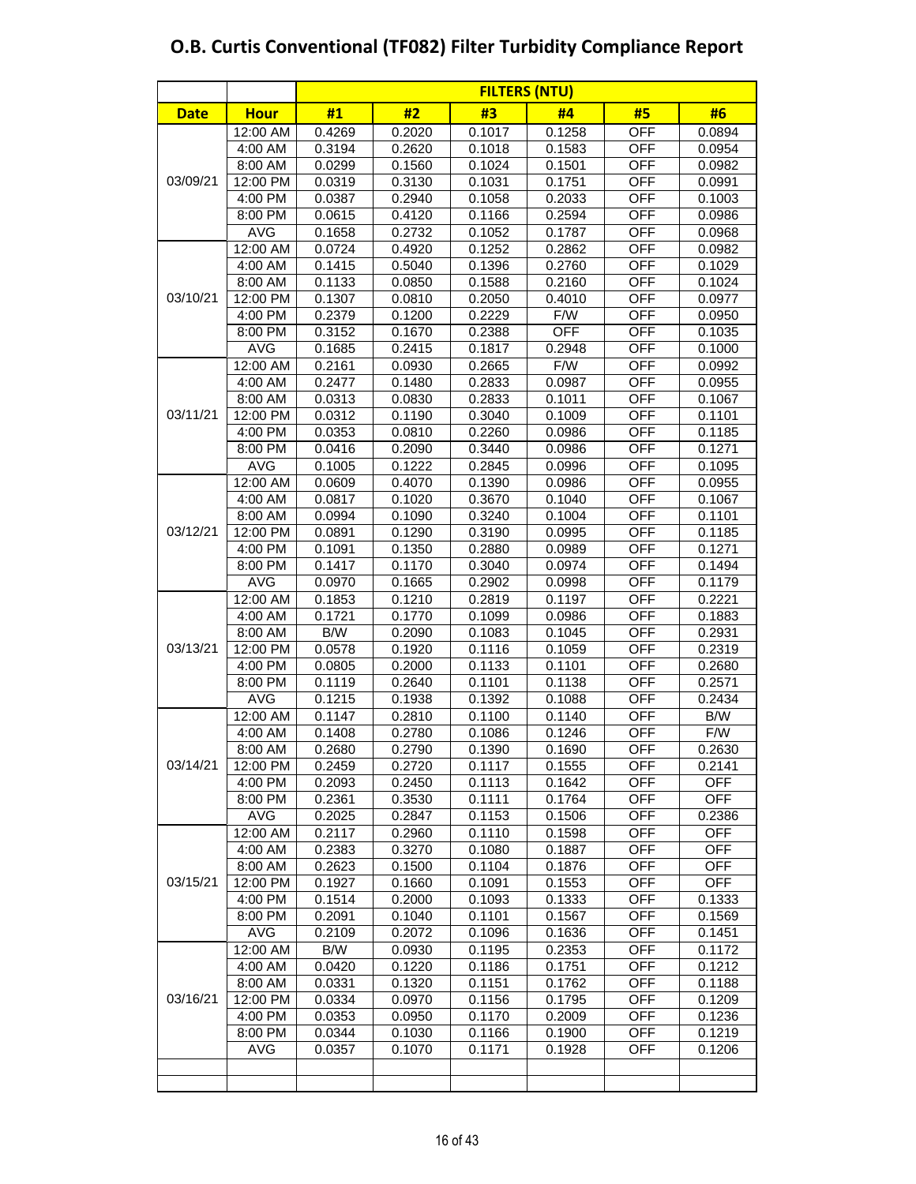# O.B. Curtis Conventional (TF082) Filter Turbidity Compliance Report

| | | FILTERS (NTU) | | | | | |
|---|---|---|---|---|---|---|---|
| Date | Hour | #1 | #2 | #3 | #4 | #5 | #6 |
| 03/09/21 | 12:00 AM | 0.4269 | 0.2020 | 0.1017 | 0.1258 | OFF | 0.0894 |
| | 4:00 AM | 0.3194 | 0.2620 | 0.1018 | 0.1583 | OFF | 0.0954 |
| | 8:00 AM | 0.0299 | 0.1560 | 0.1024 | 0.1501 | OFF | 0.0982 |
| | 12:00 PM | 0.0319 | 0.3130 | 0.1031 | 0.1751 | OFF | 0.0991 |
| | 4:00 PM | 0.0387 | 0.2940 | 0.1058 | 0.2033 | OFF | 0.1003 |
| | 8:00 PM | 0.0615 | 0.4120 | 0.1166 | 0.2594 | OFF | 0.0986 |
| | AVG | 0.1658 | 0.2732 | 0.1052 | 0.1787 | OFF | 0.0968 |
| 03/10/21 | 12:00 AM | 0.0724 | 0.4920 | 0.1252 | 0.2862 | OFF | 0.0982 |
| | 4:00 AM | 0.1415 | 0.5040 | 0.1396 | 0.2760 | OFF | 0.1029 |
| | 8:00 AM | 0.1133 | 0.0850 | 0.1588 | 0.2160 | OFF | 0.1024 |
| | 12:00 PM | 0.1307 | 0.0810 | 0.2050 | 0.4010 | OFF | 0.0977 |
| | 4:00 PM | 0.2379 | 0.1200 | 0.2229 | F/W | OFF | 0.0950 |
| | 8:00 PM | 0.3152 | 0.1670 | 0.2388 | OFF | OFF | 0.1035 |
| | AVG | 0.1685 | 0.2415 | 0.1817 | 0.2948 | OFF | 0.1000 |
| 03/11/21 | 12:00 AM | 0.2161 | 0.0930 | 0.2665 | F/W | OFF | 0.0992 |
| | 4:00 AM | 0.2477 | 0.1480 | 0.2833 | 0.0987 | OFF | 0.0955 |
| | 8:00 AM | 0.0313 | 0.0830 | 0.2833 | 0.1011 | OFF | 0.1067 |
| | 12:00 PM | 0.0312 | 0.1190 | 0.3040 | 0.1009 | OFF | 0.1101 |
| | 4:00 PM | 0.0353 | 0.0810 | 0.2260 | 0.0986 | OFF | 0.1185 |
| | 8:00 PM | 0.0416 | 0.2090 | 0.3440 | 0.0986 | OFF | 0.1271 |
| | AVG | 0.1005 | 0.1222 | 0.2845 | 0.0996 | OFF | 0.1095 |
| 03/12/21 | 12:00 AM | 0.0609 | 0.4070 | 0.1390 | 0.0986 | OFF | 0.0955 |
| | 4:00 AM | 0.0817 | 0.1020 | 0.3670 | 0.1040 | OFF | 0.1067 |
| | 8:00 AM | 0.0994 | 0.1090 | 0.3240 | 0.1004 | OFF | 0.1101 |
| | 12:00 PM | 0.0891 | 0.1290 | 0.3190 | 0.0995 | OFF | 0.1185 |
| | 4:00 PM | 0.1091 | 0.1350 | 0.2880 | 0.0989 | OFF | 0.1271 |
| | 8:00 PM | 0.1417 | 0.1170 | 0.3040 | 0.0974 | OFF | 0.1494 |
| | AVG | 0.0970 | 0.1665 | 0.2902 | 0.0998 | OFF | 0.1179 |
| 03/13/21 | 12:00 AM | 0.1853 | 0.1210 | 0.2819 | 0.1197 | OFF | 0.2221 |
| | 4:00 AM | 0.1721 | 0.1770 | 0.1099 | 0.0986 | OFF | 0.1883 |
| | 8:00 AM | B/W | 0.2090 | 0.1083 | 0.1045 | OFF | 0.2931 |
| | 12:00 PM | 0.0578 | 0.1920 | 0.1116 | 0.1059 | OFF | 0.2319 |
| | 4:00 PM | 0.0805 | 0.2000 | 0.1133 | 0.1101 | OFF | 0.2680 |
| | 8:00 PM | 0.1119 | 0.2640 | 0.1101 | 0.1138 | OFF | 0.2571 |
| | AVG | 0.1215 | 0.1938 | 0.1392 | 0.1088 | OFF | 0.2434 |
| 03/14/21 | 12:00 AM | 0.1147 | 0.2810 | 0.1100 | 0.1140 | OFF | B/W |
| | 4:00 AM | 0.1408 | 0.2780 | 0.1086 | 0.1246 | OFF | F/W |
| | 8:00 AM | 0.2680 | 0.2790 | 0.1390 | 0.1690 | OFF | 0.2630 |
| | 12:00 PM | 0.2459 | 0.2720 | 0.1117 | 0.1555 | OFF | 0.2141 |
| | 4:00 PM | 0.2093 | 0.2450 | 0.1113 | 0.1642 | OFF | OFF |
| | 8:00 PM | 0.2361 | 0.3530 | 0.1111 | 0.1764 | OFF | OFF |
| | AVG | 0.2025 | 0.2847 | 0.1153 | 0.1506 | OFF | 0.2386 |
| 03/15/21 | 12:00 AM | 0.2117 | 0.2960 | 0.1110 | 0.1598 | OFF | OFF |
| | 4:00 AM | 0.2383 | 0.3270 | 0.1080 | 0.1887 | OFF | OFF |
| | 8:00 AM | 0.2623 | 0.1500 | 0.1104 | 0.1876 | OFF | OFF |
| | 12:00 PM | 0.1927 | 0.1660 | 0.1091 | 0.1553 | OFF | OFF |
| | 4:00 PM | 0.1514 | 0.2000 | 0.1093 | 0.1333 | OFF | 0.1333 |
| | 8:00 PM | 0.2091 | 0.1040 | 0.1101 | 0.1567 | OFF | 0.1569 |
| | AVG | 0.2109 | 0.2072 | 0.1096 | 0.1636 | OFF | 0.1451 |
| 03/16/21 | 12:00 AM | B/W | 0.0930 | 0.1195 | 0.2353 | OFF | 0.1172 |
| | 4:00 AM | 0.0420 | 0.1220 | 0.1186 | 0.1751 | OFF | 0.1212 |
| | 8:00 AM | 0.0331 | 0.1320 | 0.1151 | 0.1762 | OFF | 0.1188 |
| | 12:00 PM | 0.0334 | 0.0970 | 0.1156 | 0.1795 | OFF | 0.1209 |
| | 4:00 PM | 0.0353 | 0.0950 | 0.1170 | 0.2009 | OFF | 0.1236 |
| | 8:00 PM | 0.0344 | 0.1030 | 0.1166 | 0.1900 | OFF | 0.1219 |
| | AVG | 0.0357 | 0.1070 | 0.1171 | 0.1928 | OFF | 0.1206 |
| | | | | | | | |
| | | | | | | | |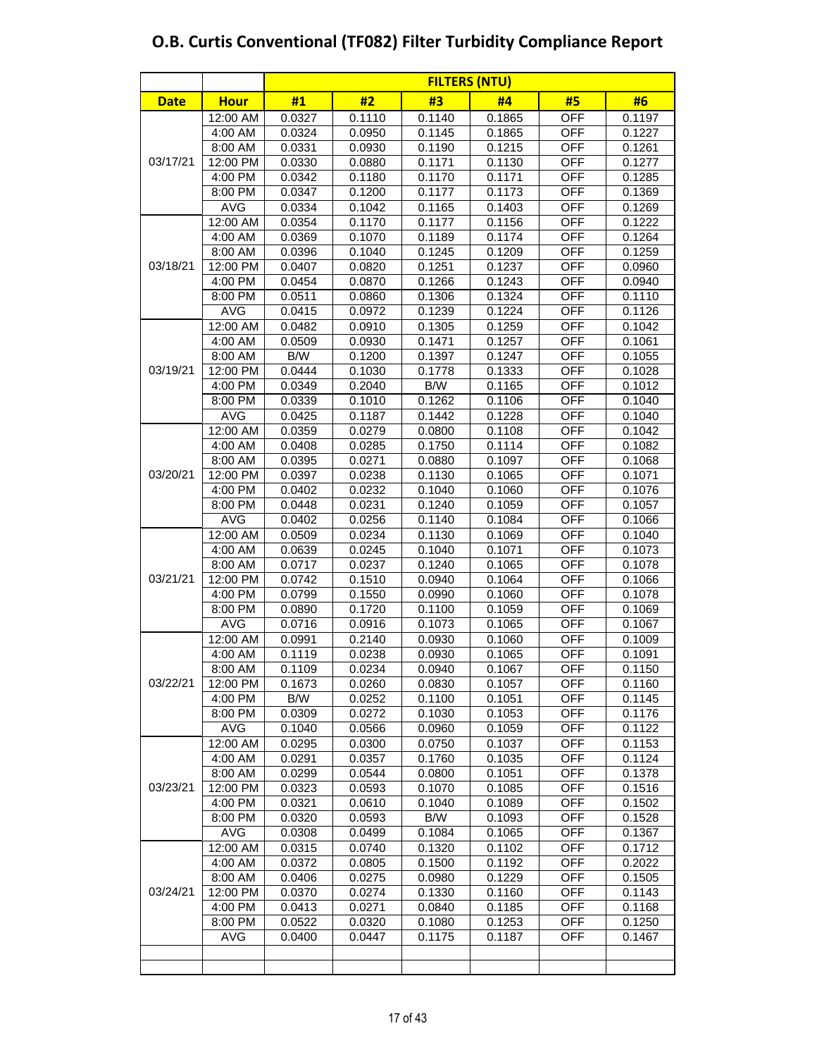# O.B. Curtis Conventional (TF082) Filter Turbidity Compliance Report

| | | FILTERS (NTU) | | | | | |
|---|---|---|---|---|---|---|---|
| **Date** | **Hour** | **#1** | **#2** | **#3** | **#4** | **#5** | **#6** |
| 03/17/21 | 12:00 AM | 0.0327 | 0.1110 | 0.1140 | 0.1865 | OFF | 0.1197 |
| | 4:00 AM | 0.0324 | 0.0950 | 0.1145 | 0.1865 | OFF | 0.1227 |
| | 8:00 AM | 0.0331 | 0.0930 | 0.1190 | 0.1215 | OFF | 0.1261 |
| | 12:00 PM | 0.0330 | 0.0880 | 0.1171 | 0.1130 | OFF | 0.1277 |
| | 4:00 PM | 0.0342 | 0.1180 | 0.1170 | 0.1171 | OFF | 0.1285 |
| | 8:00 PM | 0.0347 | 0.1200 | 0.1177 | 0.1173 | OFF | 0.1369 |
| | AVG | 0.0334 | 0.1042 | 0.1165 | 0.1403 | OFF | 0.1269 |
| 03/18/21 | 12:00 AM | 0.0354 | 0.1170 | 0.1177 | 0.1156 | OFF | 0.1222 |
| | 4:00 AM | 0.0369 | 0.1070 | 0.1189 | 0.1174 | OFF | 0.1264 |
| | 8:00 AM | 0.0396 | 0.1040 | 0.1245 | 0.1209 | OFF | 0.1259 |
| | 12:00 PM | 0.0407 | 0.0820 | 0.1251 | 0.1237 | OFF | 0.0960 |
| | 4:00 PM | 0.0454 | 0.0870 | 0.1266 | 0.1243 | OFF | 0.0940 |
| | 8:00 PM | 0.0511 | 0.0860 | 0.1306 | 0.1324 | OFF | 0.1110 |
| | AVG | 0.0415 | 0.0972 | 0.1239 | 0.1224 | OFF | 0.1126 |
| 03/19/21 | 12:00 AM | 0.0482 | 0.0910 | 0.1305 | 0.1259 | OFF | 0.1042 |
| | 4:00 AM | 0.0509 | 0.0930 | 0.1471 | 0.1257 | OFF | 0.1061 |
| | 8:00 AM | B/W | 0.1200 | 0.1397 | 0.1247 | OFF | 0.1055 |
| | 12:00 PM | 0.0444 | 0.1030 | 0.1778 | 0.1333 | OFF | 0.1028 |
| | 4:00 PM | 0.0349 | 0.2040 | B/W | 0.1165 | OFF | 0.1012 |
| | 8:00 PM | 0.0339 | 0.1010 | 0.1262 | 0.1106 | OFF | 0.1040 |
| | AVG | 0.0425 | 0.1187 | 0.1442 | 0.1228 | OFF | 0.1040 |
| 03/20/21 | 12:00 AM | 0.0359 | 0.0279 | 0.0800 | 0.1108 | OFF | 0.1042 |
| | 4:00 AM | 0.0408 | 0.0285 | 0.1750 | 0.1114 | OFF | 0.1082 |
| | 8:00 AM | 0.0395 | 0.0271 | 0.0880 | 0.1097 | OFF | 0.1068 |
| | 12:00 PM | 0.0397 | 0.0238 | 0.1130 | 0.1065 | OFF | 0.1071 |
| | 4:00 PM | 0.0402 | 0.0232 | 0.1040 | 0.1060 | OFF | 0.1076 |
| | 8:00 PM | 0.0448 | 0.0231 | 0.1240 | 0.1059 | OFF | 0.1057 |
| | AVG | 0.0402 | 0.0256 | 0.1140 | 0.1084 | OFF | 0.1066 |
| 03/21/21 | 12:00 AM | 0.0509 | 0.0234 | 0.1130 | 0.1069 | OFF | 0.1040 |
| | 4:00 AM | 0.0639 | 0.0245 | 0.1040 | 0.1071 | OFF | 0.1073 |
| | 8:00 AM | 0.0717 | 0.0237 | 0.1240 | 0.1065 | OFF | 0.1078 |
| | 12:00 PM | 0.0742 | 0.1510 | 0.0940 | 0.1064 | OFF | 0.1066 |
| | 4:00 PM | 0.0799 | 0.1550 | 0.0990 | 0.1060 | OFF | 0.1078 |
| | 8:00 PM | 0.0890 | 0.1720 | 0.1100 | 0.1059 | OFF | 0.1069 |
| | AVG | 0.0716 | 0.0916 | 0.1073 | 0.1065 | OFF | 0.1067 |
| 03/22/21 | 12:00 AM | 0.0991 | 0.2140 | 0.0930 | 0.1060 | OFF | 0.1009 |
| | 4:00 AM | 0.1119 | 0.0238 | 0.0930 | 0.1065 | OFF | 0.1091 |
| | 8:00 AM | 0.1109 | 0.0234 | 0.0940 | 0.1067 | OFF | 0.1150 |
| | 12:00 PM | 0.1673 | 0.0260 | 0.0830 | 0.1057 | OFF | 0.1160 |
| | 4:00 PM | B/W | 0.0252 | 0.1100 | 0.1051 | OFF | 0.1145 |
| | 8:00 PM | 0.0309 | 0.0272 | 0.1030 | 0.1053 | OFF | 0.1176 |
| | AVG | 0.1040 | 0.0566 | 0.0960 | 0.1059 | OFF | 0.1122 |
| 03/23/21 | 12:00 AM | 0.0295 | 0.0300 | 0.0750 | 0.1037 | OFF | 0.1153 |
| | 4:00 AM | 0.0291 | 0.0357 | 0.1760 | 0.1035 | OFF | 0.1124 |
| | 8:00 AM | 0.0299 | 0.0544 | 0.0800 | 0.1051 | OFF | 0.1378 |
| | 12:00 PM | 0.0323 | 0.0593 | 0.1070 | 0.1085 | OFF | 0.1516 |
| | 4:00 PM | 0.0321 | 0.0610 | 0.1040 | 0.1089 | OFF | 0.1502 |
| | 8:00 PM | 0.0320 | 0.0593 | B/W | 0.1093 | OFF | 0.1528 |
| | AVG | 0.0308 | 0.0499 | 0.1084 | 0.1065 | OFF | 0.1367 |
| 03/24/21 | 12:00 AM | 0.0315 | 0.0740 | 0.1320 | 0.1102 | OFF | 0.1712 |
| | 4:00 AM | 0.0372 | 0.0805 | 0.1500 | 0.1192 | OFF | 0.2022 |
| | 8:00 AM | 0.0406 | 0.0275 | 0.0980 | 0.1229 | OFF | 0.1505 |
| | 12:00 PM | 0.0370 | 0.0274 | 0.1330 | 0.1160 | OFF | 0.1143 |
| | 4:00 PM | 0.0413 | 0.0271 | 0.0840 | 0.1185 | OFF | 0.1168 |
| | 8:00 PM | 0.0522 | 0.0320 | 0.1080 | 0.1253 | OFF | 0.1250 |
| | AVG | 0.0400 | 0.0447 | 0.1175 | 0.1187 | OFF | 0.1467 |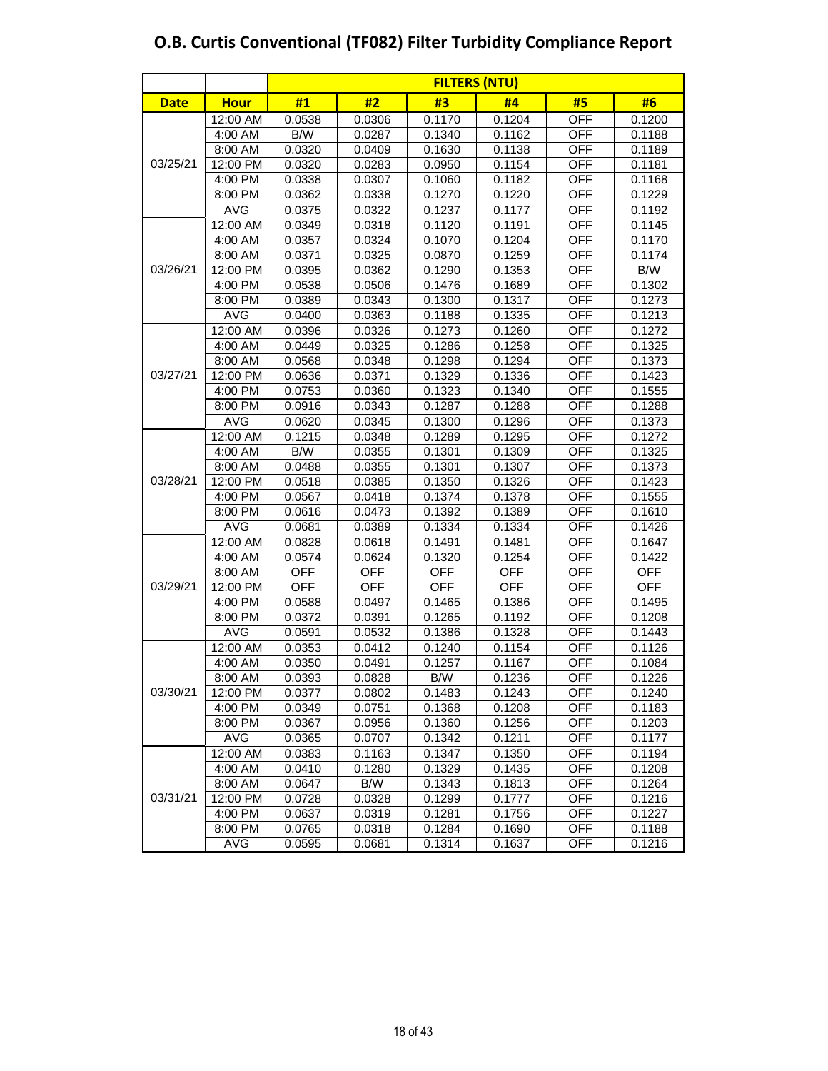# O.B. Curtis Conventional (TF082) Filter Turbidity Compliance Report

| | | FILTERS (NTU) | | | | | |
|---|---|---|---|---|---|---|---|
| Date | Hour | #1 | #2 | #3 | #4 | #5 | #6 |
| 03/25/21 | 12:00 AM | 0.0538 | 0.0306 | 0.1170 | 0.1204 | OFF | 0.1200 |
| | 4:00 AM | B/W | 0.0287 | 0.1340 | 0.1162 | OFF | 0.1188 |
| | 8:00 AM | 0.0320 | 0.0409 | 0.1630 | 0.1138 | OFF | 0.1189 |
| | 12:00 PM | 0.0320 | 0.0283 | 0.0950 | 0.1154 | OFF | 0.1181 |
| | 4:00 PM | 0.0338 | 0.0307 | 0.1060 | 0.1182 | OFF | 0.1168 |
| | 8:00 PM | 0.0362 | 0.0338 | 0.1270 | 0.1220 | OFF | 0.1229 |
| | AVG | 0.0375 | 0.0322 | 0.1237 | 0.1177 | OFF | 0.1192 |
| 03/26/21 | 12:00 AM | 0.0349 | 0.0318 | 0.1120 | 0.1191 | OFF | 0.1145 |
| | 4:00 AM | 0.0357 | 0.0324 | 0.1070 | 0.1204 | OFF | 0.1170 |
| | 8:00 AM | 0.0371 | 0.0325 | 0.0870 | 0.1259 | OFF | 0.1174 |
| | 12:00 PM | 0.0395 | 0.0362 | 0.1290 | 0.1353 | OFF | B/W |
| | 4:00 PM | 0.0538 | 0.0506 | 0.1476 | 0.1689 | OFF | 0.1302 |
| | 8:00 PM | 0.0389 | 0.0343 | 0.1300 | 0.1317 | OFF | 0.1273 |
| | AVG | 0.0400 | 0.0363 | 0.1188 | 0.1335 | OFF | 0.1213 |
| 03/27/21 | 12:00 AM | 0.0396 | 0.0326 | 0.1273 | 0.1260 | OFF | 0.1272 |
| | 4:00 AM | 0.0449 | 0.0325 | 0.1286 | 0.1258 | OFF | 0.1325 |
| | 8:00 AM | 0.0568 | 0.0348 | 0.1298 | 0.1294 | OFF | 0.1373 |
| | 12:00 PM | 0.0636 | 0.0371 | 0.1329 | 0.1336 | OFF | 0.1423 |
| | 4:00 PM | 0.0753 | 0.0360 | 0.1323 | 0.1340 | OFF | 0.1555 |
| | 8:00 PM | 0.0916 | 0.0343 | 0.1287 | 0.1288 | OFF | 0.1288 |
| | AVG | 0.0620 | 0.0345 | 0.1300 | 0.1296 | OFF | 0.1373 |
| 03/28/21 | 12:00 AM | 0.1215 | 0.0348 | 0.1289 | 0.1295 | OFF | 0.1272 |
| | 4:00 AM | B/W | 0.0355 | 0.1301 | 0.1309 | OFF | 0.1325 |
| | 8:00 AM | 0.0488 | 0.0355 | 0.1301 | 0.1307 | OFF | 0.1373 |
| | 12:00 PM | 0.0518 | 0.0385 | 0.1350 | 0.1326 | OFF | 0.1423 |
| | 4:00 PM | 0.0567 | 0.0418 | 0.1374 | 0.1378 | OFF | 0.1555 |
| | 8:00 PM | 0.0616 | 0.0473 | 0.1392 | 0.1389 | OFF | 0.1610 |
| | AVG | 0.0681 | 0.0389 | 0.1334 | 0.1334 | OFF | 0.1426 |
| 03/29/21 | 12:00 AM | 0.0828 | 0.0618 | 0.1491 | 0.1481 | OFF | 0.1647 |
| | 4:00 AM | 0.0574 | 0.0624 | 0.1320 | 0.1254 | OFF | 0.1422 |
| | 8:00 AM | OFF | OFF | OFF | OFF | OFF | OFF |
| | 12:00 PM | OFF | OFF | OFF | OFF | OFF | OFF |
| | 4:00 PM | 0.0588 | 0.0497 | 0.1465 | 0.1386 | OFF | 0.1495 |
| | 8:00 PM | 0.0372 | 0.0391 | 0.1265 | 0.1192 | OFF | 0.1208 |
| | AVG | 0.0591 | 0.0532 | 0.1386 | 0.1328 | OFF | 0.1443 |
| 03/30/21 | 12:00 AM | 0.0353 | 0.0412 | 0.1240 | 0.1154 | OFF | 0.1126 |
| | 4:00 AM | 0.0350 | 0.0491 | 0.1257 | 0.1167 | OFF | 0.1084 |
| | 8:00 AM | 0.0393 | 0.0828 | B/W | 0.1236 | OFF | 0.1226 |
| | 12:00 PM | 0.0377 | 0.0802 | 0.1483 | 0.1243 | OFF | 0.1240 |
| | 4:00 PM | 0.0349 | 0.0751 | 0.1368 | 0.1208 | OFF | 0.1183 |
| | 8:00 PM | 0.0367 | 0.0956 | 0.1360 | 0.1256 | OFF | 0.1203 |
| | AVG | 0.0365 | 0.0707 | 0.1342 | 0.1211 | OFF | 0.1177 |
| 03/31/21 | 12:00 AM | 0.0383 | 0.1163 | 0.1347 | 0.1350 | OFF | 0.1194 |
| | 4:00 AM | 0.0410 | 0.1280 | 0.1329 | 0.1435 | OFF | 0.1208 |
| | 8:00 AM | 0.0647 | B/W | 0.1343 | 0.1813 | OFF | 0.1264 |
| | 12:00 PM | 0.0728 | 0.0328 | 0.1299 | 0.1777 | OFF | 0.1216 |
| | 4:00 PM | 0.0637 | 0.0319 | 0.1281 | 0.1756 | OFF | 0.1227 |
| | 8:00 PM | 0.0765 | 0.0318 | 0.1284 | 0.1690 | OFF | 0.1188 |
| | AVG | 0.0595 | 0.0681 | 0.1314 | 0.1637 | OFF | 0.1216 |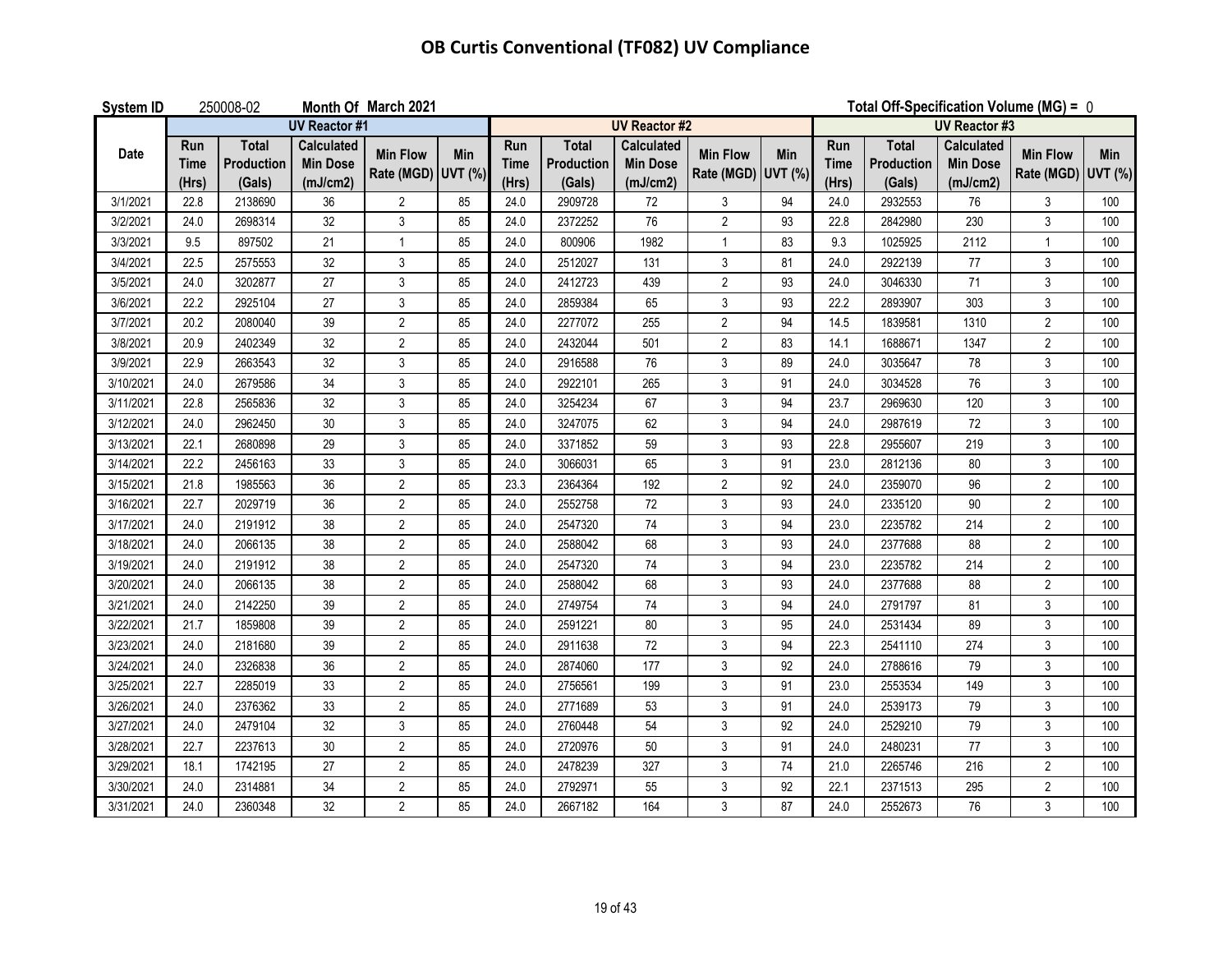# OB Curtis Conventional (TF082) UV Compliance

**System ID** 250008-02 **Month Of March 2021** **Total Off-Specification Volume (MG) =** 0

| Date | UV Reactor #1 | | | | | UV Reactor #2 | | | | | UV Reactor #3 | | | | |
|---|---|---|---|---|---|---|---|---|---|---|---|---|---|---|---|
| | Run Time (Hrs) | Total Production (Gals) | Calculated Min Dose (mJ/cm2) | Min Flow Rate (MGD) | Min UVT (%) | Run Time (Hrs) | Total Production (Gals) | Calculated Min Dose (mJ/cm2) | Min Flow Rate (MGD) | Min UVT (%) | Run Time (Hrs) | Total Production (Gals) | Calculated Min Dose (mJ/cm2) | Min Flow Rate (MGD) | Min UVT (%) |
| 3/1/2021 | 22.8 | 2138690 | 36 | 2 | 85 | 24.0 | 2909728 | 72 | 3 | 94 | 24.0 | 2932553 | 76 | 3 | 100 |
| 3/2/2021 | 24.0 | 2698314 | 32 | 3 | 85 | 24.0 | 2372252 | 76 | 2 | 93 | 22.8 | 2842980 | 230 | 3 | 100 |
| 3/3/2021 | 9.5 | 897502 | 21 | 1 | 85 | 24.0 | 800906 | 1982 | 1 | 83 | 9.3 | 1025925 | 2112 | 1 | 100 |
| 3/4/2021 | 22.5 | 2575553 | 32 | 3 | 85 | 24.0 | 2512027 | 131 | 3 | 81 | 24.0 | 2922139 | 77 | 3 | 100 |
| 3/5/2021 | 24.0 | 3202877 | 27 | 3 | 85 | 24.0 | 2412723 | 439 | 2 | 93 | 24.0 | 3046330 | 71 | 3 | 100 |
| 3/6/2021 | 22.2 | 2925104 | 27 | 3 | 85 | 24.0 | 2859384 | 65 | 3 | 93 | 22.2 | 2893907 | 303 | 3 | 100 |
| 3/7/2021 | 20.2 | 2080040 | 39 | 2 | 85 | 24.0 | 2277072 | 255 | 2 | 94 | 14.5 | 1839581 | 1310 | 2 | 100 |
| 3/8/2021 | 20.9 | 2402349 | 32 | 2 | 85 | 24.0 | 2432044 | 501 | 2 | 83 | 14.1 | 1688671 | 1347 | 2 | 100 |
| 3/9/2021 | 22.9 | 2663543 | 32 | 3 | 85 | 24.0 | 2916588 | 76 | 3 | 89 | 24.0 | 3035647 | 78 | 3 | 100 |
| 3/10/2021 | 24.0 | 2679586 | 34 | 3 | 85 | 24.0 | 2922101 | 265 | 3 | 91 | 24.0 | 3034528 | 76 | 3 | 100 |
| 3/11/2021 | 22.8 | 2565836 | 32 | 3 | 85 | 24.0 | 3254234 | 67 | 3 | 94 | 23.7 | 2969630 | 120 | 3 | 100 |
| 3/12/2021 | 24.0 | 2962450 | 30 | 3 | 85 | 24.0 | 3247075 | 62 | 3 | 94 | 24.0 | 2987619 | 72 | 3 | 100 |
| 3/13/2021 | 22.1 | 2680898 | 29 | 3 | 85 | 24.0 | 3371852 | 59 | 3 | 93 | 22.8 | 2955607 | 219 | 3 | 100 |
| 3/14/2021 | 22.2 | 2456163 | 33 | 3 | 85 | 24.0 | 3066031 | 65 | 3 | 91 | 23.0 | 2812136 | 80 | 3 | 100 |
| 3/15/2021 | 21.8 | 1985563 | 36 | 2 | 85 | 23.3 | 2364364 | 192 | 2 | 92 | 24.0 | 2359070 | 96 | 2 | 100 |
| 3/16/2021 | 22.7 | 2029719 | 36 | 2 | 85 | 24.0 | 2552758 | 72 | 3 | 93 | 24.0 | 2335120 | 90 | 2 | 100 |
| 3/17/2021 | 24.0 | 2191912 | 38 | 2 | 85 | 24.0 | 2547320 | 74 | 3 | 94 | 23.0 | 2235782 | 214 | 2 | 100 |
| 3/18/2021 | 24.0 | 2066135 | 38 | 2 | 85 | 24.0 | 2588042 | 68 | 3 | 93 | 24.0 | 2377688 | 88 | 2 | 100 |
| 3/19/2021 | 24.0 | 2191912 | 38 | 2 | 85 | 24.0 | 2547320 | 74 | 3 | 94 | 23.0 | 2235782 | 214 | 2 | 100 |
| 3/20/2021 | 24.0 | 2066135 | 38 | 2 | 85 | 24.0 | 2588042 | 68 | 3 | 93 | 24.0 | 2377688 | 88 | 2 | 100 |
| 3/21/2021 | 24.0 | 2142250 | 39 | 2 | 85 | 24.0 | 2749754 | 74 | 3 | 94 | 24.0 | 2791797 | 81 | 3 | 100 |
| 3/22/2021 | 21.7 | 1859808 | 39 | 2 | 85 | 24.0 | 2591221 | 80 | 3 | 95 | 24.0 | 2531434 | 89 | 3 | 100 |
| 3/23/2021 | 24.0 | 2181680 | 39 | 2 | 85 | 24.0 | 2911638 | 72 | 3 | 94 | 22.3 | 2541110 | 274 | 3 | 100 |
| 3/24/2021 | 24.0 | 2326838 | 36 | 2 | 85 | 24.0 | 2874060 | 177 | 3 | 92 | 24.0 | 2788616 | 79 | 3 | 100 |
| 3/25/2021 | 22.7 | 2285019 | 33 | 2 | 85 | 24.0 | 2756561 | 199 | 3 | 91 | 23.0 | 2553534 | 149 | 3 | 100 |
| 3/26/2021 | 24.0 | 2376362 | 33 | 2 | 85 | 24.0 | 2771689 | 53 | 3 | 91 | 24.0 | 2539173 | 79 | 3 | 100 |
| 3/27/2021 | 24.0 | 2479104 | 32 | 3 | 85 | 24.0 | 2760448 | 54 | 3 | 92 | 24.0 | 2529210 | 79 | 3 | 100 |
| 3/28/2021 | 22.7 | 2237613 | 30 | 2 | 85 | 24.0 | 2720976 | 50 | 3 | 91 | 24.0 | 2480231 | 77 | 3 | 100 |
| 3/29/2021 | 18.1 | 1742195 | 27 | 2 | 85 | 24.0 | 2478239 | 327 | 3 | 74 | 21.0 | 2265746 | 216 | 2 | 100 |
| 3/30/2021 | 24.0 | 2314881 | 34 | 2 | 85 | 24.0 | 2792971 | 55 | 3 | 92 | 22.1 | 2371513 | 295 | 2 | 100 |
| 3/31/2021 | 24.0 | 2360348 | 32 | 2 | 85 | 24.0 | 2667182 | 164 | 3 | 87 | 24.0 | 2552673 | 76 | 3 | 100 |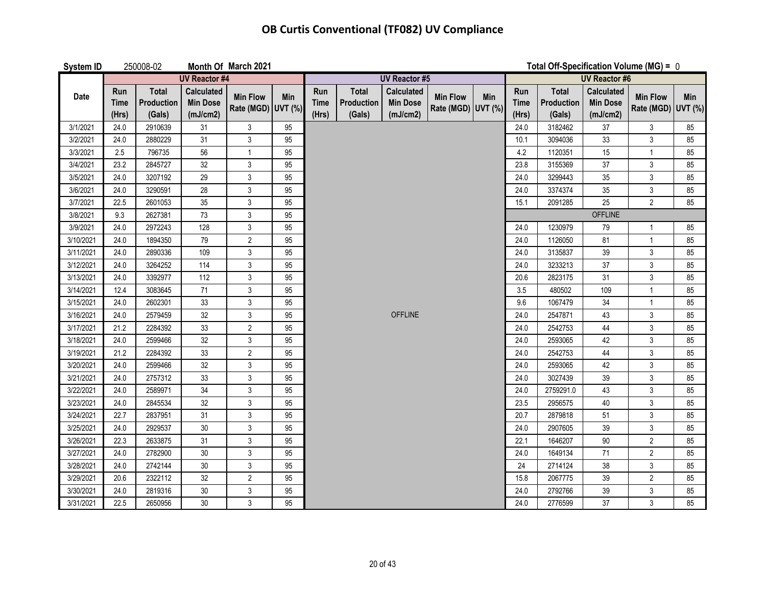# OB Curtis Conventional (TF082) UV Compliance

**System ID** 250008-02 **Month Of** March 2021 **Total Off-Specification Volume (MG) =** 0

| Date | UV Reactor #4 | | | | | UV Reactor #5 | | | | | UV Reactor #6 | | | | |
|---|---|---|---|---|---|---|---|---|---|---|---|---|---|---|---|
| | Run Time (Hrs) | Total Production (Gals) | Calculated Min Dose (mJ/cm2) | Min Flow Rate (MGD) | Min UVT (%) | Run Time (Hrs) | Total Production (Gals) | Calculated Min Dose (mJ/cm2) | Min Flow Rate (MGD) | Min UVT (%) | Run Time (Hrs) | Total Production (Gals) | Calculated Min Dose (mJ/cm2) | Min Flow Rate (MGD) | Min UVT (%) |
| 3/1/2021 | 24.0 | 2910639 | 31 | 3 | 95 | OFFLINE | | | | | 24.0 | 3182462 | 37 | 3 | 85 |
| 3/2/2021 | 24.0 | 2880229 | 31 | 3 | 95 | OFFLINE | | | | | 10.1 | 3094036 | 33 | 3 | 85 |
| 3/3/2021 | 2.5 | 796735 | 56 | 1 | 95 | OFFLINE | | | | | 4.2 | 1120351 | 15 | 1 | 85 |
| 3/4/2021 | 23.2 | 2845727 | 32 | 3 | 95 | OFFLINE | | | | | 23.8 | 3155369 | 37 | 3 | 85 |
| 3/5/2021 | 24.0 | 3207192 | 29 | 3 | 95 | OFFLINE | | | | | 24.0 | 3299443 | 35 | 3 | 85 |
| 3/6/2021 | 24.0 | 3290591 | 28 | 3 | 95 | OFFLINE | | | | | 24.0 | 3374374 | 35 | 3 | 85 |
| 3/7/2021 | 22.5 | 2601053 | 35 | 3 | 95 | OFFLINE | | | | | 15.1 | 2091285 | 25 | 2 | 85 |
| 3/8/2021 | 9.3 | 2627381 | 73 | 3 | 95 | OFFLINE | | | | | OFFLINE | | | | |
| 3/9/2021 | 24.0 | 2972243 | 128 | 3 | 95 | OFFLINE | | | | | 24.0 | 1230979 | 79 | 1 | 85 |
| 3/10/2021 | 24.0 | 1894350 | 79 | 2 | 95 | OFFLINE | | | | | 24.0 | 1126050 | 81 | 1 | 85 |
| 3/11/2021 | 24.0 | 2890336 | 109 | 3 | 95 | OFFLINE | | | | | 24.0 | 3135837 | 39 | 3 | 85 |
| 3/12/2021 | 24.0 | 3264252 | 114 | 3 | 95 | OFFLINE | | | | | 24.0 | 3233213 | 37 | 3 | 85 |
| 3/13/2021 | 24.0 | 3392977 | 112 | 3 | 95 | OFFLINE | | | | | 20.6 | 2823175 | 31 | 3 | 85 |
| 3/14/2021 | 12.4 | 3083645 | 71 | 3 | 95 | OFFLINE | | | | | 3.5 | 480502 | 109 | 1 | 85 |
| 3/15/2021 | 24.0 | 2602301 | 33 | 3 | 95 | OFFLINE | | | | | 9.6 | 1067479 | 34 | 1 | 85 |
| 3/16/2021 | 24.0 | 2579459 | 32 | 3 | 95 | OFFLINE | | | | | 24.0 | 2547871 | 43 | 3 | 85 |
| 3/17/2021 | 21.2 | 2284392 | 33 | 2 | 95 | OFFLINE | | | | | 24.0 | 2542753 | 44 | 3 | 85 |
| 3/18/2021 | 24.0 | 2599466 | 32 | 3 | 95 | OFFLINE | | | | | 24.0 | 2593065 | 42 | 3 | 85 |
| 3/19/2021 | 21.2 | 2284392 | 33 | 2 | 95 | OFFLINE | | | | | 24.0 | 2542753 | 44 | 3 | 85 |
| 3/20/2021 | 24.0 | 2599466 | 32 | 3 | 95 | OFFLINE | | | | | 24.0 | 2593065 | 42 | 3 | 85 |
| 3/21/2021 | 24.0 | 2757312 | 33 | 3 | 95 | OFFLINE | | | | | 24.0 | 3027439 | 39 | 3 | 85 |
| 3/22/2021 | 24.0 | 2589971 | 34 | 3 | 95 | OFFLINE | | | | | 24.0 | 2759291.0 | 43 | 3 | 85 |
| 3/23/2021 | 24.0 | 2845534 | 32 | 3 | 95 | OFFLINE | | | | | 23.5 | 2956575 | 40 | 3 | 85 |
| 3/24/2021 | 22.7 | 2837951 | 31 | 3 | 95 | OFFLINE | | | | | 20.7 | 2879818 | 51 | 3 | 85 |
| 3/25/2021 | 24.0 | 2929537 | 30 | 3 | 95 | OFFLINE | | | | | 24.0 | 2907605 | 39 | 3 | 85 |
| 3/26/2021 | 22.3 | 2633875 | 31 | 3 | 95 | OFFLINE | | | | | 22.1 | 1646207 | 90 | 2 | 85 |
| 3/27/2021 | 24.0 | 2782900 | 30 | 3 | 95 | OFFLINE | | | | | 24.0 | 1649134 | 71 | 2 | 85 |
| 3/28/2021 | 24.0 | 2742144 | 30 | 3 | 95 | OFFLINE | | | | | 24 | 2714124 | 38 | 3 | 85 |
| 3/29/2021 | 20.6 | 2322112 | 32 | 2 | 95 | OFFLINE | | | | | 15.8 | 2067775 | 39 | 2 | 85 |
| 3/30/2021 | 24.0 | 2819316 | 30 | 3 | 95 | OFFLINE | | | | | 24.0 | 2792766 | 39 | 3 | 85 |
| 3/31/2021 | 22.5 | 2650956 | 30 | 3 | 95 | OFFLINE | | | | | 24.0 | 2776599 | 37 | 3 | 85 |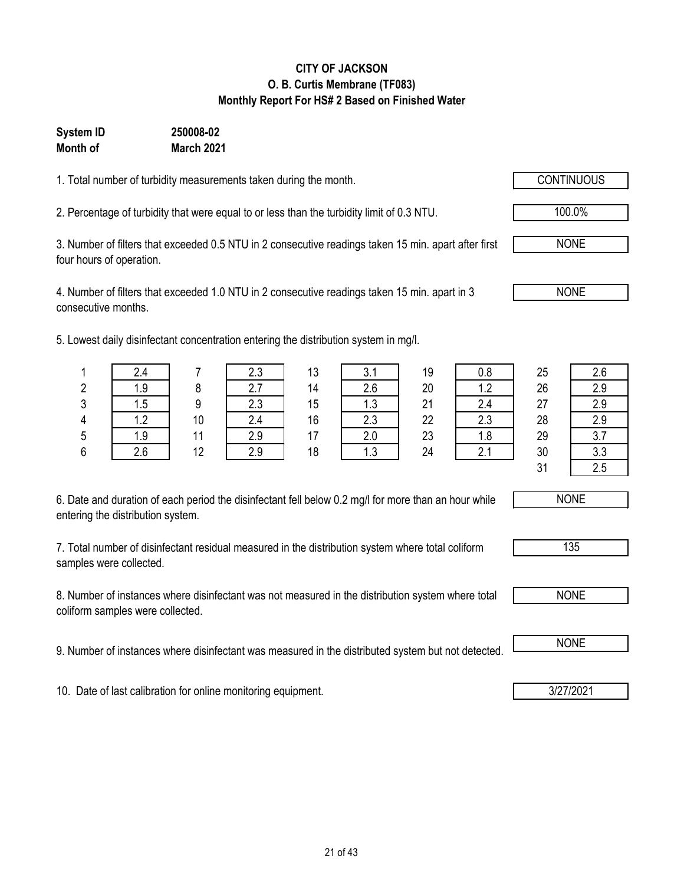**CITY OF JACKSON**
**O. B. Curtis Membrane (TF083)**
**Monthly Report For HS# 2 Based on Finished Water**

**System ID** **250008-02**
**Month of** **March 2021**

1. Total number of turbidity measurements taken during the month. CONTINUOUS

2. Percentage of turbidity that were equal to or less than the turbidity limit of 0.3 NTU. 100.0%

3. Number of filters that exceeded 0.5 NTU in 2 consecutive readings taken 15 min. apart after first four hours of operation. NONE

4. Number of filters that exceeded 1.0 NTU in 2 consecutive readings taken 15 min. apart in 3 consecutive months. NONE

5. Lowest daily disinfectant concentration entering the distribution system in mg/l.

| Day | mg/l | Day | mg/l | Day | mg/l | Day | mg/l | Day | mg/l |
|---|---|---|---|---|---|---|---|---|---|
| 1 | 2.4 | 7 | 2.3 | 13 | 3.1 | 19 | 0.8 | 25 | 2.6 |
| 2 | 1.9 | 8 | 2.7 | 14 | 2.6 | 20 | 1.2 | 26 | 2.9 |
| 3 | 1.5 | 9 | 2.3 | 15 | 1.3 | 21 | 2.4 | 27 | 2.9 |
| 4 | 1.2 | 10 | 2.4 | 16 | 2.3 | 22 | 2.3 | 28 | 2.9 |
| 5 | 1.9 | 11 | 2.9 | 17 | 2.0 | 23 | 1.8 | 29 | 3.7 |
| 6 | 2.6 | 12 | 2.9 | 18 | 1.3 | 24 | 2.1 | 30 | 3.3 |
| | | | | | | | | 31 | 2.5 |

6. Date and duration of each period the disinfectant fell below 0.2 mg/l for more than an hour while entering the distribution system. NONE

7. Total number of disinfectant residual measured in the distribution system where total coliform samples were collected. 135

8. Number of instances where disinfectant was not measured in the distribution system where total coliform samples were collected. NONE

9. Number of instances where disinfectant was measured in the distributed system but not detected. NONE

10. Date of last calibration for online monitoring equipment. 3/27/2021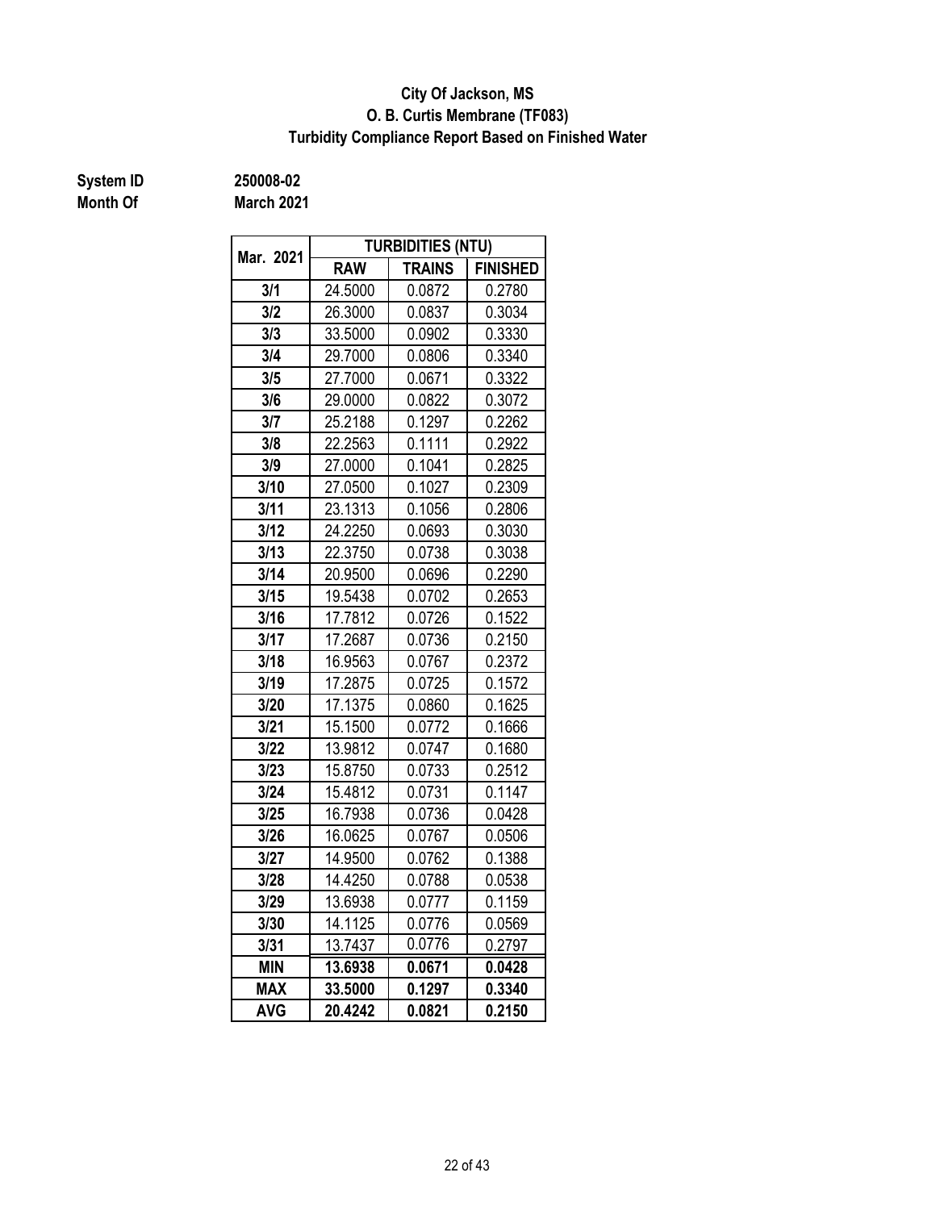**City Of Jackson, MS**
**O. B. Curtis Membrane (TF083)**
**Turbidity Compliance Report Based on Finished Water**

**System ID** 250008-02
**Month Of** March 2021

| Mar. 2021 | TURBIDITIES (NTU) | | |
|---|---|---|---|
| | RAW | TRAINS | FINISHED |
| 3/1 | 24.5000 | 0.0872 | 0.2780 |
| 3/2 | 26.3000 | 0.0837 | 0.3034 |
| 3/3 | 33.5000 | 0.0902 | 0.3330 |
| 3/4 | 29.7000 | 0.0806 | 0.3340 |
| 3/5 | 27.7000 | 0.0671 | 0.3322 |
| 3/6 | 29.0000 | 0.0822 | 0.3072 |
| 3/7 | 25.2188 | 0.1297 | 0.2262 |
| 3/8 | 22.2563 | 0.1111 | 0.2922 |
| 3/9 | 27.0000 | 0.1041 | 0.2825 |
| 3/10 | 27.0500 | 0.1027 | 0.2309 |
| 3/11 | 23.1313 | 0.1056 | 0.2806 |
| 3/12 | 24.2250 | 0.0693 | 0.3030 |
| 3/13 | 22.3750 | 0.0738 | 0.3038 |
| 3/14 | 20.9500 | 0.0696 | 0.2290 |
| 3/15 | 19.5438 | 0.0702 | 0.2653 |
| 3/16 | 17.7812 | 0.0726 | 0.1522 |
| 3/17 | 17.2687 | 0.0736 | 0.2150 |
| 3/18 | 16.9563 | 0.0767 | 0.2372 |
| 3/19 | 17.2875 | 0.0725 | 0.1572 |
| 3/20 | 17.1375 | 0.0860 | 0.1625 |
| 3/21 | 15.1500 | 0.0772 | 0.1666 |
| 3/22 | 13.9812 | 0.0747 | 0.1680 |
| 3/23 | 15.8750 | 0.0733 | 0.2512 |
| 3/24 | 15.4812 | 0.0731 | 0.1147 |
| 3/25 | 16.7938 | 0.0736 | 0.0428 |
| 3/26 | 16.0625 | 0.0767 | 0.0506 |
| 3/27 | 14.9500 | 0.0762 | 0.1388 |
| 3/28 | 14.4250 | 0.0788 | 0.0538 |
| 3/29 | 13.6938 | 0.0777 | 0.1159 |
| 3/30 | 14.1125 | 0.0776 | 0.0569 |
| 3/31 | 13.7437 | 0.0776 | 0.2797 |
| **MIN** | **13.6938** | **0.0671** | **0.0428** |
| **MAX** | **33.5000** | **0.1297** | **0.3340** |
| **AVG** | **20.4242** | **0.0821** | **0.2150** |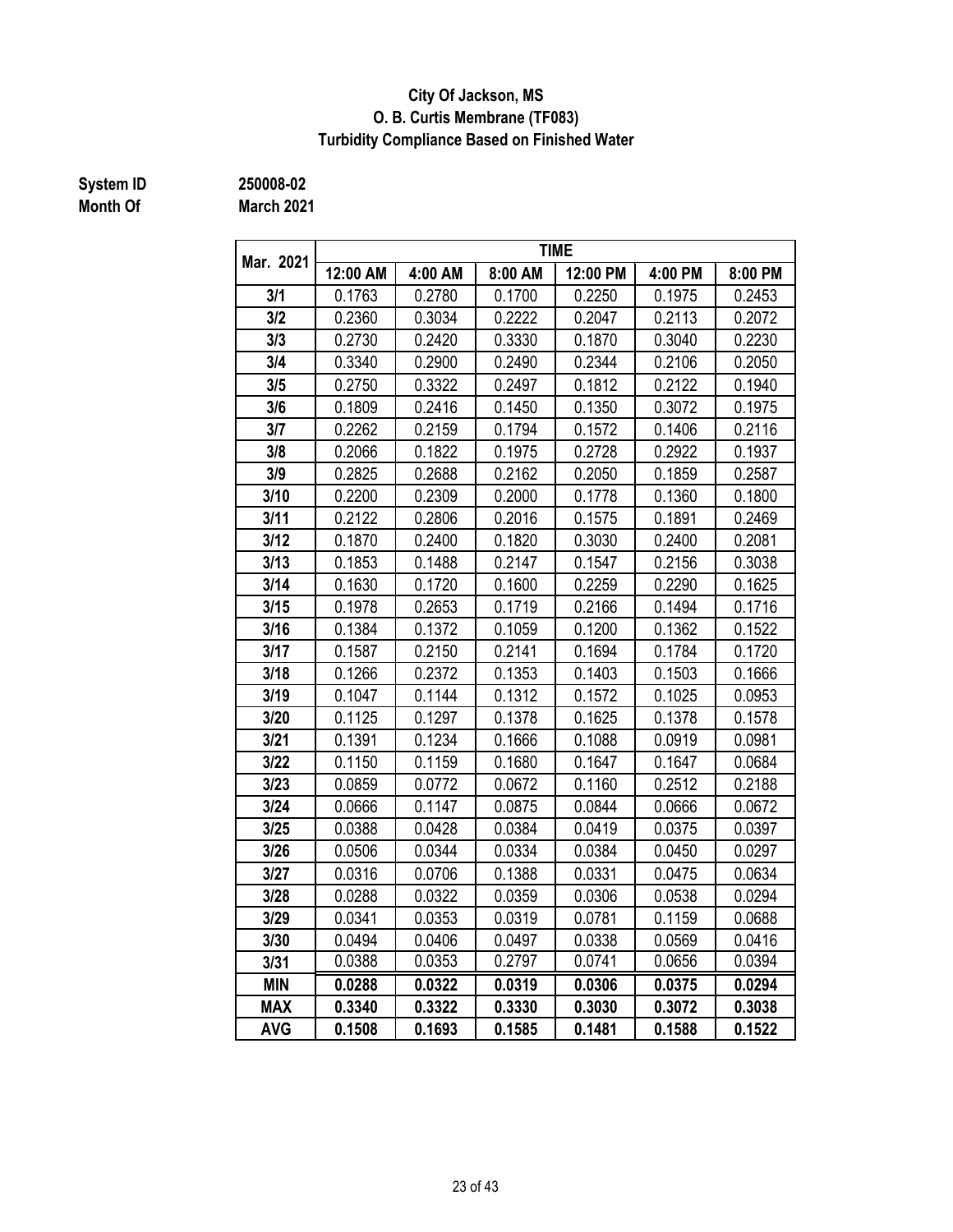**City Of Jackson, MS**
**O. B. Curtis Membrane (TF083)**
**Turbidity Compliance Based on Finished Water**

**System ID** 250008-02
**Month Of** March 2021

| Mar. 2021 | TIME | | | | | |
|---|---|---|---|---|---|---|
| | 12:00 AM | 4:00 AM | 8:00 AM | 12:00 PM | 4:00 PM | 8:00 PM |
| 3/1 | 0.1763 | 0.2780 | 0.1700 | 0.2250 | 0.1975 | 0.2453 |
| 3/2 | 0.2360 | 0.3034 | 0.2222 | 0.2047 | 0.2113 | 0.2072 |
| 3/3 | 0.2730 | 0.2420 | 0.3330 | 0.1870 | 0.3040 | 0.2230 |
| 3/4 | 0.3340 | 0.2900 | 0.2490 | 0.2344 | 0.2106 | 0.2050 |
| 3/5 | 0.2750 | 0.3322 | 0.2497 | 0.1812 | 0.2122 | 0.1940 |
| 3/6 | 0.1809 | 0.2416 | 0.1450 | 0.1350 | 0.3072 | 0.1975 |
| 3/7 | 0.2262 | 0.2159 | 0.1794 | 0.1572 | 0.1406 | 0.2116 |
| 3/8 | 0.2066 | 0.1822 | 0.1975 | 0.2728 | 0.2922 | 0.1937 |
| 3/9 | 0.2825 | 0.2688 | 0.2162 | 0.2050 | 0.1859 | 0.2587 |
| 3/10 | 0.2200 | 0.2309 | 0.2000 | 0.1778 | 0.1360 | 0.1800 |
| 3/11 | 0.2122 | 0.2806 | 0.2016 | 0.1575 | 0.1891 | 0.2469 |
| 3/12 | 0.1870 | 0.2400 | 0.1820 | 0.3030 | 0.2400 | 0.2081 |
| 3/13 | 0.1853 | 0.1488 | 0.2147 | 0.1547 | 0.2156 | 0.3038 |
| 3/14 | 0.1630 | 0.1720 | 0.1600 | 0.2259 | 0.2290 | 0.1625 |
| 3/15 | 0.1978 | 0.2653 | 0.1719 | 0.2166 | 0.1494 | 0.1716 |
| 3/16 | 0.1384 | 0.1372 | 0.1059 | 0.1200 | 0.1362 | 0.1522 |
| 3/17 | 0.1587 | 0.2150 | 0.2141 | 0.1694 | 0.1784 | 0.1720 |
| 3/18 | 0.1266 | 0.2372 | 0.1353 | 0.1403 | 0.1503 | 0.1666 |
| 3/19 | 0.1047 | 0.1144 | 0.1312 | 0.1572 | 0.1025 | 0.0953 |
| 3/20 | 0.1125 | 0.1297 | 0.1378 | 0.1625 | 0.1378 | 0.1578 |
| 3/21 | 0.1391 | 0.1234 | 0.1666 | 0.1088 | 0.0919 | 0.0981 |
| 3/22 | 0.1150 | 0.1159 | 0.1680 | 0.1647 | 0.1647 | 0.0684 |
| 3/23 | 0.0859 | 0.0772 | 0.0672 | 0.1160 | 0.2512 | 0.2188 |
| 3/24 | 0.0666 | 0.1147 | 0.0875 | 0.0844 | 0.0666 | 0.0672 |
| 3/25 | 0.0388 | 0.0428 | 0.0384 | 0.0419 | 0.0375 | 0.0397 |
| 3/26 | 0.0506 | 0.0344 | 0.0334 | 0.0384 | 0.0450 | 0.0297 |
| 3/27 | 0.0316 | 0.0706 | 0.1388 | 0.0331 | 0.0475 | 0.0634 |
| 3/28 | 0.0288 | 0.0322 | 0.0359 | 0.0306 | 0.0538 | 0.0294 |
| 3/29 | 0.0341 | 0.0353 | 0.0319 | 0.0781 | 0.1159 | 0.0688 |
| 3/30 | 0.0494 | 0.0406 | 0.0497 | 0.0338 | 0.0569 | 0.0416 |
| 3/31 | 0.0388 | 0.0353 | 0.2797 | 0.0741 | 0.0656 | 0.0394 |
| **MIN** | **0.0288** | **0.0322** | **0.0319** | **0.0306** | **0.0375** | **0.0294** |
| **MAX** | **0.3340** | **0.3322** | **0.3330** | **0.3030** | **0.3072** | **0.3038** |
| **AVG** | **0.1508** | **0.1693** | **0.1585** | **0.1481** | **0.1588** | **0.1522** |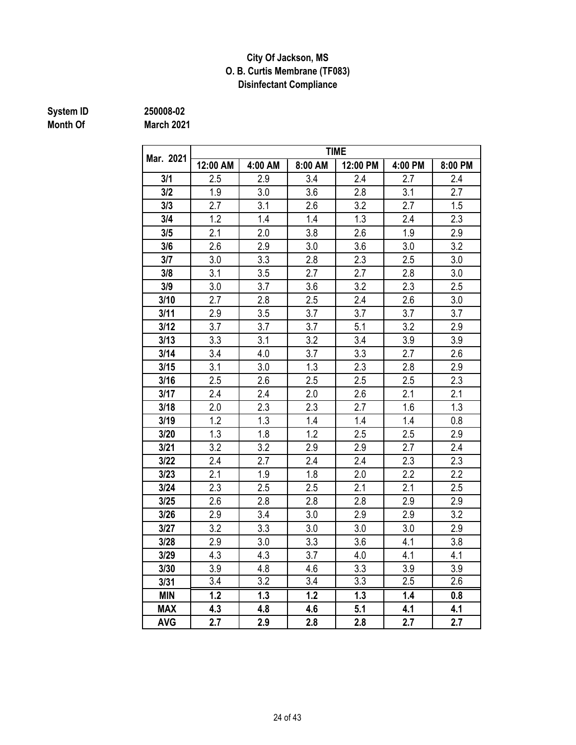**City Of Jackson, MS**
**O. B. Curtis Membrane (TF083)**
**Disinfectant Compliance**

**System ID** 250008-02
**Month Of** March 2021

| Mar. 2021 | TIME | | | | | |
|---|---|---|---|---|---|---|
| | 12:00 AM | 4:00 AM | 8:00 AM | 12:00 PM | 4:00 PM | 8:00 PM |
| 3/1 | 2.5 | 2.9 | 3.4 | 2.4 | 2.7 | 2.4 |
| 3/2 | 1.9 | 3.0 | 3.6 | 2.8 | 3.1 | 2.7 |
| 3/3 | 2.7 | 3.1 | 2.6 | 3.2 | 2.7 | 1.5 |
| 3/4 | 1.2 | 1.4 | 1.4 | 1.3 | 2.4 | 2.3 |
| 3/5 | 2.1 | 2.0 | 3.8 | 2.6 | 1.9 | 2.9 |
| 3/6 | 2.6 | 2.9 | 3.0 | 3.6 | 3.0 | 3.2 |
| 3/7 | 3.0 | 3.3 | 2.8 | 2.3 | 2.5 | 3.0 |
| 3/8 | 3.1 | 3.5 | 2.7 | 2.7 | 2.8 | 3.0 |
| 3/9 | 3.0 | 3.7 | 3.6 | 3.2 | 2.3 | 2.5 |
| 3/10 | 2.7 | 2.8 | 2.5 | 2.4 | 2.6 | 3.0 |
| 3/11 | 2.9 | 3.5 | 3.7 | 3.7 | 3.7 | 3.7 |
| 3/12 | 3.7 | 3.7 | 3.7 | 5.1 | 3.2 | 2.9 |
| 3/13 | 3.3 | 3.1 | 3.2 | 3.4 | 3.9 | 3.9 |
| 3/14 | 3.4 | 4.0 | 3.7 | 3.3 | 2.7 | 2.6 |
| 3/15 | 3.1 | 3.0 | 1.3 | 2.3 | 2.8 | 2.9 |
| 3/16 | 2.5 | 2.6 | 2.5 | 2.5 | 2.5 | 2.3 |
| 3/17 | 2.4 | 2.4 | 2.0 | 2.6 | 2.1 | 2.1 |
| 3/18 | 2.0 | 2.3 | 2.3 | 2.7 | 1.6 | 1.3 |
| 3/19 | 1.2 | 1.3 | 1.4 | 1.4 | 1.4 | 0.8 |
| 3/20 | 1.3 | 1.8 | 1.2 | 2.5 | 2.5 | 2.9 |
| 3/21 | 3.2 | 3.2 | 2.9 | 2.9 | 2.7 | 2.4 |
| 3/22 | 2.4 | 2.7 | 2.4 | 2.4 | 2.3 | 2.3 |
| 3/23 | 2.1 | 1.9 | 1.8 | 2.0 | 2.2 | 2.2 |
| 3/24 | 2.3 | 2.5 | 2.5 | 2.1 | 2.1 | 2.5 |
| 3/25 | 2.6 | 2.8 | 2.8 | 2.8 | 2.9 | 2.9 |
| 3/26 | 2.9 | 3.4 | 3.0 | 2.9 | 2.9 | 3.2 |
| 3/27 | 3.2 | 3.3 | 3.0 | 3.0 | 3.0 | 2.9 |
| 3/28 | 2.9 | 3.0 | 3.3 | 3.6 | 4.1 | 3.8 |
| 3/29 | 4.3 | 4.3 | 3.7 | 4.0 | 4.1 | 4.1 |
| 3/30 | 3.9 | 4.8 | 4.6 | 3.3 | 3.9 | 3.9 |
| 3/31 | 3.4 | 3.2 | 3.4 | 3.3 | 2.5 | 2.6 |
| **MIN** | **1.2** | **1.3** | **1.2** | **1.3** | **1.4** | **0.8** |
| **MAX** | **4.3** | **4.8** | **4.6** | **5.1** | **4.1** | **4.1** |
| **AVG** | **2.7** | **2.9** | **2.8** | **2.8** | **2.7** | **2.7** |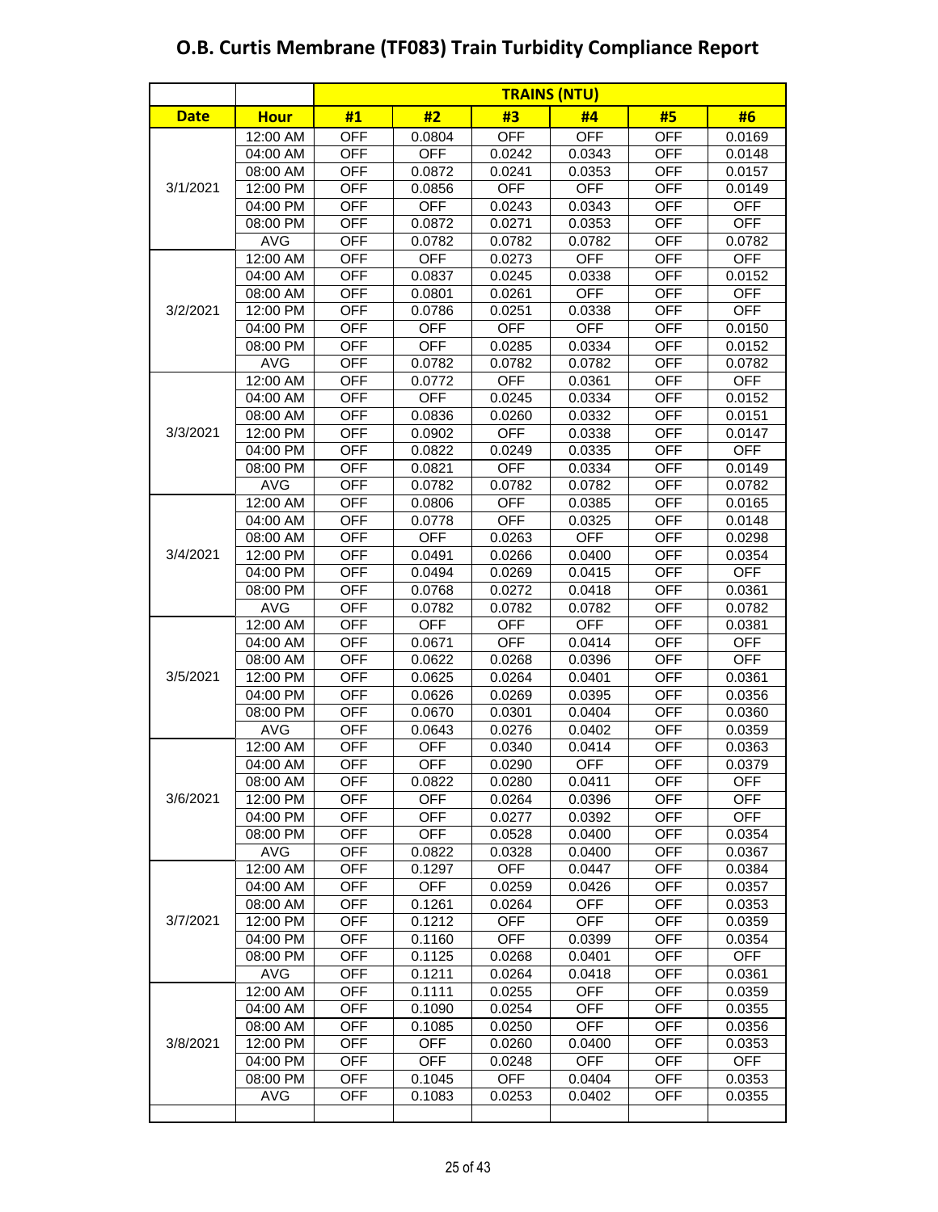# O.B. Curtis Membrane (TF083) Train Turbidity Compliance Report

| | | TRAINS (NTU) | | | | | |
|---|---|---|---|---|---|---|---|
| **Date** | **Hour** | **#1** | **#2** | **#3** | **#4** | **#5** | **#6** |
| 3/1/2021 | 12:00 AM | OFF | 0.0804 | OFF | OFF | OFF | 0.0169 |
| | 04:00 AM | OFF | OFF | 0.0242 | 0.0343 | OFF | 0.0148 |
| | 08:00 AM | OFF | 0.0872 | 0.0241 | 0.0353 | OFF | 0.0157 |
| | 12:00 PM | OFF | 0.0856 | OFF | OFF | OFF | 0.0149 |
| | 04:00 PM | OFF | OFF | 0.0243 | 0.0343 | OFF | OFF |
| | 08:00 PM | OFF | 0.0872 | 0.0271 | 0.0353 | OFF | OFF |
| | AVG | OFF | 0.0782 | 0.0782 | 0.0782 | OFF | 0.0782 |
| 3/2/2021 | 12:00 AM | OFF | OFF | 0.0273 | OFF | OFF | OFF |
| | 04:00 AM | OFF | 0.0837 | 0.0245 | 0.0338 | OFF | 0.0152 |
| | 08:00 AM | OFF | 0.0801 | 0.0261 | OFF | OFF | OFF |
| | 12:00 PM | OFF | 0.0786 | 0.0251 | 0.0338 | OFF | OFF |
| | 04:00 PM | OFF | OFF | OFF | OFF | OFF | 0.0150 |
| | 08:00 PM | OFF | OFF | 0.0285 | 0.0334 | OFF | 0.0152 |
| | AVG | OFF | 0.0782 | 0.0782 | 0.0782 | OFF | 0.0782 |
| 3/3/2021 | 12:00 AM | OFF | 0.0772 | OFF | 0.0361 | OFF | OFF |
| | 04:00 AM | OFF | OFF | 0.0245 | 0.0334 | OFF | 0.0152 |
| | 08:00 AM | OFF | 0.0836 | 0.0260 | 0.0332 | OFF | 0.0151 |
| | 12:00 PM | OFF | 0.0902 | OFF | 0.0338 | OFF | 0.0147 |
| | 04:00 PM | OFF | 0.0822 | 0.0249 | 0.0335 | OFF | OFF |
| | 08:00 PM | OFF | 0.0821 | OFF | 0.0334 | OFF | 0.0149 |
| | AVG | OFF | 0.0782 | 0.0782 | 0.0782 | OFF | 0.0782 |
| 3/4/2021 | 12:00 AM | OFF | 0.0806 | OFF | 0.0385 | OFF | 0.0165 |
| | 04:00 AM | OFF | 0.0778 | OFF | 0.0325 | OFF | 0.0148 |
| | 08:00 AM | OFF | OFF | 0.0263 | OFF | OFF | 0.0298 |
| | 12:00 PM | OFF | 0.0491 | 0.0266 | 0.0400 | OFF | 0.0354 |
| | 04:00 PM | OFF | 0.0494 | 0.0269 | 0.0415 | OFF | OFF |
| | 08:00 PM | OFF | 0.0768 | 0.0272 | 0.0418 | OFF | 0.0361 |
| | AVG | OFF | 0.0782 | 0.0782 | 0.0782 | OFF | 0.0782 |
| 3/5/2021 | 12:00 AM | OFF | OFF | OFF | OFF | OFF | 0.0381 |
| | 04:00 AM | OFF | 0.0671 | OFF | 0.0414 | OFF | OFF |
| | 08:00 AM | OFF | 0.0622 | 0.0268 | 0.0396 | OFF | OFF |
| | 12:00 PM | OFF | 0.0625 | 0.0264 | 0.0401 | OFF | 0.0361 |
| | 04:00 PM | OFF | 0.0626 | 0.0269 | 0.0395 | OFF | 0.0356 |
| | 08:00 PM | OFF | 0.0670 | 0.0301 | 0.0404 | OFF | 0.0360 |
| | AVG | OFF | 0.0643 | 0.0276 | 0.0402 | OFF | 0.0359 |
| 3/6/2021 | 12:00 AM | OFF | OFF | 0.0340 | 0.0414 | OFF | 0.0363 |
| | 04:00 AM | OFF | OFF | 0.0290 | OFF | OFF | 0.0379 |
| | 08:00 AM | OFF | 0.0822 | 0.0280 | 0.0411 | OFF | OFF |
| | 12:00 PM | OFF | OFF | 0.0264 | 0.0396 | OFF | OFF |
| | 04:00 PM | OFF | OFF | 0.0277 | 0.0392 | OFF | OFF |
| | 08:00 PM | OFF | OFF | 0.0528 | 0.0400 | OFF | 0.0354 |
| | AVG | OFF | 0.0822 | 0.0328 | 0.0400 | OFF | 0.0367 |
| 3/7/2021 | 12:00 AM | OFF | 0.1297 | OFF | 0.0447 | OFF | 0.0384 |
| | 04:00 AM | OFF | OFF | 0.0259 | 0.0426 | OFF | 0.0357 |
| | 08:00 AM | OFF | 0.1261 | 0.0264 | OFF | OFF | 0.0353 |
| | 12:00 PM | OFF | 0.1212 | OFF | OFF | OFF | 0.0359 |
| | 04:00 PM | OFF | 0.1160 | OFF | 0.0399 | OFF | 0.0354 |
| | 08:00 PM | OFF | 0.1125 | 0.0268 | 0.0401 | OFF | OFF |
| | AVG | OFF | 0.1211 | 0.0264 | 0.0418 | OFF | 0.0361 |
| 3/8/2021 | 12:00 AM | OFF | 0.1111 | 0.0255 | OFF | OFF | 0.0359 |
| | 04:00 AM | OFF | 0.1090 | 0.0254 | OFF | OFF | 0.0355 |
| | 08:00 AM | OFF | 0.1085 | 0.0250 | OFF | OFF | 0.0356 |
| | 12:00 PM | OFF | OFF | 0.0260 | 0.0400 | OFF | 0.0353 |
| | 04:00 PM | OFF | OFF | 0.0248 | OFF | OFF | OFF |
| | 08:00 PM | OFF | 0.1045 | OFF | 0.0404 | OFF | 0.0353 |
| | AVG | OFF | 0.1083 | 0.0253 | 0.0402 | OFF | 0.0355 |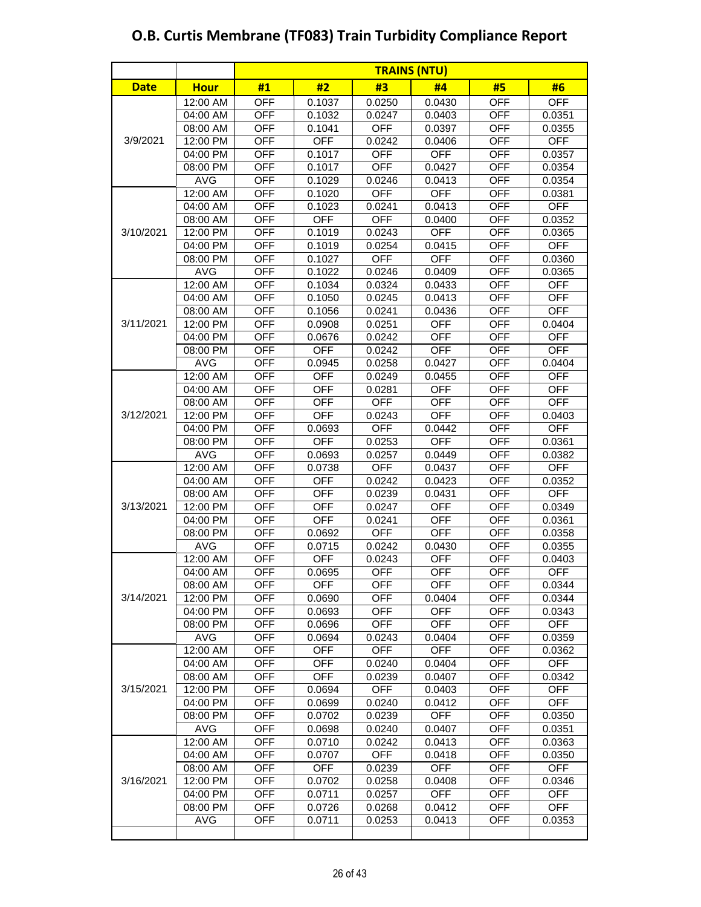# O.B. Curtis Membrane (TF083) Train Turbidity Compliance Report

| | | TRAINS (NTU) | | | | | |
|---|---|---|---|---|---|---|---|
| **Date** | **Hour** | **#1** | **#2** | **#3** | **#4** | **#5** | **#6** |
| 3/9/2021 | 12:00 AM | OFF | 0.1037 | 0.0250 | 0.0430 | OFF | OFF |
| | 04:00 AM | OFF | 0.1032 | 0.0247 | 0.0403 | OFF | 0.0351 |
| | 08:00 AM | OFF | 0.1041 | OFF | 0.0397 | OFF | 0.0355 |
| | 12:00 PM | OFF | OFF | 0.0242 | 0.0406 | OFF | OFF |
| | 04:00 PM | OFF | 0.1017 | OFF | OFF | OFF | 0.0357 |
| | 08:00 PM | OFF | 0.1017 | OFF | 0.0427 | OFF | 0.0354 |
| | AVG | OFF | 0.1029 | 0.0246 | 0.0413 | OFF | 0.0354 |
| 3/10/2021 | 12:00 AM | OFF | 0.1020 | OFF | OFF | OFF | 0.0381 |
| | 04:00 AM | OFF | 0.1023 | 0.0241 | 0.0413 | OFF | OFF |
| | 08:00 AM | OFF | OFF | OFF | 0.0400 | OFF | 0.0352 |
| | 12:00 PM | OFF | 0.1019 | 0.0243 | OFF | OFF | 0.0365 |
| | 04:00 PM | OFF | 0.1019 | 0.0254 | 0.0415 | OFF | OFF |
| | 08:00 PM | OFF | 0.1027 | OFF | OFF | OFF | 0.0360 |
| | AVG | OFF | 0.1022 | 0.0246 | 0.0409 | OFF | 0.0365 |
| 3/11/2021 | 12:00 AM | OFF | 0.1034 | 0.0324 | 0.0433 | OFF | OFF |
| | 04:00 AM | OFF | 0.1050 | 0.0245 | 0.0413 | OFF | OFF |
| | 08:00 AM | OFF | 0.1056 | 0.0241 | 0.0436 | OFF | OFF |
| | 12:00 PM | OFF | 0.0908 | 0.0251 | OFF | OFF | 0.0404 |
| | 04:00 PM | OFF | 0.0676 | 0.0242 | OFF | OFF | OFF |
| | 08:00 PM | OFF | OFF | 0.0242 | OFF | OFF | OFF |
| | AVG | OFF | 0.0945 | 0.0258 | 0.0427 | OFF | 0.0404 |
| 3/12/2021 | 12:00 AM | OFF | OFF | 0.0249 | 0.0455 | OFF | OFF |
| | 04:00 AM | OFF | OFF | 0.0281 | OFF | OFF | OFF |
| | 08:00 AM | OFF | OFF | OFF | OFF | OFF | OFF |
| | 12:00 PM | OFF | OFF | 0.0243 | OFF | OFF | 0.0403 |
| | 04:00 PM | OFF | 0.0693 | OFF | 0.0442 | OFF | OFF |
| | 08:00 PM | OFF | OFF | 0.0253 | OFF | OFF | 0.0361 |
| | AVG | OFF | 0.0693 | 0.0257 | 0.0449 | OFF | 0.0382 |
| 3/13/2021 | 12:00 AM | OFF | 0.0738 | OFF | 0.0437 | OFF | OFF |
| | 04:00 AM | OFF | OFF | 0.0242 | 0.0423 | OFF | 0.0352 |
| | 08:00 AM | OFF | OFF | 0.0239 | 0.0431 | OFF | OFF |
| | 12:00 PM | OFF | OFF | 0.0247 | OFF | OFF | 0.0349 |
| | 04:00 PM | OFF | OFF | 0.0241 | OFF | OFF | 0.0361 |
| | 08:00 PM | OFF | 0.0692 | OFF | OFF | OFF | 0.0358 |
| | AVG | OFF | 0.0715 | 0.0242 | 0.0430 | OFF | 0.0355 |
| 3/14/2021 | 12:00 AM | OFF | OFF | 0.0243 | OFF | OFF | 0.0403 |
| | 04:00 AM | OFF | 0.0695 | OFF | OFF | OFF | OFF |
| | 08:00 AM | OFF | OFF | OFF | OFF | OFF | 0.0344 |
| | 12:00 PM | OFF | 0.0690 | OFF | 0.0404 | OFF | 0.0344 |
| | 04:00 PM | OFF | 0.0693 | OFF | OFF | OFF | 0.0343 |
| | 08:00 PM | OFF | 0.0696 | OFF | OFF | OFF | OFF |
| | AVG | OFF | 0.0694 | 0.0243 | 0.0404 | OFF | 0.0359 |
| 3/15/2021 | 12:00 AM | OFF | OFF | OFF | OFF | OFF | 0.0362 |
| | 04:00 AM | OFF | OFF | 0.0240 | 0.0404 | OFF | OFF |
| | 08:00 AM | OFF | OFF | 0.0239 | 0.0407 | OFF | 0.0342 |
| | 12:00 PM | OFF | 0.0694 | OFF | 0.0403 | OFF | OFF |
| | 04:00 PM | OFF | 0.0699 | 0.0240 | 0.0412 | OFF | OFF |
| | 08:00 PM | OFF | 0.0702 | 0.0239 | OFF | OFF | 0.0350 |
| | AVG | OFF | 0.0698 | 0.0240 | 0.0407 | OFF | 0.0351 |
| 3/16/2021 | 12:00 AM | OFF | 0.0710 | 0.0242 | 0.0413 | OFF | 0.0363 |
| | 04:00 AM | OFF | 0.0707 | OFF | 0.0418 | OFF | 0.0350 |
| | 08:00 AM | OFF | OFF | 0.0239 | OFF | OFF | OFF |
| | 12:00 PM | OFF | 0.0702 | 0.0258 | 0.0408 | OFF | 0.0346 |
| | 04:00 PM | OFF | 0.0711 | 0.0257 | OFF | OFF | OFF |
| | 08:00 PM | OFF | 0.0726 | 0.0268 | 0.0412 | OFF | OFF |
| | AVG | OFF | 0.0711 | 0.0253 | 0.0413 | OFF | 0.0353 |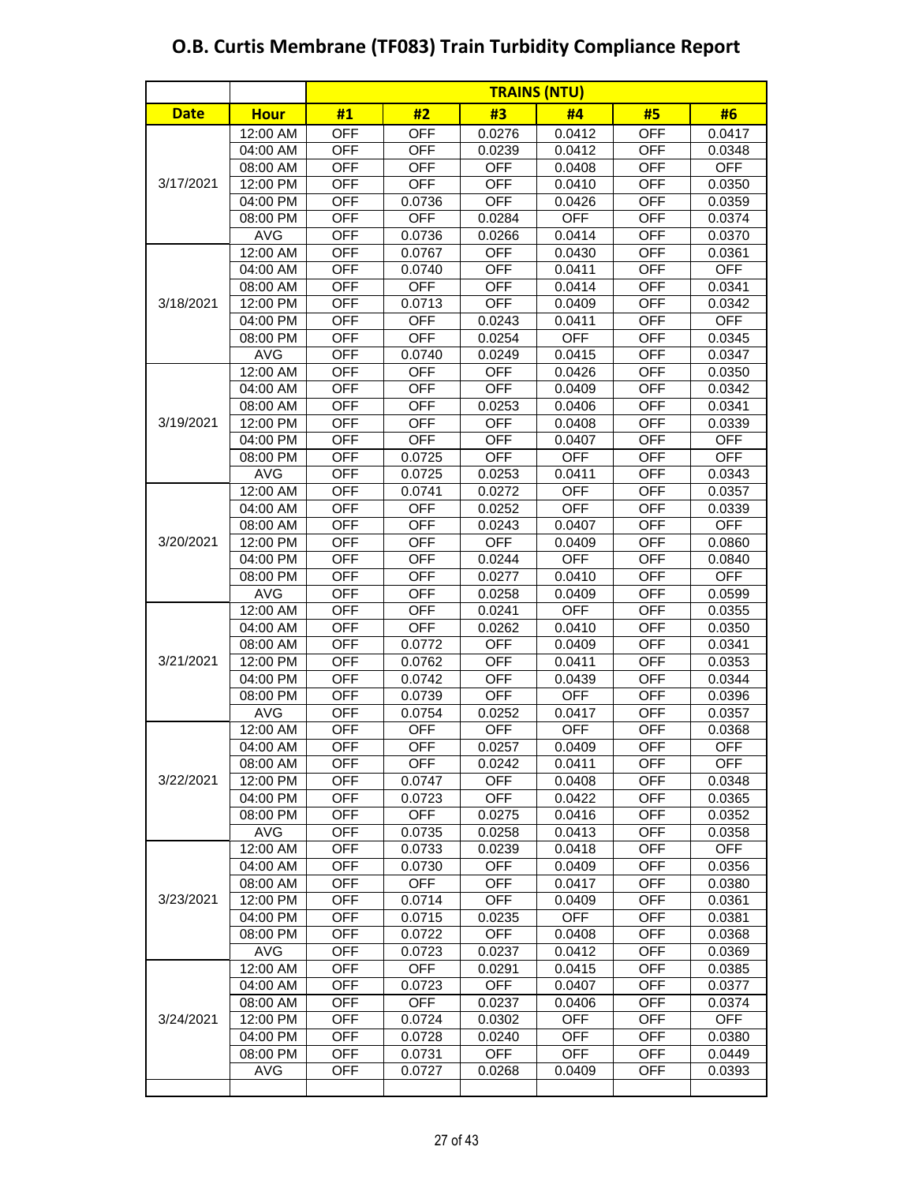# O.B. Curtis Membrane (TF083) Train Turbidity Compliance Report

| | | TRAINS (NTU) | | | | | |
|---|---|---|---|---|---|---|---|
| **Date** | **Hour** | **#1** | **#2** | **#3** | **#4** | **#5** | **#6** |
| 3/17/2021 | 12:00 AM | OFF | OFF | 0.0276 | 0.0412 | OFF | 0.0417 |
| | 04:00 AM | OFF | OFF | 0.0239 | 0.0412 | OFF | 0.0348 |
| | 08:00 AM | OFF | OFF | OFF | 0.0408 | OFF | OFF |
| | 12:00 PM | OFF | OFF | OFF | 0.0410 | OFF | 0.0350 |
| | 04:00 PM | OFF | 0.0736 | OFF | 0.0426 | OFF | 0.0359 |
| | 08:00 PM | OFF | OFF | 0.0284 | OFF | OFF | 0.0374 |
| | AVG | OFF | 0.0736 | 0.0266 | 0.0414 | OFF | 0.0370 |
| 3/18/2021 | 12:00 AM | OFF | 0.0767 | OFF | 0.0430 | OFF | 0.0361 |
| | 04:00 AM | OFF | 0.0740 | OFF | 0.0411 | OFF | OFF |
| | 08:00 AM | OFF | OFF | OFF | 0.0414 | OFF | 0.0341 |
| | 12:00 PM | OFF | 0.0713 | OFF | 0.0409 | OFF | 0.0342 |
| | 04:00 PM | OFF | OFF | 0.0243 | 0.0411 | OFF | OFF |
| | 08:00 PM | OFF | OFF | 0.0254 | OFF | OFF | 0.0345 |
| | AVG | OFF | 0.0740 | 0.0249 | 0.0415 | OFF | 0.0347 |
| 3/19/2021 | 12:00 AM | OFF | OFF | OFF | 0.0426 | OFF | 0.0350 |
| | 04:00 AM | OFF | OFF | OFF | 0.0409 | OFF | 0.0342 |
| | 08:00 AM | OFF | OFF | 0.0253 | 0.0406 | OFF | 0.0341 |
| | 12:00 PM | OFF | OFF | OFF | 0.0408 | OFF | 0.0339 |
| | 04:00 PM | OFF | OFF | OFF | 0.0407 | OFF | OFF |
| | 08:00 PM | OFF | 0.0725 | OFF | OFF | OFF | OFF |
| | AVG | OFF | 0.0725 | 0.0253 | 0.0411 | OFF | 0.0343 |
| 3/20/2021 | 12:00 AM | OFF | 0.0741 | 0.0272 | OFF | OFF | 0.0357 |
| | 04:00 AM | OFF | OFF | 0.0252 | OFF | OFF | 0.0339 |
| | 08:00 AM | OFF | OFF | 0.0243 | 0.0407 | OFF | OFF |
| | 12:00 PM | OFF | OFF | OFF | 0.0409 | OFF | 0.0860 |
| | 04:00 PM | OFF | OFF | 0.0244 | OFF | OFF | 0.0840 |
| | 08:00 PM | OFF | OFF | 0.0277 | 0.0410 | OFF | OFF |
| | AVG | OFF | OFF | 0.0258 | 0.0409 | OFF | 0.0599 |
| 3/21/2021 | 12:00 AM | OFF | OFF | 0.0241 | OFF | OFF | 0.0355 |
| | 04:00 AM | OFF | OFF | 0.0262 | 0.0410 | OFF | 0.0350 |
| | 08:00 AM | OFF | 0.0772 | OFF | 0.0409 | OFF | 0.0341 |
| | 12:00 PM | OFF | 0.0762 | OFF | 0.0411 | OFF | 0.0353 |
| | 04:00 PM | OFF | 0.0742 | OFF | 0.0439 | OFF | 0.0344 |
| | 08:00 PM | OFF | 0.0739 | OFF | OFF | OFF | 0.0396 |
| | AVG | OFF | 0.0754 | 0.0252 | 0.0417 | OFF | 0.0357 |
| 3/22/2021 | 12:00 AM | OFF | OFF | OFF | OFF | OFF | 0.0368 |
| | 04:00 AM | OFF | OFF | 0.0257 | 0.0409 | OFF | OFF |
| | 08:00 AM | OFF | OFF | 0.0242 | 0.0411 | OFF | OFF |
| | 12:00 PM | OFF | 0.0747 | OFF | 0.0408 | OFF | 0.0348 |
| | 04:00 PM | OFF | 0.0723 | OFF | 0.0422 | OFF | 0.0365 |
| | 08:00 PM | OFF | OFF | 0.0275 | 0.0416 | OFF | 0.0352 |
| | AVG | OFF | 0.0735 | 0.0258 | 0.0413 | OFF | 0.0358 |
| 3/23/2021 | 12:00 AM | OFF | 0.0733 | 0.0239 | 0.0418 | OFF | OFF |
| | 04:00 AM | OFF | 0.0730 | OFF | 0.0409 | OFF | 0.0356 |
| | 08:00 AM | OFF | OFF | OFF | 0.0417 | OFF | 0.0380 |
| | 12:00 PM | OFF | 0.0714 | OFF | 0.0409 | OFF | 0.0361 |
| | 04:00 PM | OFF | 0.0715 | 0.0235 | OFF | OFF | 0.0381 |
| | 08:00 PM | OFF | 0.0722 | OFF | 0.0408 | OFF | 0.0368 |
| | AVG | OFF | 0.0723 | 0.0237 | 0.0412 | OFF | 0.0369 |
| 3/24/2021 | 12:00 AM | OFF | OFF | 0.0291 | 0.0415 | OFF | 0.0385 |
| | 04:00 AM | OFF | 0.0723 | OFF | 0.0407 | OFF | 0.0377 |
| | 08:00 AM | OFF | OFF | 0.0237 | 0.0406 | OFF | 0.0374 |
| | 12:00 PM | OFF | 0.0724 | 0.0302 | OFF | OFF | OFF |
| | 04:00 PM | OFF | 0.0728 | 0.0240 | OFF | OFF | 0.0380 |
| | 08:00 PM | OFF | 0.0731 | OFF | OFF | OFF | 0.0449 |
| | AVG | OFF | 0.0727 | 0.0268 | 0.0409 | OFF | 0.0393 |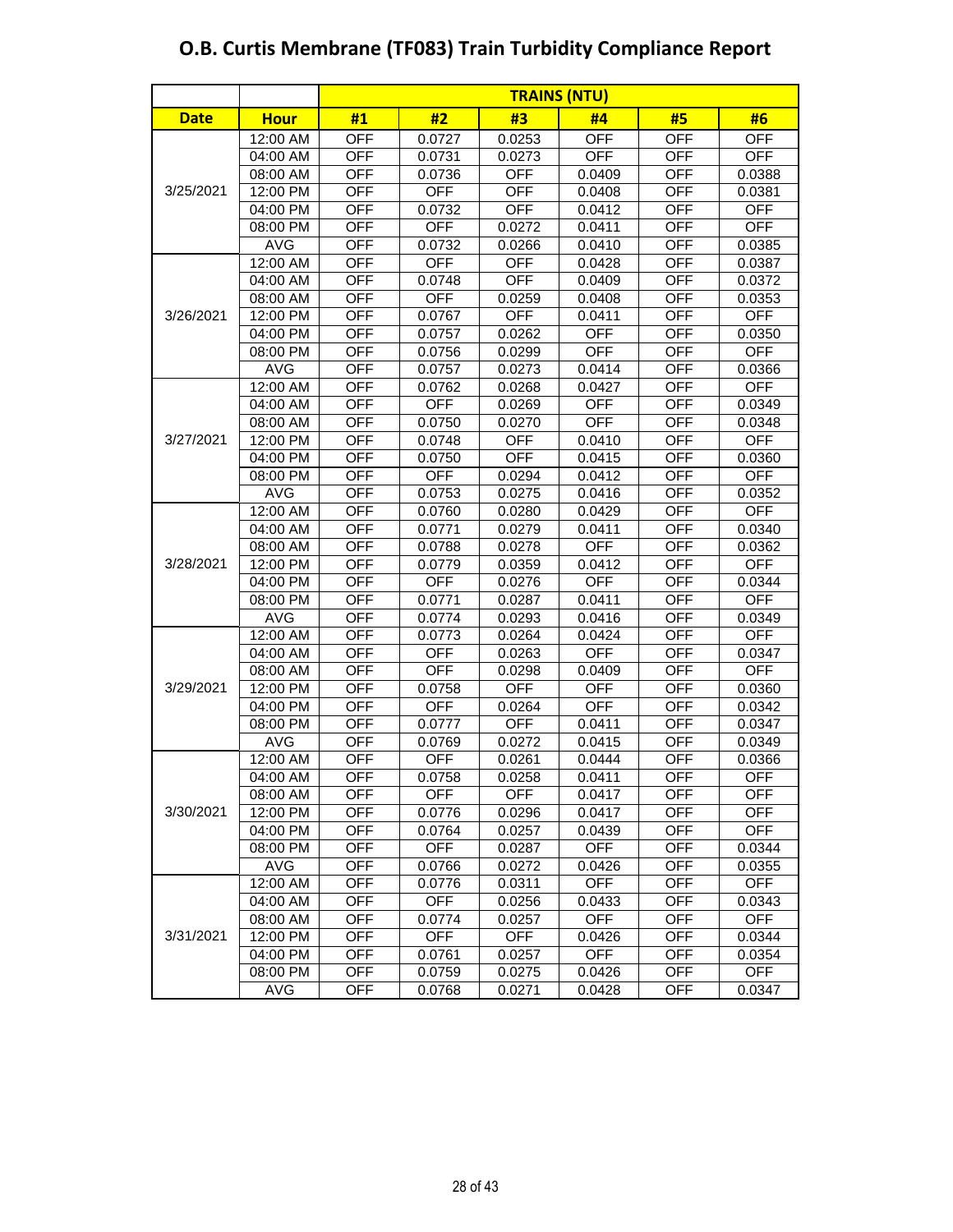# O.B. Curtis Membrane (TF083) Train Turbidity Compliance Report

| | | TRAINS (NTU) | | | | | |
|---|---|---|---|---|---|---|---|
| **Date** | **Hour** | **#1** | **#2** | **#3** | **#4** | **#5** | **#6** |
| 3/25/2021 | 12:00 AM | OFF | 0.0727 | 0.0253 | OFF | OFF | OFF |
| | 04:00 AM | OFF | 0.0731 | 0.0273 | OFF | OFF | OFF |
| | 08:00 AM | OFF | 0.0736 | OFF | 0.0409 | OFF | 0.0388 |
| | 12:00 PM | OFF | OFF | OFF | 0.0408 | OFF | 0.0381 |
| | 04:00 PM | OFF | 0.0732 | OFF | 0.0412 | OFF | OFF |
| | 08:00 PM | OFF | OFF | 0.0272 | 0.0411 | OFF | OFF |
| | AVG | OFF | 0.0732 | 0.0266 | 0.0410 | OFF | 0.0385 |
| 3/26/2021 | 12:00 AM | OFF | OFF | OFF | 0.0428 | OFF | 0.0387 |
| | 04:00 AM | OFF | 0.0748 | OFF | 0.0409 | OFF | 0.0372 |
| | 08:00 AM | OFF | OFF | 0.0259 | 0.0408 | OFF | 0.0353 |
| | 12:00 PM | OFF | 0.0767 | OFF | 0.0411 | OFF | OFF |
| | 04:00 PM | OFF | 0.0757 | 0.0262 | OFF | OFF | 0.0350 |
| | 08:00 PM | OFF | 0.0756 | 0.0299 | OFF | OFF | OFF |
| | AVG | OFF | 0.0757 | 0.0273 | 0.0414 | OFF | 0.0366 |
| 3/27/2021 | 12:00 AM | OFF | 0.0762 | 0.0268 | 0.0427 | OFF | OFF |
| | 04:00 AM | OFF | OFF | 0.0269 | OFF | OFF | 0.0349 |
| | 08:00 AM | OFF | 0.0750 | 0.0270 | OFF | OFF | 0.0348 |
| | 12:00 PM | OFF | 0.0748 | OFF | 0.0410 | OFF | OFF |
| | 04:00 PM | OFF | 0.0750 | OFF | 0.0415 | OFF | 0.0360 |
| | 08:00 PM | OFF | OFF | 0.0294 | 0.0412 | OFF | OFF |
| | AVG | OFF | 0.0753 | 0.0275 | 0.0416 | OFF | 0.0352 |
| 3/28/2021 | 12:00 AM | OFF | 0.0760 | 0.0280 | 0.0429 | OFF | OFF |
| | 04:00 AM | OFF | 0.0771 | 0.0279 | 0.0411 | OFF | 0.0340 |
| | 08:00 AM | OFF | 0.0788 | 0.0278 | OFF | OFF | 0.0362 |
| | 12:00 PM | OFF | 0.0779 | 0.0359 | 0.0412 | OFF | OFF |
| | 04:00 PM | OFF | OFF | 0.0276 | OFF | OFF | 0.0344 |
| | 08:00 PM | OFF | 0.0771 | 0.0287 | 0.0411 | OFF | OFF |
| | AVG | OFF | 0.0774 | 0.0293 | 0.0416 | OFF | 0.0349 |
| 3/29/2021 | 12:00 AM | OFF | 0.0773 | 0.0264 | 0.0424 | OFF | OFF |
| | 04:00 AM | OFF | OFF | 0.0263 | OFF | OFF | 0.0347 |
| | 08:00 AM | OFF | OFF | 0.0298 | 0.0409 | OFF | OFF |
| | 12:00 PM | OFF | 0.0758 | OFF | OFF | OFF | 0.0360 |
| | 04:00 PM | OFF | OFF | 0.0264 | OFF | OFF | 0.0342 |
| | 08:00 PM | OFF | 0.0777 | OFF | 0.0411 | OFF | 0.0347 |
| | AVG | OFF | 0.0769 | 0.0272 | 0.0415 | OFF | 0.0349 |
| 3/30/2021 | 12:00 AM | OFF | OFF | 0.0261 | 0.0444 | OFF | 0.0366 |
| | 04:00 AM | OFF | 0.0758 | 0.0258 | 0.0411 | OFF | OFF |
| | 08:00 AM | OFF | OFF | OFF | 0.0417 | OFF | OFF |
| | 12:00 PM | OFF | 0.0776 | 0.0296 | 0.0417 | OFF | OFF |
| | 04:00 PM | OFF | 0.0764 | 0.0257 | 0.0439 | OFF | OFF |
| | 08:00 PM | OFF | OFF | 0.0287 | OFF | OFF | 0.0344 |
| | AVG | OFF | 0.0766 | 0.0272 | 0.0426 | OFF | 0.0355 |
| 3/31/2021 | 12:00 AM | OFF | 0.0776 | 0.0311 | OFF | OFF | OFF |
| | 04:00 AM | OFF | OFF | 0.0256 | 0.0433 | OFF | 0.0343 |
| | 08:00 AM | OFF | 0.0774 | 0.0257 | OFF | OFF | OFF |
| | 12:00 PM | OFF | OFF | OFF | 0.0426 | OFF | 0.0344 |
| | 04:00 PM | OFF | 0.0761 | 0.0257 | OFF | OFF | 0.0354 |
| | 08:00 PM | OFF | 0.0759 | 0.0275 | 0.0426 | OFF | OFF |
| | AVG | OFF | 0.0768 | 0.0271 | 0.0428 | OFF | 0.0347 |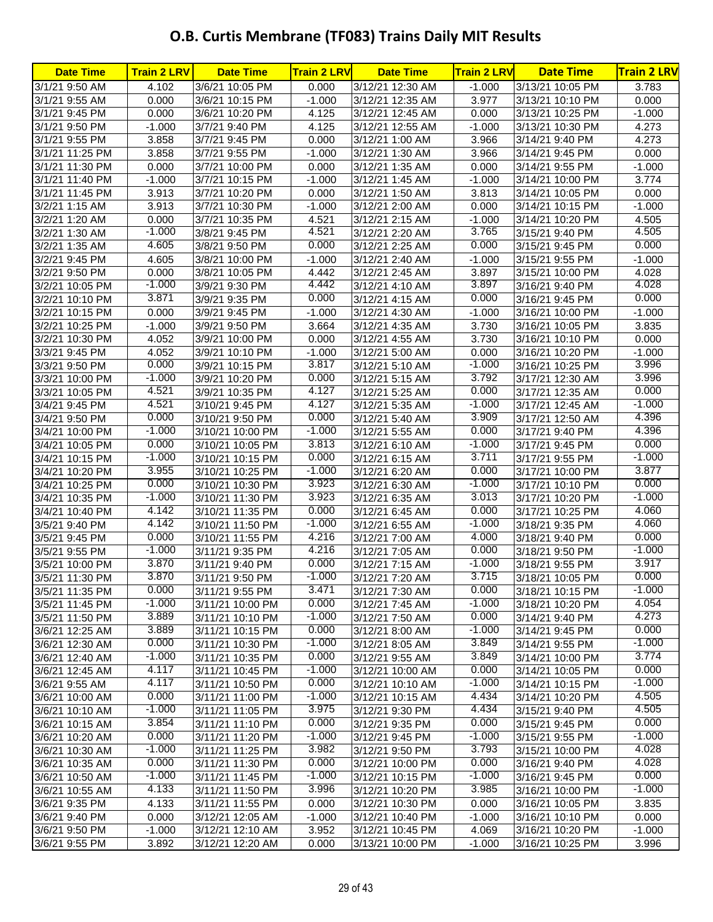# O.B. Curtis Membrane (TF083) Trains Daily MIT Results

| Date Time | Train 2 LRV | Date Time | Train 2 LRV | Date Time | Train 2 LRV | Date Time | Train 2 LRV |
|---|---|---|---|---|---|---|---|
| 3/1/21 9:50 AM | 4.102 | 3/6/21 10:05 PM | 0.000 | 3/12/21 12:30 AM | -1.000 | 3/13/21 10:05 PM | 3.783 |
| 3/1/21 9:55 AM | 0.000 | 3/6/21 10:15 PM | -1.000 | 3/12/21 12:35 AM | 3.977 | 3/13/21 10:10 PM | 0.000 |
| 3/1/21 9:45 PM | 0.000 | 3/6/21 10:20 PM | 4.125 | 3/12/21 12:45 AM | 0.000 | 3/13/21 10:25 PM | -1.000 |
| 3/1/21 9:50 PM | -1.000 | 3/7/21 9:40 PM | 4.125 | 3/12/21 12:55 AM | -1.000 | 3/13/21 10:30 PM | 4.273 |
| 3/1/21 9:55 PM | 3.858 | 3/7/21 9:45 PM | 0.000 | 3/12/21 1:00 AM | 3.966 | 3/14/21 9:40 PM | 4.273 |
| 3/1/21 11:25 PM | 3.858 | 3/7/21 9:55 PM | -1.000 | 3/12/21 1:30 AM | 3.966 | 3/14/21 9:45 PM | 0.000 |
| 3/1/21 11:30 PM | 0.000 | 3/7/21 10:00 PM | 0.000 | 3/12/21 1:35 AM | 0.000 | 3/14/21 9:55 PM | -1.000 |
| 3/1/21 11:40 PM | -1.000 | 3/7/21 10:15 PM | -1.000 | 3/12/21 1:45 AM | -1.000 | 3/14/21 10:00 PM | 3.774 |
| 3/1/21 11:45 PM | 3.913 | 3/7/21 10:20 PM | 0.000 | 3/12/21 1:50 AM | 3.813 | 3/14/21 10:05 PM | 0.000 |
| 3/2/21 1:15 AM | 3.913 | 3/7/21 10:30 PM | -1.000 | 3/12/21 2:00 AM | 0.000 | 3/14/21 10:15 PM | -1.000 |
| 3/2/21 1:20 AM | 0.000 | 3/7/21 10:35 PM | 4.521 | 3/12/21 2:15 AM | -1.000 | 3/14/21 10:20 PM | 4.505 |
| 3/2/21 1:30 AM | -1.000 | 3/8/21 9:45 PM | 4.521 | 3/12/21 2:20 AM | 3.765 | 3/15/21 9:40 PM | 4.505 |
| 3/2/21 1:35 AM | 4.605 | 3/8/21 9:50 PM | 0.000 | 3/12/21 2:25 AM | 0.000 | 3/15/21 9:45 PM | 0.000 |
| 3/2/21 9:45 PM | 4.605 | 3/8/21 10:00 PM | -1.000 | 3/12/21 2:40 AM | -1.000 | 3/15/21 9:55 PM | -1.000 |
| 3/2/21 9:50 PM | 0.000 | 3/8/21 10:05 PM | 4.442 | 3/12/21 2:45 AM | 3.897 | 3/15/21 10:00 PM | 4.028 |
| 3/2/21 10:05 PM | -1.000 | 3/9/21 9:30 PM | 4.442 | 3/12/21 4:10 AM | 3.897 | 3/16/21 9:40 PM | 4.028 |
| 3/2/21 10:10 PM | 3.871 | 3/9/21 9:35 PM | 0.000 | 3/12/21 4:15 AM | 0.000 | 3/16/21 9:45 PM | 0.000 |
| 3/2/21 10:15 PM | 0.000 | 3/9/21 9:45 PM | -1.000 | 3/12/21 4:30 AM | -1.000 | 3/16/21 10:00 PM | -1.000 |
| 3/2/21 10:25 PM | -1.000 | 3/9/21 9:50 PM | 3.664 | 3/12/21 4:35 AM | 3.730 | 3/16/21 10:05 PM | 3.835 |
| 3/2/21 10:30 PM | 4.052 | 3/9/21 10:00 PM | 0.000 | 3/12/21 4:55 AM | 3.730 | 3/16/21 10:10 PM | 0.000 |
| 3/3/21 9:45 PM | 4.052 | 3/9/21 10:10 PM | -1.000 | 3/12/21 5:00 AM | 0.000 | 3/16/21 10:20 PM | -1.000 |
| 3/3/21 9:50 PM | 0.000 | 3/9/21 10:15 PM | 3.817 | 3/12/21 5:10 AM | -1.000 | 3/16/21 10:25 PM | 3.996 |
| 3/3/21 10:00 PM | -1.000 | 3/9/21 10:20 PM | 0.000 | 3/12/21 5:15 AM | 3.792 | 3/17/21 12:30 AM | 3.996 |
| 3/3/21 10:05 PM | 4.521 | 3/9/21 10:35 PM | 4.127 | 3/12/21 5:25 AM | 0.000 | 3/17/21 12:35 AM | 0.000 |
| 3/4/21 9:45 PM | 4.521 | 3/10/21 9:45 PM | 4.127 | 3/12/21 5:35 AM | -1.000 | 3/17/21 12:45 AM | -1.000 |
| 3/4/21 9:50 PM | 0.000 | 3/10/21 9:50 PM | 0.000 | 3/12/21 5:40 AM | 3.909 | 3/17/21 12:50 AM | 4.396 |
| 3/4/21 10:00 PM | -1.000 | 3/10/21 10:00 PM | -1.000 | 3/12/21 5:55 AM | 0.000 | 3/17/21 9:40 PM | 4.396 |
| 3/4/21 10:05 PM | 0.000 | 3/10/21 10:05 PM | 3.813 | 3/12/21 6:10 AM | -1.000 | 3/17/21 9:45 PM | 0.000 |
| 3/4/21 10:15 PM | -1.000 | 3/10/21 10:15 PM | 0.000 | 3/12/21 6:15 AM | 3.711 | 3/17/21 9:55 PM | -1.000 |
| 3/4/21 10:20 PM | 3.955 | 3/10/21 10:25 PM | -1.000 | 3/12/21 6:20 AM | 0.000 | 3/17/21 10:00 PM | 3.877 |
| 3/4/21 10:25 PM | 0.000 | 3/10/21 10:30 PM | 3.923 | 3/12/21 6:30 AM | -1.000 | 3/17/21 10:10 PM | 0.000 |
| 3/4/21 10:35 PM | -1.000 | 3/10/21 11:30 PM | 3.923 | 3/12/21 6:35 AM | 3.013 | 3/17/21 10:20 PM | -1.000 |
| 3/4/21 10:40 PM | 4.142 | 3/10/21 11:35 PM | 0.000 | 3/12/21 6:45 AM | 0.000 | 3/17/21 10:25 PM | 4.060 |
| 3/5/21 9:40 PM | 4.142 | 3/10/21 11:50 PM | -1.000 | 3/12/21 6:55 AM | -1.000 | 3/18/21 9:35 PM | 4.060 |
| 3/5/21 9:45 PM | 0.000 | 3/10/21 11:55 PM | 4.216 | 3/12/21 7:00 AM | 4.000 | 3/18/21 9:40 PM | 0.000 |
| 3/5/21 9:55 PM | -1.000 | 3/11/21 9:35 PM | 4.216 | 3/12/21 7:05 AM | 0.000 | 3/18/21 9:50 PM | -1.000 |
| 3/5/21 10:00 PM | 3.870 | 3/11/21 9:40 PM | 0.000 | 3/12/21 7:15 AM | -1.000 | 3/18/21 9:55 PM | 3.917 |
| 3/5/21 11:30 PM | 3.870 | 3/11/21 9:50 PM | -1.000 | 3/12/21 7:20 AM | 3.715 | 3/18/21 10:05 PM | 0.000 |
| 3/5/21 11:35 PM | 0.000 | 3/11/21 9:55 PM | 3.471 | 3/12/21 7:30 AM | 0.000 | 3/18/21 10:15 PM | -1.000 |
| 3/5/21 11:45 PM | -1.000 | 3/11/21 10:00 PM | 0.000 | 3/12/21 7:45 AM | -1.000 | 3/18/21 10:20 PM | 4.054 |
| 3/5/21 11:50 PM | 3.889 | 3/11/21 10:10 PM | -1.000 | 3/12/21 7:50 AM | 0.000 | 3/14/21 9:40 PM | 4.273 |
| 3/6/21 12:25 AM | 3.889 | 3/11/21 10:15 PM | 0.000 | 3/12/21 8:00 AM | -1.000 | 3/14/21 9:45 PM | 0.000 |
| 3/6/21 12:30 AM | 0.000 | 3/11/21 10:30 PM | -1.000 | 3/12/21 8:05 AM | 3.849 | 3/14/21 9:55 PM | -1.000 |
| 3/6/21 12:40 AM | -1.000 | 3/11/21 10:35 PM | 0.000 | 3/12/21 9:55 AM | 3.849 | 3/14/21 10:00 PM | 3.774 |
| 3/6/21 12:45 AM | 4.117 | 3/11/21 10:45 PM | -1.000 | 3/12/21 10:00 AM | 0.000 | 3/14/21 10:05 PM | 0.000 |
| 3/6/21 9:55 AM | 4.117 | 3/11/21 10:50 PM | 0.000 | 3/12/21 10:10 AM | -1.000 | 3/14/21 10:15 PM | -1.000 |
| 3/6/21 10:00 AM | 0.000 | 3/11/21 11:00 PM | -1.000 | 3/12/21 10:15 AM | 4.434 | 3/14/21 10:20 PM | 4.505 |
| 3/6/21 10:10 AM | -1.000 | 3/11/21 11:05 PM | 3.975 | 3/12/21 9:30 PM | 4.434 | 3/15/21 9:40 PM | 4.505 |
| 3/6/21 10:15 AM | 3.854 | 3/11/21 11:10 PM | 0.000 | 3/12/21 9:35 PM | 0.000 | 3/15/21 9:45 PM | 0.000 |
| 3/6/21 10:20 AM | 0.000 | 3/11/21 11:20 PM | -1.000 | 3/12/21 9:45 PM | -1.000 | 3/15/21 9:55 PM | -1.000 |
| 3/6/21 10:30 AM | -1.000 | 3/11/21 11:25 PM | 3.982 | 3/12/21 9:50 PM | 3.793 | 3/15/21 10:00 PM | 4.028 |
| 3/6/21 10:35 AM | 0.000 | 3/11/21 11:30 PM | 0.000 | 3/12/21 10:00 PM | 0.000 | 3/16/21 9:40 PM | 4.028 |
| 3/6/21 10:50 AM | -1.000 | 3/11/21 11:45 PM | -1.000 | 3/12/21 10:15 PM | -1.000 | 3/16/21 9:45 PM | 0.000 |
| 3/6/21 10:55 AM | 4.133 | 3/11/21 11:50 PM | 3.996 | 3/12/21 10:20 PM | 3.985 | 3/16/21 10:00 PM | -1.000 |
| 3/6/21 9:35 PM | 4.133 | 3/11/21 11:55 PM | 0.000 | 3/12/21 10:30 PM | 0.000 | 3/16/21 10:05 PM | 3.835 |
| 3/6/21 9:40 PM | 0.000 | 3/12/21 12:05 AM | -1.000 | 3/12/21 10:40 PM | -1.000 | 3/16/21 10:10 PM | 0.000 |
| 3/6/21 9:50 PM | -1.000 | 3/12/21 12:10 AM | 3.952 | 3/12/21 10:45 PM | 4.069 | 3/16/21 10:20 PM | -1.000 |
| 3/6/21 9:55 PM | 3.892 | 3/12/21 12:20 AM | 0.000 | 3/13/21 10:00 PM | -1.000 | 3/16/21 10:25 PM | 3.996 |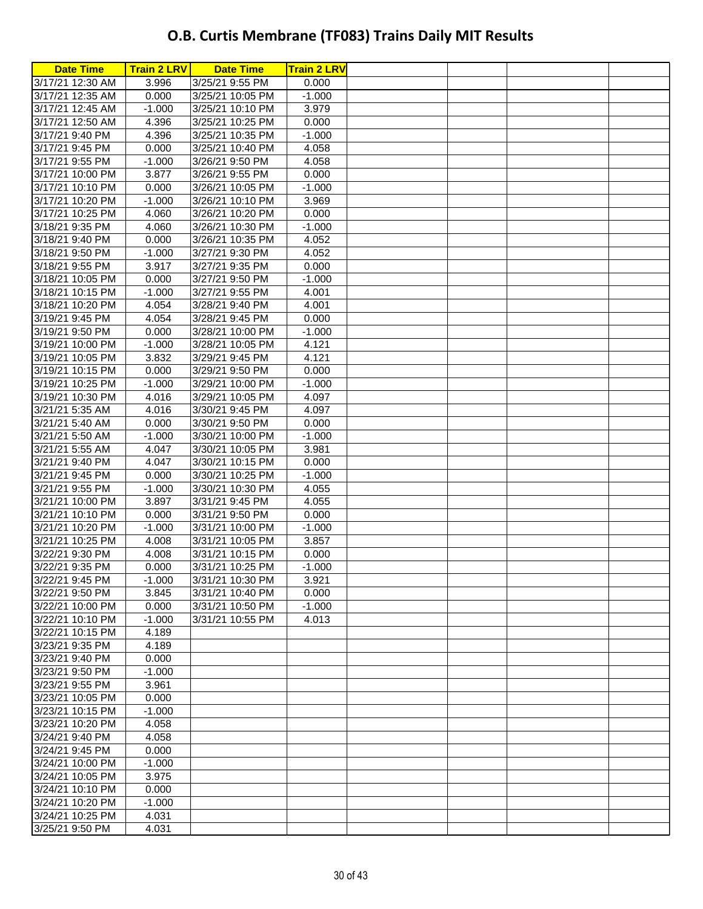# O.B. Curtis Membrane (TF083) Trains Daily MIT Results

| Date Time | Train 2 LRV | Date Time | Train 2 LRV | | | | |
|---|---|---|---|---|---|---|---|
| 3/17/21 12:30 AM | 3.996 | 3/25/21 9:55 PM | 0.000 | | | | |
| 3/17/21 12:35 AM | 0.000 | 3/25/21 10:05 PM | -1.000 | | | | |
| 3/17/21 12:45 AM | -1.000 | 3/25/21 10:10 PM | 3.979 | | | | |
| 3/17/21 12:50 AM | 4.396 | 3/25/21 10:25 PM | 0.000 | | | | |
| 3/17/21 9:40 PM | 4.396 | 3/25/21 10:35 PM | -1.000 | | | | |
| 3/17/21 9:45 PM | 0.000 | 3/25/21 10:40 PM | 4.058 | | | | |
| 3/17/21 9:55 PM | -1.000 | 3/26/21 9:50 PM | 4.058 | | | | |
| 3/17/21 10:00 PM | 3.877 | 3/26/21 9:55 PM | 0.000 | | | | |
| 3/17/21 10:10 PM | 0.000 | 3/26/21 10:05 PM | -1.000 | | | | |
| 3/17/21 10:20 PM | -1.000 | 3/26/21 10:10 PM | 3.969 | | | | |
| 3/17/21 10:25 PM | 4.060 | 3/26/21 10:20 PM | 0.000 | | | | |
| 3/18/21 9:35 PM | 4.060 | 3/26/21 10:30 PM | -1.000 | | | | |
| 3/18/21 9:40 PM | 0.000 | 3/26/21 10:35 PM | 4.052 | | | | |
| 3/18/21 9:50 PM | -1.000 | 3/27/21 9:30 PM | 4.052 | | | | |
| 3/18/21 9:55 PM | 3.917 | 3/27/21 9:35 PM | 0.000 | | | | |
| 3/18/21 10:05 PM | 0.000 | 3/27/21 9:50 PM | -1.000 | | | | |
| 3/18/21 10:15 PM | -1.000 | 3/27/21 9:55 PM | 4.001 | | | | |
| 3/18/21 10:20 PM | 4.054 | 3/28/21 9:40 PM | 4.001 | | | | |
| 3/19/21 9:45 PM | 4.054 | 3/28/21 9:45 PM | 0.000 | | | | |
| 3/19/21 9:50 PM | 0.000 | 3/28/21 10:00 PM | -1.000 | | | | |
| 3/19/21 10:00 PM | -1.000 | 3/28/21 10:05 PM | 4.121 | | | | |
| 3/19/21 10:05 PM | 3.832 | 3/29/21 9:45 PM | 4.121 | | | | |
| 3/19/21 10:15 PM | 0.000 | 3/29/21 9:50 PM | 0.000 | | | | |
| 3/19/21 10:25 PM | -1.000 | 3/29/21 10:00 PM | -1.000 | | | | |
| 3/19/21 10:30 PM | 4.016 | 3/29/21 10:05 PM | 4.097 | | | | |
| 3/21/21 5:35 AM | 4.016 | 3/30/21 9:45 PM | 4.097 | | | | |
| 3/21/21 5:40 AM | 0.000 | 3/30/21 9:50 PM | 0.000 | | | | |
| 3/21/21 5:50 AM | -1.000 | 3/30/21 10:00 PM | -1.000 | | | | |
| 3/21/21 5:55 AM | 4.047 | 3/30/21 10:05 PM | 3.981 | | | | |
| 3/21/21 9:40 PM | 4.047 | 3/30/21 10:15 PM | 0.000 | | | | |
| 3/21/21 9:45 PM | 0.000 | 3/30/21 10:25 PM | -1.000 | | | | |
| 3/21/21 9:55 PM | -1.000 | 3/30/21 10:30 PM | 4.055 | | | | |
| 3/21/21 10:00 PM | 3.897 | 3/31/21 9:45 PM | 4.055 | | | | |
| 3/21/21 10:10 PM | 0.000 | 3/31/21 9:50 PM | 0.000 | | | | |
| 3/21/21 10:20 PM | -1.000 | 3/31/21 10:00 PM | -1.000 | | | | |
| 3/21/21 10:25 PM | 4.008 | 3/31/21 10:05 PM | 3.857 | | | | |
| 3/22/21 9:30 PM | 4.008 | 3/31/21 10:15 PM | 0.000 | | | | |
| 3/22/21 9:35 PM | 0.000 | 3/31/21 10:25 PM | -1.000 | | | | |
| 3/22/21 9:45 PM | -1.000 | 3/31/21 10:30 PM | 3.921 | | | | |
| 3/22/21 9:50 PM | 3.845 | 3/31/21 10:40 PM | 0.000 | | | | |
| 3/22/21 10:00 PM | 0.000 | 3/31/21 10:50 PM | -1.000 | | | | |
| 3/22/21 10:10 PM | -1.000 | 3/31/21 10:55 PM | 4.013 | | | | |
| 3/22/21 10:15 PM | 4.189 | | | | | | |
| 3/23/21 9:35 PM | 4.189 | | | | | | |
| 3/23/21 9:40 PM | 0.000 | | | | | | |
| 3/23/21 9:50 PM | -1.000 | | | | | | |
| 3/23/21 9:55 PM | 3.961 | | | | | | |
| 3/23/21 10:05 PM | 0.000 | | | | | | |
| 3/23/21 10:15 PM | -1.000 | | | | | | |
| 3/23/21 10:20 PM | 4.058 | | | | | | |
| 3/24/21 9:40 PM | 4.058 | | | | | | |
| 3/24/21 9:45 PM | 0.000 | | | | | | |
| 3/24/21 10:00 PM | -1.000 | | | | | | |
| 3/24/21 10:05 PM | 3.975 | | | | | | |
| 3/24/21 10:10 PM | 0.000 | | | | | | |
| 3/24/21 10:20 PM | -1.000 | | | | | | |
| 3/24/21 10:25 PM | 4.031 | | | | | | |
| 3/25/21 9:50 PM | 4.031 | | | | | | |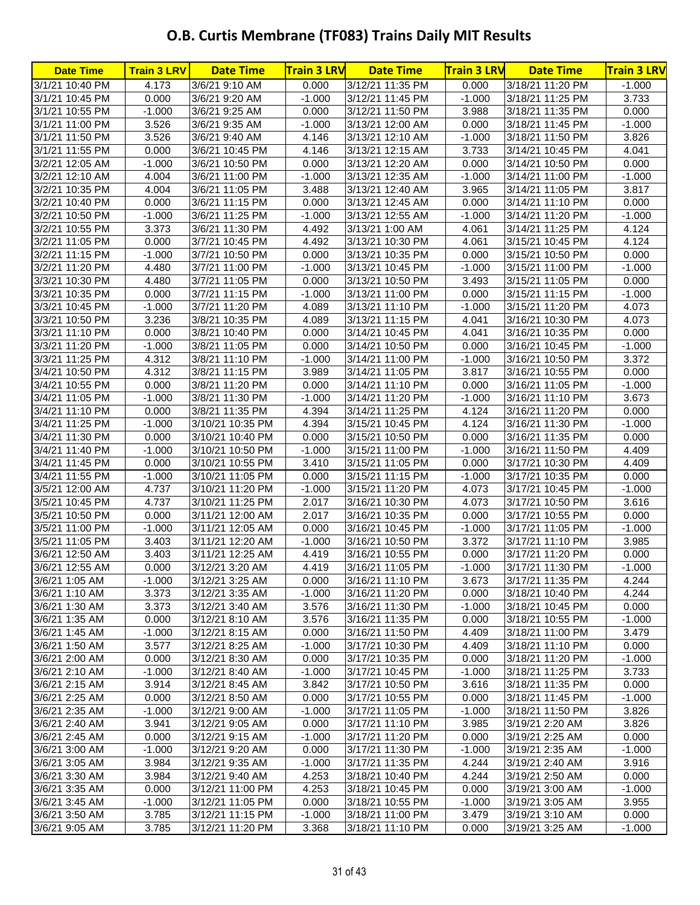# O.B. Curtis Membrane (TF083) Trains Daily MIT Results

| Date Time | Train 3 LRV | Date Time | Train 3 LRV | Date Time | Train 3 LRV | Date Time | Train 3 LRV |
|---|---|---|---|---|---|---|---|
| 3/1/21 10:40 PM | 4.173 | 3/6/21 9:10 AM | 0.000 | 3/12/21 11:35 PM | 0.000 | 3/18/21 11:20 PM | -1.000 |
| 3/1/21 10:45 PM | 0.000 | 3/6/21 9:20 AM | -1.000 | 3/12/21 11:45 PM | -1.000 | 3/18/21 11:25 PM | 3.733 |
| 3/1/21 10:55 PM | -1.000 | 3/6/21 9:25 AM | 0.000 | 3/12/21 11:50 PM | 3.988 | 3/18/21 11:35 PM | 0.000 |
| 3/1/21 11:00 PM | 3.526 | 3/6/21 9:35 AM | -1.000 | 3/13/21 12:00 AM | 0.000 | 3/18/21 11:45 PM | -1.000 |
| 3/1/21 11:50 PM | 3.526 | 3/6/21 9:40 AM | 4.146 | 3/13/21 12:10 AM | -1.000 | 3/18/21 11:50 PM | 3.826 |
| 3/1/21 11:55 PM | 0.000 | 3/6/21 10:45 PM | 4.146 | 3/13/21 12:15 AM | 3.733 | 3/14/21 10:45 PM | 4.041 |
| 3/2/21 12:05 AM | -1.000 | 3/6/21 10:50 PM | 0.000 | 3/13/21 12:20 AM | 0.000 | 3/14/21 10:50 PM | 0.000 |
| 3/2/21 12:10 AM | 4.004 | 3/6/21 11:00 PM | -1.000 | 3/13/21 12:35 AM | -1.000 | 3/14/21 11:00 PM | -1.000 |
| 3/2/21 10:35 PM | 4.004 | 3/6/21 11:05 PM | 3.488 | 3/13/21 12:40 AM | 3.965 | 3/14/21 11:05 PM | 3.817 |
| 3/2/21 10:40 PM | 0.000 | 3/6/21 11:15 PM | 0.000 | 3/13/21 12:45 AM | 0.000 | 3/14/21 11:10 PM | 0.000 |
| 3/2/21 10:50 PM | -1.000 | 3/6/21 11:25 PM | -1.000 | 3/13/21 12:55 AM | -1.000 | 3/14/21 11:20 PM | -1.000 |
| 3/2/21 10:55 PM | 3.373 | 3/6/21 11:30 PM | 4.492 | 3/13/21 1:00 AM | 4.061 | 3/14/21 11:25 PM | 4.124 |
| 3/2/21 11:05 PM | 0.000 | 3/7/21 10:45 PM | 4.492 | 3/13/21 10:30 PM | 4.061 | 3/15/21 10:45 PM | 4.124 |
| 3/2/21 11:15 PM | -1.000 | 3/7/21 10:50 PM | 0.000 | 3/13/21 10:35 PM | 0.000 | 3/15/21 10:50 PM | 0.000 |
| 3/2/21 11:20 PM | 4.480 | 3/7/21 11:00 PM | -1.000 | 3/13/21 10:45 PM | -1.000 | 3/15/21 11:00 PM | -1.000 |
| 3/3/21 10:30 PM | 4.480 | 3/7/21 11:05 PM | 0.000 | 3/13/21 10:50 PM | 3.493 | 3/15/21 11:05 PM | 0.000 |
| 3/3/21 10:35 PM | 0.000 | 3/7/21 11:15 PM | -1.000 | 3/13/21 11:00 PM | 0.000 | 3/15/21 11:15 PM | -1.000 |
| 3/3/21 10:45 PM | -1.000 | 3/7/21 11:20 PM | 4.089 | 3/13/21 11:10 PM | -1.000 | 3/15/21 11:20 PM | 4.073 |
| 3/3/21 10:50 PM | 3.236 | 3/8/21 10:35 PM | 4.089 | 3/13/21 11:15 PM | 4.041 | 3/16/21 10:30 PM | 4.073 |
| 3/3/21 11:10 PM | 0.000 | 3/8/21 10:40 PM | 0.000 | 3/14/21 10:45 PM | 4.041 | 3/16/21 10:35 PM | 0.000 |
| 3/3/21 11:20 PM | -1.000 | 3/8/21 11:05 PM | 0.000 | 3/14/21 10:50 PM | 0.000 | 3/16/21 10:45 PM | -1.000 |
| 3/3/21 11:25 PM | 4.312 | 3/8/21 11:10 PM | -1.000 | 3/14/21 11:00 PM | -1.000 | 3/16/21 10:50 PM | 3.372 |
| 3/4/21 10:50 PM | 4.312 | 3/8/21 11:15 PM | 3.989 | 3/14/21 11:05 PM | 3.817 | 3/16/21 10:55 PM | 0.000 |
| 3/4/21 10:55 PM | 0.000 | 3/8/21 11:20 PM | 0.000 | 3/14/21 11:10 PM | 0.000 | 3/16/21 11:05 PM | -1.000 |
| 3/4/21 11:05 PM | -1.000 | 3/8/21 11:30 PM | -1.000 | 3/14/21 11:20 PM | -1.000 | 3/16/21 11:10 PM | 3.673 |
| 3/4/21 11:10 PM | 0.000 | 3/8/21 11:35 PM | 4.394 | 3/14/21 11:25 PM | 4.124 | 3/16/21 11:20 PM | 0.000 |
| 3/4/21 11:25 PM | -1.000 | 3/10/21 10:35 PM | 4.394 | 3/15/21 10:45 PM | 4.124 | 3/16/21 11:30 PM | -1.000 |
| 3/4/21 11:30 PM | 0.000 | 3/10/21 10:40 PM | 0.000 | 3/15/21 10:50 PM | 0.000 | 3/16/21 11:35 PM | 0.000 |
| 3/4/21 11:40 PM | -1.000 | 3/10/21 10:50 PM | -1.000 | 3/15/21 11:00 PM | -1.000 | 3/16/21 11:50 PM | 4.409 |
| 3/4/21 11:45 PM | 0.000 | 3/10/21 10:55 PM | 3.410 | 3/15/21 11:05 PM | 0.000 | 3/17/21 10:30 PM | 4.409 |
| 3/4/21 11:55 PM | -1.000 | 3/10/21 11:05 PM | 0.000 | 3/15/21 11:15 PM | -1.000 | 3/17/21 10:35 PM | 0.000 |
| 3/5/21 12:00 AM | 4.737 | 3/10/21 11:20 PM | -1.000 | 3/15/21 11:20 PM | 4.073 | 3/17/21 10:45 PM | -1.000 |
| 3/5/21 10:45 PM | 4.737 | 3/10/21 11:25 PM | 2.017 | 3/16/21 10:30 PM | 4.073 | 3/17/21 10:50 PM | 3.616 |
| 3/5/21 10:50 PM | 0.000 | 3/11/21 12:00 AM | 2.017 | 3/16/21 10:35 PM | 0.000 | 3/17/21 10:55 PM | 0.000 |
| 3/5/21 11:00 PM | -1.000 | 3/11/21 12:05 AM | 0.000 | 3/16/21 10:45 PM | -1.000 | 3/17/21 11:05 PM | -1.000 |
| 3/5/21 11:05 PM | 3.403 | 3/11/21 12:20 AM | -1.000 | 3/16/21 10:50 PM | 3.372 | 3/17/21 11:10 PM | 3.985 |
| 3/6/21 12:50 AM | 3.403 | 3/11/21 12:25 AM | 4.419 | 3/16/21 10:55 PM | 0.000 | 3/17/21 11:20 PM | 0.000 |
| 3/6/21 12:55 AM | 0.000 | 3/12/21 3:20 AM | 4.419 | 3/16/21 11:05 PM | -1.000 | 3/17/21 11:30 PM | -1.000 |
| 3/6/21 1:05 AM | -1.000 | 3/12/21 3:25 AM | 0.000 | 3/16/21 11:10 PM | 3.673 | 3/17/21 11:35 PM | 4.244 |
| 3/6/21 1:10 AM | 3.373 | 3/12/21 3:35 AM | -1.000 | 3/16/21 11:20 PM | 0.000 | 3/18/21 10:40 PM | 4.244 |
| 3/6/21 1:30 AM | 3.373 | 3/12/21 3:40 AM | 3.576 | 3/16/21 11:30 PM | -1.000 | 3/18/21 10:45 PM | 0.000 |
| 3/6/21 1:35 AM | 0.000 | 3/12/21 8:10 AM | 3.576 | 3/16/21 11:35 PM | 0.000 | 3/18/21 10:55 PM | -1.000 |
| 3/6/21 1:45 AM | -1.000 | 3/12/21 8:15 AM | 0.000 | 3/16/21 11:50 PM | 4.409 | 3/18/21 11:00 PM | 3.479 |
| 3/6/21 1:50 AM | 3.577 | 3/12/21 8:25 AM | -1.000 | 3/17/21 10:30 PM | 4.409 | 3/18/21 11:10 PM | 0.000 |
| 3/6/21 2:00 AM | 0.000 | 3/12/21 8:30 AM | 0.000 | 3/17/21 10:35 PM | 0.000 | 3/18/21 11:20 PM | -1.000 |
| 3/6/21 2:10 AM | -1.000 | 3/12/21 8:40 AM | -1.000 | 3/17/21 10:45 PM | -1.000 | 3/18/21 11:25 PM | 3.733 |
| 3/6/21 2:15 AM | 3.914 | 3/12/21 8:45 AM | 3.842 | 3/17/21 10:50 PM | 3.616 | 3/18/21 11:35 PM | 0.000 |
| 3/6/21 2:25 AM | 0.000 | 3/12/21 8:50 AM | 0.000 | 3/17/21 10:55 PM | 0.000 | 3/18/21 11:45 PM | -1.000 |
| 3/6/21 2:35 AM | -1.000 | 3/12/21 9:00 AM | -1.000 | 3/17/21 11:05 PM | -1.000 | 3/18/21 11:50 PM | 3.826 |
| 3/6/21 2:40 AM | 3.941 | 3/12/21 9:05 AM | 0.000 | 3/17/21 11:10 PM | 3.985 | 3/19/21 2:20 AM | 3.826 |
| 3/6/21 2:45 AM | 0.000 | 3/12/21 9:15 AM | -1.000 | 3/17/21 11:20 PM | 0.000 | 3/19/21 2:25 AM | 0.000 |
| 3/6/21 3:00 AM | -1.000 | 3/12/21 9:20 AM | 0.000 | 3/17/21 11:30 PM | -1.000 | 3/19/21 2:35 AM | -1.000 |
| 3/6/21 3:05 AM | 3.984 | 3/12/21 9:35 AM | -1.000 | 3/17/21 11:35 PM | 4.244 | 3/19/21 2:40 AM | 3.916 |
| 3/6/21 3:30 AM | 3.984 | 3/12/21 9:40 AM | 4.253 | 3/18/21 10:40 PM | 4.244 | 3/19/21 2:50 AM | 0.000 |
| 3/6/21 3:35 AM | 0.000 | 3/12/21 11:00 PM | 4.253 | 3/18/21 10:45 PM | 0.000 | 3/19/21 3:00 AM | -1.000 |
| 3/6/21 3:45 AM | -1.000 | 3/12/21 11:05 PM | 0.000 | 3/18/21 10:55 PM | -1.000 | 3/19/21 3:05 AM | 3.955 |
| 3/6/21 3:50 AM | 3.785 | 3/12/21 11:15 PM | -1.000 | 3/18/21 11:00 PM | 3.479 | 3/19/21 3:10 AM | 0.000 |
| 3/6/21 9:05 AM | 3.785 | 3/12/21 11:20 PM | 3.368 | 3/18/21 11:10 PM | 0.000 | 3/19/21 3:25 AM | -1.000 |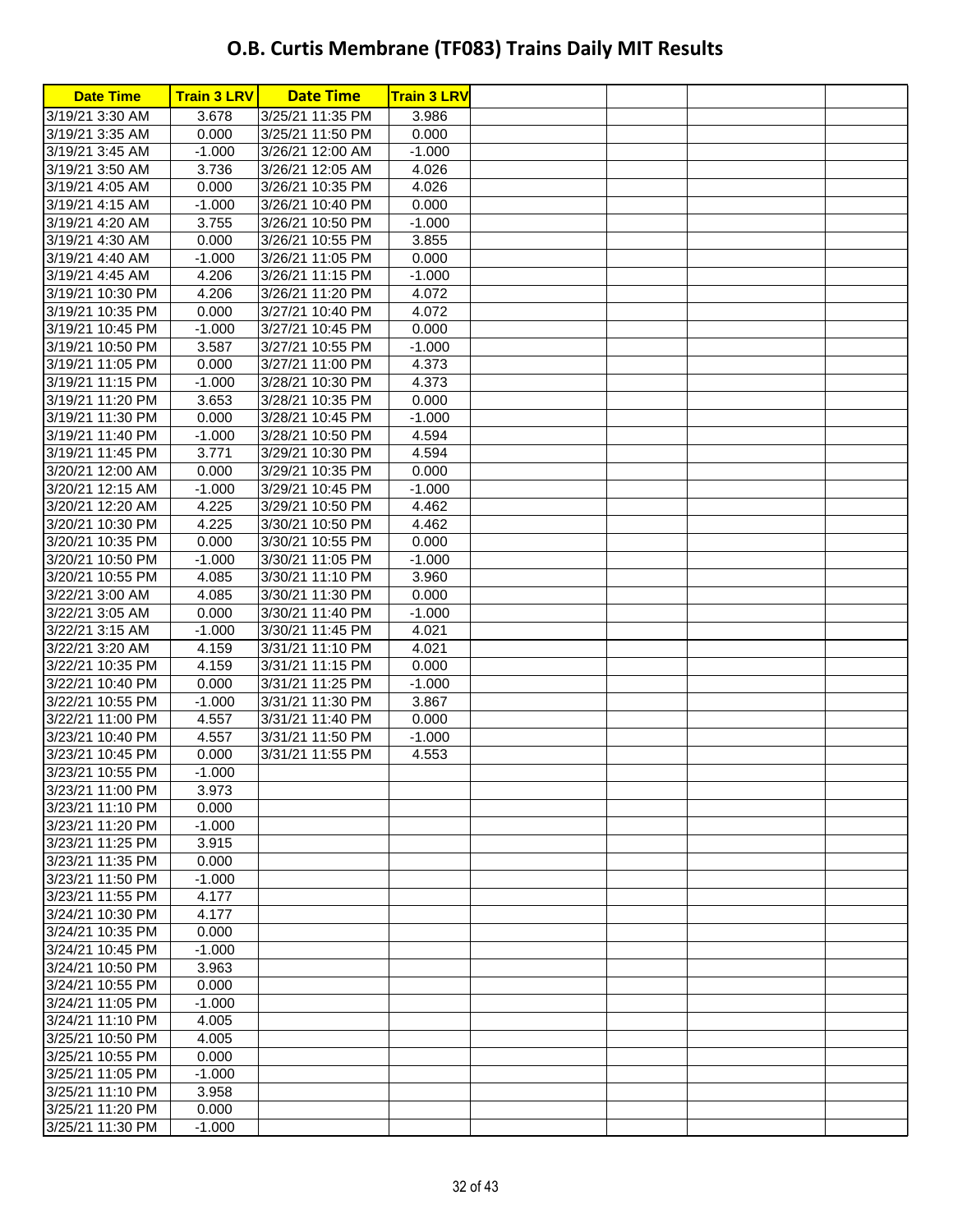# O.B. Curtis Membrane (TF083) Trains Daily MIT Results

| Date Time | Train 3 LRV | Date Time | Train 3 LRV | | | | |
|---|---|---|---|---|---|---|---|
| 3/19/21 3:30 AM | 3.678 | 3/25/21 11:35 PM | 3.986 | | | | |
| 3/19/21 3:35 AM | 0.000 | 3/25/21 11:50 PM | 0.000 | | | | |
| 3/19/21 3:45 AM | -1.000 | 3/26/21 12:00 AM | -1.000 | | | | |
| 3/19/21 3:50 AM | 3.736 | 3/26/21 12:05 AM | 4.026 | | | | |
| 3/19/21 4:05 AM | 0.000 | 3/26/21 10:35 PM | 4.026 | | | | |
| 3/19/21 4:15 AM | -1.000 | 3/26/21 10:40 PM | 0.000 | | | | |
| 3/19/21 4:20 AM | 3.755 | 3/26/21 10:50 PM | -1.000 | | | | |
| 3/19/21 4:30 AM | 0.000 | 3/26/21 10:55 PM | 3.855 | | | | |
| 3/19/21 4:40 AM | -1.000 | 3/26/21 11:05 PM | 0.000 | | | | |
| 3/19/21 4:45 AM | 4.206 | 3/26/21 11:15 PM | -1.000 | | | | |
| 3/19/21 10:30 PM | 4.206 | 3/26/21 11:20 PM | 4.072 | | | | |
| 3/19/21 10:35 PM | 0.000 | 3/27/21 10:40 PM | 4.072 | | | | |
| 3/19/21 10:45 PM | -1.000 | 3/27/21 10:45 PM | 0.000 | | | | |
| 3/19/21 10:50 PM | 3.587 | 3/27/21 10:55 PM | -1.000 | | | | |
| 3/19/21 11:05 PM | 0.000 | 3/27/21 11:00 PM | 4.373 | | | | |
| 3/19/21 11:15 PM | -1.000 | 3/28/21 10:30 PM | 4.373 | | | | |
| 3/19/21 11:20 PM | 3.653 | 3/28/21 10:35 PM | 0.000 | | | | |
| 3/19/21 11:30 PM | 0.000 | 3/28/21 10:45 PM | -1.000 | | | | |
| 3/19/21 11:40 PM | -1.000 | 3/28/21 10:50 PM | 4.594 | | | | |
| 3/19/21 11:45 PM | 3.771 | 3/29/21 10:30 PM | 4.594 | | | | |
| 3/20/21 12:00 AM | 0.000 | 3/29/21 10:35 PM | 0.000 | | | | |
| 3/20/21 12:15 AM | -1.000 | 3/29/21 10:45 PM | -1.000 | | | | |
| 3/20/21 12:20 AM | 4.225 | 3/29/21 10:50 PM | 4.462 | | | | |
| 3/20/21 10:30 PM | 4.225 | 3/30/21 10:50 PM | 4.462 | | | | |
| 3/20/21 10:35 PM | 0.000 | 3/30/21 10:55 PM | 0.000 | | | | |
| 3/20/21 10:50 PM | -1.000 | 3/30/21 11:05 PM | -1.000 | | | | |
| 3/20/21 10:55 PM | 4.085 | 3/30/21 11:10 PM | 3.960 | | | | |
| 3/22/21 3:00 AM | 4.085 | 3/30/21 11:30 PM | 0.000 | | | | |
| 3/22/21 3:05 AM | 0.000 | 3/30/21 11:40 PM | -1.000 | | | | |
| 3/22/21 3:15 AM | -1.000 | 3/30/21 11:45 PM | 4.021 | | | | |
| 3/22/21 3:20 AM | 4.159 | 3/31/21 11:10 PM | 4.021 | | | | |
| 3/22/21 10:35 PM | 4.159 | 3/31/21 11:15 PM | 0.000 | | | | |
| 3/22/21 10:40 PM | 0.000 | 3/31/21 11:25 PM | -1.000 | | | | |
| 3/22/21 10:55 PM | -1.000 | 3/31/21 11:30 PM | 3.867 | | | | |
| 3/22/21 11:00 PM | 4.557 | 3/31/21 11:40 PM | 0.000 | | | | |
| 3/23/21 10:40 PM | 4.557 | 3/31/21 11:50 PM | -1.000 | | | | |
| 3/23/21 10:45 PM | 0.000 | 3/31/21 11:55 PM | 4.553 | | | | |
| 3/23/21 10:55 PM | -1.000 | | | | | | |
| 3/23/21 11:00 PM | 3.973 | | | | | | |
| 3/23/21 11:10 PM | 0.000 | | | | | | |
| 3/23/21 11:20 PM | -1.000 | | | | | | |
| 3/23/21 11:25 PM | 3.915 | | | | | | |
| 3/23/21 11:35 PM | 0.000 | | | | | | |
| 3/23/21 11:50 PM | -1.000 | | | | | | |
| 3/23/21 11:55 PM | 4.177 | | | | | | |
| 3/24/21 10:30 PM | 4.177 | | | | | | |
| 3/24/21 10:35 PM | 0.000 | | | | | | |
| 3/24/21 10:45 PM | -1.000 | | | | | | |
| 3/24/21 10:50 PM | 3.963 | | | | | | |
| 3/24/21 10:55 PM | 0.000 | | | | | | |
| 3/24/21 11:05 PM | -1.000 | | | | | | |
| 3/24/21 11:10 PM | 4.005 | | | | | | |
| 3/25/21 10:50 PM | 4.005 | | | | | | |
| 3/25/21 10:55 PM | 0.000 | | | | | | |
| 3/25/21 11:05 PM | -1.000 | | | | | | |
| 3/25/21 11:10 PM | 3.958 | | | | | | |
| 3/25/21 11:20 PM | 0.000 | | | | | | |
| 3/25/21 11:30 PM | -1.000 | | | | | | |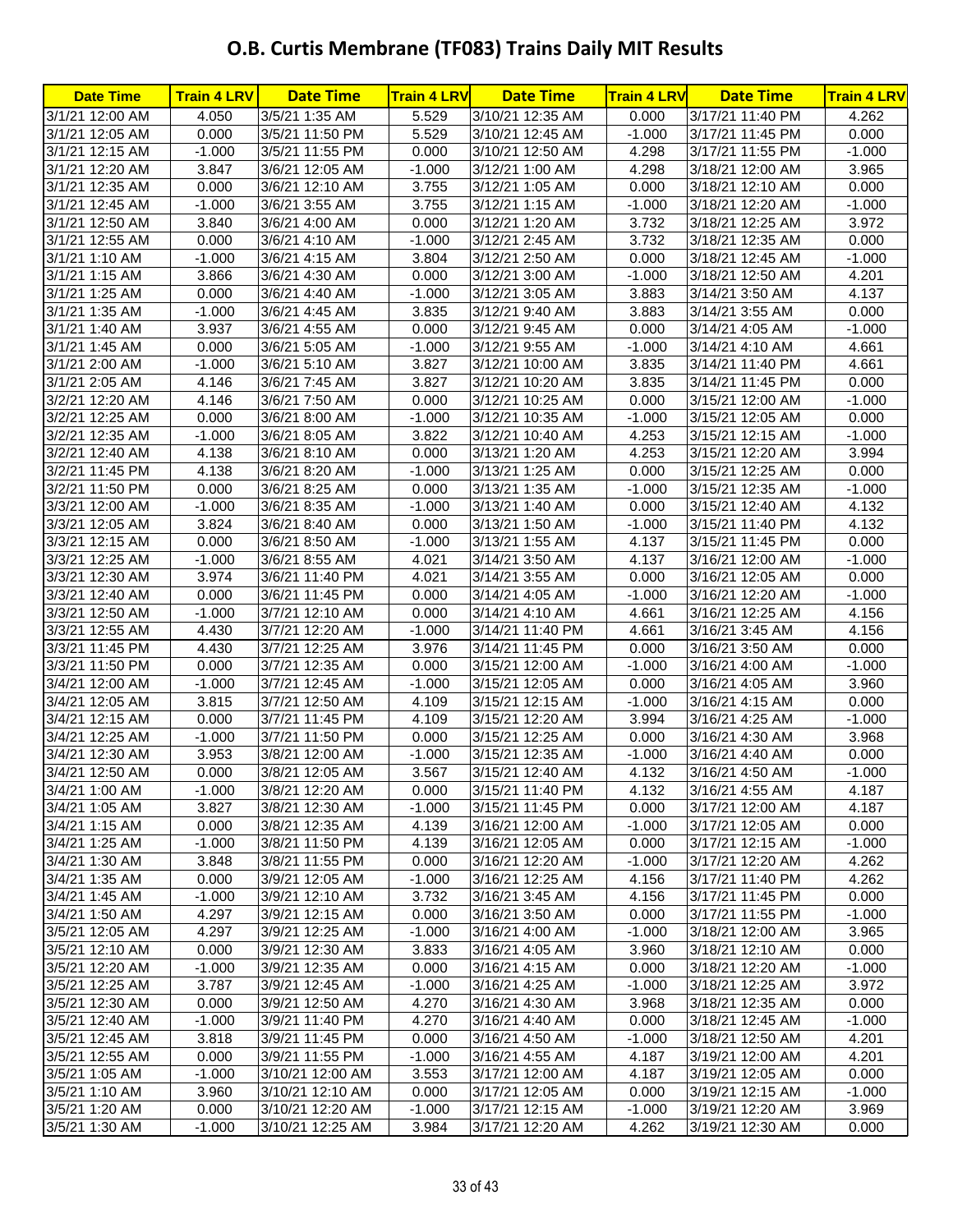# O.B. Curtis Membrane (TF083) Trains Daily MIT Results

| Date Time | Train 4 LRV | Date Time | Train 4 LRV | Date Time | Train 4 LRV | Date Time | Train 4 LRV |
|---|---|---|---|---|---|---|---|
| 3/1/21 12:00 AM | 4.050 | 3/5/21 1:35 AM | 5.529 | 3/10/21 12:35 AM | 0.000 | 3/17/21 11:40 PM | 4.262 |
| 3/1/21 12:05 AM | 0.000 | 3/5/21 11:50 PM | 5.529 | 3/10/21 12:45 AM | -1.000 | 3/17/21 11:45 PM | 0.000 |
| 3/1/21 12:15 AM | -1.000 | 3/5/21 11:55 PM | 0.000 | 3/10/21 12:50 AM | 4.298 | 3/17/21 11:55 PM | -1.000 |
| 3/1/21 12:20 AM | 3.847 | 3/6/21 12:05 AM | -1.000 | 3/12/21 1:00 AM | 4.298 | 3/18/21 12:00 AM | 3.965 |
| 3/1/21 12:35 AM | 0.000 | 3/6/21 12:10 AM | 3.755 | 3/12/21 1:05 AM | 0.000 | 3/18/21 12:10 AM | 0.000 |
| 3/1/21 12:45 AM | -1.000 | 3/6/21 3:55 AM | 3.755 | 3/12/21 1:15 AM | -1.000 | 3/18/21 12:20 AM | -1.000 |
| 3/1/21 12:50 AM | 3.840 | 3/6/21 4:00 AM | 0.000 | 3/12/21 1:20 AM | 3.732 | 3/18/21 12:25 AM | 3.972 |
| 3/1/21 12:55 AM | 0.000 | 3/6/21 4:10 AM | -1.000 | 3/12/21 2:45 AM | 3.732 | 3/18/21 12:35 AM | 0.000 |
| 3/1/21 1:10 AM | -1.000 | 3/6/21 4:15 AM | 3.804 | 3/12/21 2:50 AM | 0.000 | 3/18/21 12:45 AM | -1.000 |
| 3/1/21 1:15 AM | 3.866 | 3/6/21 4:30 AM | 0.000 | 3/12/21 3:00 AM | -1.000 | 3/18/21 12:50 AM | 4.201 |
| 3/1/21 1:25 AM | 0.000 | 3/6/21 4:40 AM | -1.000 | 3/12/21 3:05 AM | 3.883 | 3/14/21 3:50 AM | 4.137 |
| 3/1/21 1:35 AM | -1.000 | 3/6/21 4:45 AM | 3.835 | 3/12/21 9:40 AM | 3.883 | 3/14/21 3:55 AM | 0.000 |
| 3/1/21 1:40 AM | 3.937 | 3/6/21 4:55 AM | 0.000 | 3/12/21 9:45 AM | 0.000 | 3/14/21 4:05 AM | -1.000 |
| 3/1/21 1:45 AM | 0.000 | 3/6/21 5:05 AM | -1.000 | 3/12/21 9:55 AM | -1.000 | 3/14/21 4:10 AM | 4.661 |
| 3/1/21 2:00 AM | -1.000 | 3/6/21 5:10 AM | 3.827 | 3/12/21 10:00 AM | 3.835 | 3/14/21 11:40 PM | 4.661 |
| 3/1/21 2:05 AM | 4.146 | 3/6/21 7:45 AM | 3.827 | 3/12/21 10:20 AM | 3.835 | 3/14/21 11:45 PM | 0.000 |
| 3/2/21 12:20 AM | 4.146 | 3/6/21 7:50 AM | 0.000 | 3/12/21 10:25 AM | 0.000 | 3/15/21 12:00 AM | -1.000 |
| 3/2/21 12:25 AM | 0.000 | 3/6/21 8:00 AM | -1.000 | 3/12/21 10:35 AM | -1.000 | 3/15/21 12:05 AM | 0.000 |
| 3/2/21 12:35 AM | -1.000 | 3/6/21 8:05 AM | 3.822 | 3/12/21 10:40 AM | 4.253 | 3/15/21 12:15 AM | -1.000 |
| 3/2/21 12:40 AM | 4.138 | 3/6/21 8:10 AM | 0.000 | 3/13/21 1:20 AM | 4.253 | 3/15/21 12:20 AM | 3.994 |
| 3/2/21 11:45 PM | 4.138 | 3/6/21 8:20 AM | -1.000 | 3/13/21 1:25 AM | 0.000 | 3/15/21 12:25 AM | 0.000 |
| 3/2/21 11:50 PM | 0.000 | 3/6/21 8:25 AM | 0.000 | 3/13/21 1:35 AM | -1.000 | 3/15/21 12:35 AM | -1.000 |
| 3/3/21 12:00 AM | -1.000 | 3/6/21 8:35 AM | -1.000 | 3/13/21 1:40 AM | 0.000 | 3/15/21 12:40 AM | 4.132 |
| 3/3/21 12:05 AM | 3.824 | 3/6/21 8:40 AM | 0.000 | 3/13/21 1:50 AM | -1.000 | 3/15/21 11:40 PM | 4.132 |
| 3/3/21 12:15 AM | 0.000 | 3/6/21 8:50 AM | -1.000 | 3/13/21 1:55 AM | 4.137 | 3/15/21 11:45 PM | 0.000 |
| 3/3/21 12:25 AM | -1.000 | 3/6/21 8:55 AM | 4.021 | 3/14/21 3:50 AM | 4.137 | 3/16/21 12:00 AM | -1.000 |
| 3/3/21 12:30 AM | 3.974 | 3/6/21 11:40 PM | 4.021 | 3/14/21 3:55 AM | 0.000 | 3/16/21 12:05 AM | 0.000 |
| 3/3/21 12:40 AM | 0.000 | 3/6/21 11:45 PM | 0.000 | 3/14/21 4:05 AM | -1.000 | 3/16/21 12:20 AM | -1.000 |
| 3/3/21 12:50 AM | -1.000 | 3/7/21 12:10 AM | 0.000 | 3/14/21 4:10 AM | 4.661 | 3/16/21 12:25 AM | 4.156 |
| 3/3/21 12:55 AM | 4.430 | 3/7/21 12:20 AM | -1.000 | 3/14/21 11:40 PM | 4.661 | 3/16/21 3:45 AM | 4.156 |
| 3/3/21 11:45 PM | 4.430 | 3/7/21 12:25 AM | 3.976 | 3/14/21 11:45 PM | 0.000 | 3/16/21 3:50 AM | 0.000 |
| 3/3/21 11:50 PM | 0.000 | 3/7/21 12:35 AM | 0.000 | 3/15/21 12:00 AM | -1.000 | 3/16/21 4:00 AM | -1.000 |
| 3/4/21 12:00 AM | -1.000 | 3/7/21 12:45 AM | -1.000 | 3/15/21 12:05 AM | 0.000 | 3/16/21 4:05 AM | 3.960 |
| 3/4/21 12:05 AM | 3.815 | 3/7/21 12:50 AM | 4.109 | 3/15/21 12:15 AM | -1.000 | 3/16/21 4:15 AM | 0.000 |
| 3/4/21 12:15 AM | 0.000 | 3/7/21 11:45 PM | 4.109 | 3/15/21 12:20 AM | 3.994 | 3/16/21 4:25 AM | -1.000 |
| 3/4/21 12:25 AM | -1.000 | 3/7/21 11:50 PM | 0.000 | 3/15/21 12:25 AM | 0.000 | 3/16/21 4:30 AM | 3.968 |
| 3/4/21 12:30 AM | 3.953 | 3/8/21 12:00 AM | -1.000 | 3/15/21 12:35 AM | -1.000 | 3/16/21 4:40 AM | 0.000 |
| 3/4/21 12:50 AM | 0.000 | 3/8/21 12:05 AM | 3.567 | 3/15/21 12:40 AM | 4.132 | 3/16/21 4:50 AM | -1.000 |
| 3/4/21 1:00 AM | -1.000 | 3/8/21 12:20 AM | 0.000 | 3/15/21 11:40 PM | 4.132 | 3/16/21 4:55 AM | 4.187 |
| 3/4/21 1:05 AM | 3.827 | 3/8/21 12:30 AM | -1.000 | 3/15/21 11:45 PM | 0.000 | 3/17/21 12:00 AM | 4.187 |
| 3/4/21 1:15 AM | 0.000 | 3/8/21 12:35 AM | 4.139 | 3/16/21 12:00 AM | -1.000 | 3/17/21 12:05 AM | 0.000 |
| 3/4/21 1:25 AM | -1.000 | 3/8/21 11:50 PM | 4.139 | 3/16/21 12:05 AM | 0.000 | 3/17/21 12:15 AM | -1.000 |
| 3/4/21 1:30 AM | 3.848 | 3/8/21 11:55 PM | 0.000 | 3/16/21 12:20 AM | -1.000 | 3/17/21 12:20 AM | 4.262 |
| 3/4/21 1:35 AM | 0.000 | 3/9/21 12:05 AM | -1.000 | 3/16/21 12:25 AM | 4.156 | 3/17/21 11:40 PM | 4.262 |
| 3/4/21 1:45 AM | -1.000 | 3/9/21 12:10 AM | 3.732 | 3/16/21 3:45 AM | 4.156 | 3/17/21 11:45 PM | 0.000 |
| 3/4/21 1:50 AM | 4.297 | 3/9/21 12:15 AM | 0.000 | 3/16/21 3:50 AM | 0.000 | 3/17/21 11:55 PM | -1.000 |
| 3/5/21 12:05 AM | 4.297 | 3/9/21 12:25 AM | -1.000 | 3/16/21 4:00 AM | -1.000 | 3/18/21 12:00 AM | 3.965 |
| 3/5/21 12:10 AM | 0.000 | 3/9/21 12:30 AM | 3.833 | 3/16/21 4:05 AM | 3.960 | 3/18/21 12:10 AM | 0.000 |
| 3/5/21 12:20 AM | -1.000 | 3/9/21 12:35 AM | 0.000 | 3/16/21 4:15 AM | 0.000 | 3/18/21 12:20 AM | -1.000 |
| 3/5/21 12:25 AM | 3.787 | 3/9/21 12:45 AM | -1.000 | 3/16/21 4:25 AM | -1.000 | 3/18/21 12:25 AM | 3.972 |
| 3/5/21 12:30 AM | 0.000 | 3/9/21 12:50 AM | 4.270 | 3/16/21 4:30 AM | 3.968 | 3/18/21 12:35 AM | 0.000 |
| 3/5/21 12:40 AM | -1.000 | 3/9/21 11:40 PM | 4.270 | 3/16/21 4:40 AM | 0.000 | 3/18/21 12:45 AM | -1.000 |
| 3/5/21 12:45 AM | 3.818 | 3/9/21 11:45 PM | 0.000 | 3/16/21 4:50 AM | -1.000 | 3/18/21 12:50 AM | 4.201 |
| 3/5/21 12:55 AM | 0.000 | 3/9/21 11:55 PM | -1.000 | 3/16/21 4:55 AM | 4.187 | 3/19/21 12:00 AM | 4.201 |
| 3/5/21 1:05 AM | -1.000 | 3/10/21 12:00 AM | 3.553 | 3/17/21 12:00 AM | 4.187 | 3/19/21 12:05 AM | 0.000 |
| 3/5/21 1:10 AM | 3.960 | 3/10/21 12:10 AM | 0.000 | 3/17/21 12:05 AM | 0.000 | 3/19/21 12:15 AM | -1.000 |
| 3/5/21 1:20 AM | 0.000 | 3/10/21 12:20 AM | -1.000 | 3/17/21 12:15 AM | -1.000 | 3/19/21 12:20 AM | 3.969 |
| 3/5/21 1:30 AM | -1.000 | 3/10/21 12:25 AM | 3.984 | 3/17/21 12:20 AM | 4.262 | 3/19/21 12:30 AM | 0.000 |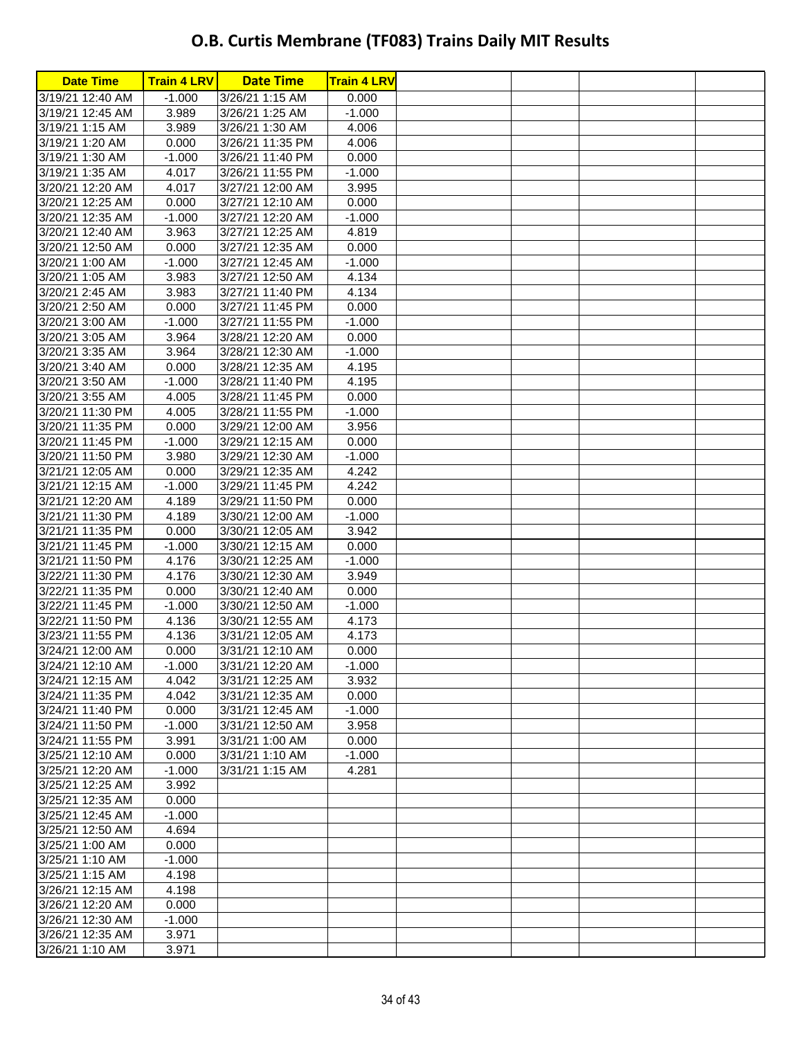# O.B. Curtis Membrane (TF083) Trains Daily MIT Results

| Date Time | Train 4 LRV | Date Time | Train 4 LRV | | | | |
|---|---|---|---|---|---|---|---|
| 3/19/21 12:40 AM | -1.000 | 3/26/21 1:15 AM | 0.000 | | | | |
| 3/19/21 12:45 AM | 3.989 | 3/26/21 1:25 AM | -1.000 | | | | |
| 3/19/21 1:15 AM | 3.989 | 3/26/21 1:30 AM | 4.006 | | | | |
| 3/19/21 1:20 AM | 0.000 | 3/26/21 11:35 PM | 4.006 | | | | |
| 3/19/21 1:30 AM | -1.000 | 3/26/21 11:40 PM | 0.000 | | | | |
| 3/19/21 1:35 AM | 4.017 | 3/26/21 11:55 PM | -1.000 | | | | |
| 3/20/21 12:20 AM | 4.017 | 3/27/21 12:00 AM | 3.995 | | | | |
| 3/20/21 12:25 AM | 0.000 | 3/27/21 12:10 AM | 0.000 | | | | |
| 3/20/21 12:35 AM | -1.000 | 3/27/21 12:20 AM | -1.000 | | | | |
| 3/20/21 12:40 AM | 3.963 | 3/27/21 12:25 AM | 4.819 | | | | |
| 3/20/21 12:50 AM | 0.000 | 3/27/21 12:35 AM | 0.000 | | | | |
| 3/20/21 1:00 AM | -1.000 | 3/27/21 12:45 AM | -1.000 | | | | |
| 3/20/21 1:05 AM | 3.983 | 3/27/21 12:50 AM | 4.134 | | | | |
| 3/20/21 2:45 AM | 3.983 | 3/27/21 11:40 PM | 4.134 | | | | |
| 3/20/21 2:50 AM | 0.000 | 3/27/21 11:45 PM | 0.000 | | | | |
| 3/20/21 3:00 AM | -1.000 | 3/27/21 11:55 PM | -1.000 | | | | |
| 3/20/21 3:05 AM | 3.964 | 3/28/21 12:20 AM | 0.000 | | | | |
| 3/20/21 3:35 AM | 3.964 | 3/28/21 12:30 AM | -1.000 | | | | |
| 3/20/21 3:40 AM | 0.000 | 3/28/21 12:35 AM | 4.195 | | | | |
| 3/20/21 3:50 AM | -1.000 | 3/28/21 11:40 PM | 4.195 | | | | |
| 3/20/21 3:55 AM | 4.005 | 3/28/21 11:45 PM | 0.000 | | | | |
| 3/20/21 11:30 PM | 4.005 | 3/28/21 11:55 PM | -1.000 | | | | |
| 3/20/21 11:35 PM | 0.000 | 3/29/21 12:00 AM | 3.956 | | | | |
| 3/20/21 11:45 PM | -1.000 | 3/29/21 12:15 AM | 0.000 | | | | |
| 3/20/21 11:50 PM | 3.980 | 3/29/21 12:30 AM | -1.000 | | | | |
| 3/21/21 12:05 AM | 0.000 | 3/29/21 12:35 AM | 4.242 | | | | |
| 3/21/21 12:15 AM | -1.000 | 3/29/21 11:45 PM | 4.242 | | | | |
| 3/21/21 12:20 AM | 4.189 | 3/29/21 11:50 PM | 0.000 | | | | |
| 3/21/21 11:30 PM | 4.189 | 3/30/21 12:00 AM | -1.000 | | | | |
| 3/21/21 11:35 PM | 0.000 | 3/30/21 12:05 AM | 3.942 | | | | |
| 3/21/21 11:45 PM | -1.000 | 3/30/21 12:15 AM | 0.000 | | | | |
| 3/21/21 11:50 PM | 4.176 | 3/30/21 12:25 AM | -1.000 | | | | |
| 3/22/21 11:30 PM | 4.176 | 3/30/21 12:30 AM | 3.949 | | | | |
| 3/22/21 11:35 PM | 0.000 | 3/30/21 12:40 AM | 0.000 | | | | |
| 3/22/21 11:45 PM | -1.000 | 3/30/21 12:50 AM | -1.000 | | | | |
| 3/22/21 11:50 PM | 4.136 | 3/30/21 12:55 AM | 4.173 | | | | |
| 3/23/21 11:55 PM | 4.136 | 3/31/21 12:05 AM | 4.173 | | | | |
| 3/24/21 12:00 AM | 0.000 | 3/31/21 12:10 AM | 0.000 | | | | |
| 3/24/21 12:10 AM | -1.000 | 3/31/21 12:20 AM | -1.000 | | | | |
| 3/24/21 12:15 AM | 4.042 | 3/31/21 12:25 AM | 3.932 | | | | |
| 3/24/21 11:35 PM | 4.042 | 3/31/21 12:35 AM | 0.000 | | | | |
| 3/24/21 11:40 PM | 0.000 | 3/31/21 12:45 AM | -1.000 | | | | |
| 3/24/21 11:50 PM | -1.000 | 3/31/21 12:50 AM | 3.958 | | | | |
| 3/24/21 11:55 PM | 3.991 | 3/31/21 1:00 AM | 0.000 | | | | |
| 3/25/21 12:10 AM | 0.000 | 3/31/21 1:10 AM | -1.000 | | | | |
| 3/25/21 12:20 AM | -1.000 | 3/31/21 1:15 AM | 4.281 | | | | |
| 3/25/21 12:25 AM | 3.992 | | | | | | |
| 3/25/21 12:35 AM | 0.000 | | | | | | |
| 3/25/21 12:45 AM | -1.000 | | | | | | |
| 3/25/21 12:50 AM | 4.694 | | | | | | |
| 3/25/21 1:00 AM | 0.000 | | | | | | |
| 3/25/21 1:10 AM | -1.000 | | | | | | |
| 3/25/21 1:15 AM | 4.198 | | | | | | |
| 3/26/21 12:15 AM | 4.198 | | | | | | |
| 3/26/21 12:20 AM | 0.000 | | | | | | |
| 3/26/21 12:30 AM | -1.000 | | | | | | |
| 3/26/21 12:35 AM | 3.971 | | | | | | |
| 3/26/21 1:10 AM | 3.971 | | | | | | |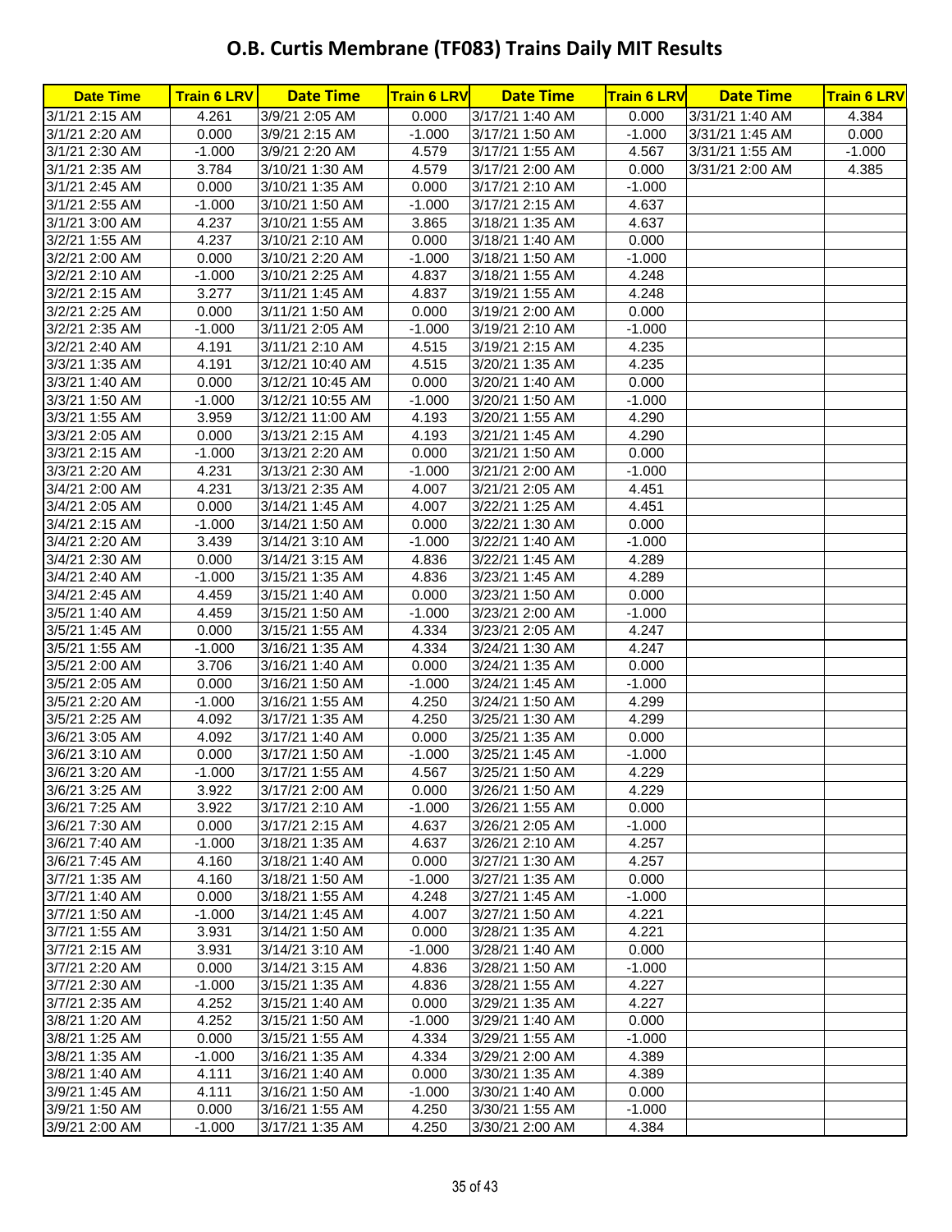# O.B. Curtis Membrane (TF083) Trains Daily MIT Results

| Date Time | Train 6 LRV | Date Time | Train 6 LRV | Date Time | Train 6 LRV | Date Time | Train 6 LRV |
|---|---|---|---|---|---|---|---|
| 3/1/21 2:15 AM | 4.261 | 3/9/21 2:05 AM | 0.000 | 3/17/21 1:40 AM | 0.000 | 3/31/21 1:40 AM | 4.384 |
| 3/1/21 2:20 AM | 0.000 | 3/9/21 2:15 AM | -1.000 | 3/17/21 1:50 AM | -1.000 | 3/31/21 1:45 AM | 0.000 |
| 3/1/21 2:30 AM | -1.000 | 3/9/21 2:20 AM | 4.579 | 3/17/21 1:55 AM | 4.567 | 3/31/21 1:55 AM | -1.000 |
| 3/1/21 2:35 AM | 3.784 | 3/10/21 1:30 AM | 4.579 | 3/17/21 2:00 AM | 0.000 | 3/31/21 2:00 AM | 4.385 |
| 3/1/21 2:45 AM | 0.000 | 3/10/21 1:35 AM | 0.000 | 3/17/21 2:10 AM | -1.000 | | |
| 3/1/21 2:55 AM | -1.000 | 3/10/21 1:50 AM | -1.000 | 3/17/21 2:15 AM | 4.637 | | |
| 3/1/21 3:00 AM | 4.237 | 3/10/21 1:55 AM | 3.865 | 3/18/21 1:35 AM | 4.637 | | |
| 3/2/21 1:55 AM | 4.237 | 3/10/21 2:10 AM | 0.000 | 3/18/21 1:40 AM | 0.000 | | |
| 3/2/21 2:00 AM | 0.000 | 3/10/21 2:20 AM | -1.000 | 3/18/21 1:50 AM | -1.000 | | |
| 3/2/21 2:10 AM | -1.000 | 3/10/21 2:25 AM | 4.837 | 3/18/21 1:55 AM | 4.248 | | |
| 3/2/21 2:15 AM | 3.277 | 3/11/21 1:45 AM | 4.837 | 3/19/21 1:55 AM | 4.248 | | |
| 3/2/21 2:25 AM | 0.000 | 3/11/21 1:50 AM | 0.000 | 3/19/21 2:00 AM | 0.000 | | |
| 3/2/21 2:35 AM | -1.000 | 3/11/21 2:05 AM | -1.000 | 3/19/21 2:10 AM | -1.000 | | |
| 3/2/21 2:40 AM | 4.191 | 3/11/21 2:10 AM | 4.515 | 3/19/21 2:15 AM | 4.235 | | |
| 3/3/21 1:35 AM | 4.191 | 3/12/21 10:40 AM | 4.515 | 3/20/21 1:35 AM | 4.235 | | |
| 3/3/21 1:40 AM | 0.000 | 3/12/21 10:45 AM | 0.000 | 3/20/21 1:40 AM | 0.000 | | |
| 3/3/21 1:50 AM | -1.000 | 3/12/21 10:55 AM | -1.000 | 3/20/21 1:50 AM | -1.000 | | |
| 3/3/21 1:55 AM | 3.959 | 3/12/21 11:00 AM | 4.193 | 3/20/21 1:55 AM | 4.290 | | |
| 3/3/21 2:05 AM | 0.000 | 3/13/21 2:15 AM | 4.193 | 3/21/21 1:45 AM | 4.290 | | |
| 3/3/21 2:15 AM | -1.000 | 3/13/21 2:20 AM | 0.000 | 3/21/21 1:50 AM | 0.000 | | |
| 3/3/21 2:20 AM | 4.231 | 3/13/21 2:30 AM | -1.000 | 3/21/21 2:00 AM | -1.000 | | |
| 3/4/21 2:00 AM | 4.231 | 3/13/21 2:35 AM | 4.007 | 3/21/21 2:05 AM | 4.451 | | |
| 3/4/21 2:05 AM | 0.000 | 3/14/21 1:45 AM | 4.007 | 3/22/21 1:25 AM | 4.451 | | |
| 3/4/21 2:15 AM | -1.000 | 3/14/21 1:50 AM | 0.000 | 3/22/21 1:30 AM | 0.000 | | |
| 3/4/21 2:20 AM | 3.439 | 3/14/21 3:10 AM | -1.000 | 3/22/21 1:40 AM | -1.000 | | |
| 3/4/21 2:30 AM | 0.000 | 3/14/21 3:15 AM | 4.836 | 3/22/21 1:45 AM | 4.289 | | |
| 3/4/21 2:40 AM | -1.000 | 3/15/21 1:35 AM | 4.836 | 3/23/21 1:45 AM | 4.289 | | |
| 3/4/21 2:45 AM | 4.459 | 3/15/21 1:40 AM | 0.000 | 3/23/21 1:50 AM | 0.000 | | |
| 3/5/21 1:40 AM | 4.459 | 3/15/21 1:50 AM | -1.000 | 3/23/21 2:00 AM | -1.000 | | |
| 3/5/21 1:45 AM | 0.000 | 3/15/21 1:55 AM | 4.334 | 3/23/21 2:05 AM | 4.247 | | |
| 3/5/21 1:55 AM | -1.000 | 3/16/21 1:35 AM | 4.334 | 3/24/21 1:30 AM | 4.247 | | |
| 3/5/21 2:00 AM | 3.706 | 3/16/21 1:40 AM | 0.000 | 3/24/21 1:35 AM | 0.000 | | |
| 3/5/21 2:05 AM | 0.000 | 3/16/21 1:50 AM | -1.000 | 3/24/21 1:45 AM | -1.000 | | |
| 3/5/21 2:20 AM | -1.000 | 3/16/21 1:55 AM | 4.250 | 3/24/21 1:50 AM | 4.299 | | |
| 3/5/21 2:25 AM | 4.092 | 3/17/21 1:35 AM | 4.250 | 3/25/21 1:30 AM | 4.299 | | |
| 3/6/21 3:05 AM | 4.092 | 3/17/21 1:40 AM | 0.000 | 3/25/21 1:35 AM | 0.000 | | |
| 3/6/21 3:10 AM | 0.000 | 3/17/21 1:50 AM | -1.000 | 3/25/21 1:45 AM | -1.000 | | |
| 3/6/21 3:20 AM | -1.000 | 3/17/21 1:55 AM | 4.567 | 3/25/21 1:50 AM | 4.229 | | |
| 3/6/21 3:25 AM | 3.922 | 3/17/21 2:00 AM | 0.000 | 3/26/21 1:50 AM | 4.229 | | |
| 3/6/21 7:25 AM | 3.922 | 3/17/21 2:10 AM | -1.000 | 3/26/21 1:55 AM | 0.000 | | |
| 3/6/21 7:30 AM | 0.000 | 3/17/21 2:15 AM | 4.637 | 3/26/21 2:05 AM | -1.000 | | |
| 3/6/21 7:40 AM | -1.000 | 3/18/21 1:35 AM | 4.637 | 3/26/21 2:10 AM | 4.257 | | |
| 3/6/21 7:45 AM | 4.160 | 3/18/21 1:40 AM | 0.000 | 3/27/21 1:30 AM | 4.257 | | |
| 3/7/21 1:35 AM | 4.160 | 3/18/21 1:50 AM | -1.000 | 3/27/21 1:35 AM | 0.000 | | |
| 3/7/21 1:40 AM | 0.000 | 3/18/21 1:55 AM | 4.248 | 3/27/21 1:45 AM | -1.000 | | |
| 3/7/21 1:50 AM | -1.000 | 3/14/21 1:45 AM | 4.007 | 3/27/21 1:50 AM | 4.221 | | |
| 3/7/21 1:55 AM | 3.931 | 3/14/21 1:50 AM | 0.000 | 3/28/21 1:35 AM | 4.221 | | |
| 3/7/21 2:15 AM | 3.931 | 3/14/21 3:10 AM | -1.000 | 3/28/21 1:40 AM | 0.000 | | |
| 3/7/21 2:20 AM | 0.000 | 3/14/21 3:15 AM | 4.836 | 3/28/21 1:50 AM | -1.000 | | |
| 3/7/21 2:30 AM | -1.000 | 3/15/21 1:35 AM | 4.836 | 3/28/21 1:55 AM | 4.227 | | |
| 3/7/21 2:35 AM | 4.252 | 3/15/21 1:40 AM | 0.000 | 3/29/21 1:35 AM | 4.227 | | |
| 3/8/21 1:20 AM | 4.252 | 3/15/21 1:50 AM | -1.000 | 3/29/21 1:40 AM | 0.000 | | |
| 3/8/21 1:25 AM | 0.000 | 3/15/21 1:55 AM | 4.334 | 3/29/21 1:55 AM | -1.000 | | |
| 3/8/21 1:35 AM | -1.000 | 3/16/21 1:35 AM | 4.334 | 3/29/21 2:00 AM | 4.389 | | |
| 3/8/21 1:40 AM | 4.111 | 3/16/21 1:40 AM | 0.000 | 3/30/21 1:35 AM | 4.389 | | |
| 3/9/21 1:45 AM | 4.111 | 3/16/21 1:50 AM | -1.000 | 3/30/21 1:40 AM | 0.000 | | |
| 3/9/21 1:50 AM | 0.000 | 3/16/21 1:55 AM | 4.250 | 3/30/21 1:55 AM | -1.000 | | |
| 3/9/21 2:00 AM | -1.000 | 3/17/21 1:35 AM | 4.250 | 3/30/21 2:00 AM | 4.384 | | |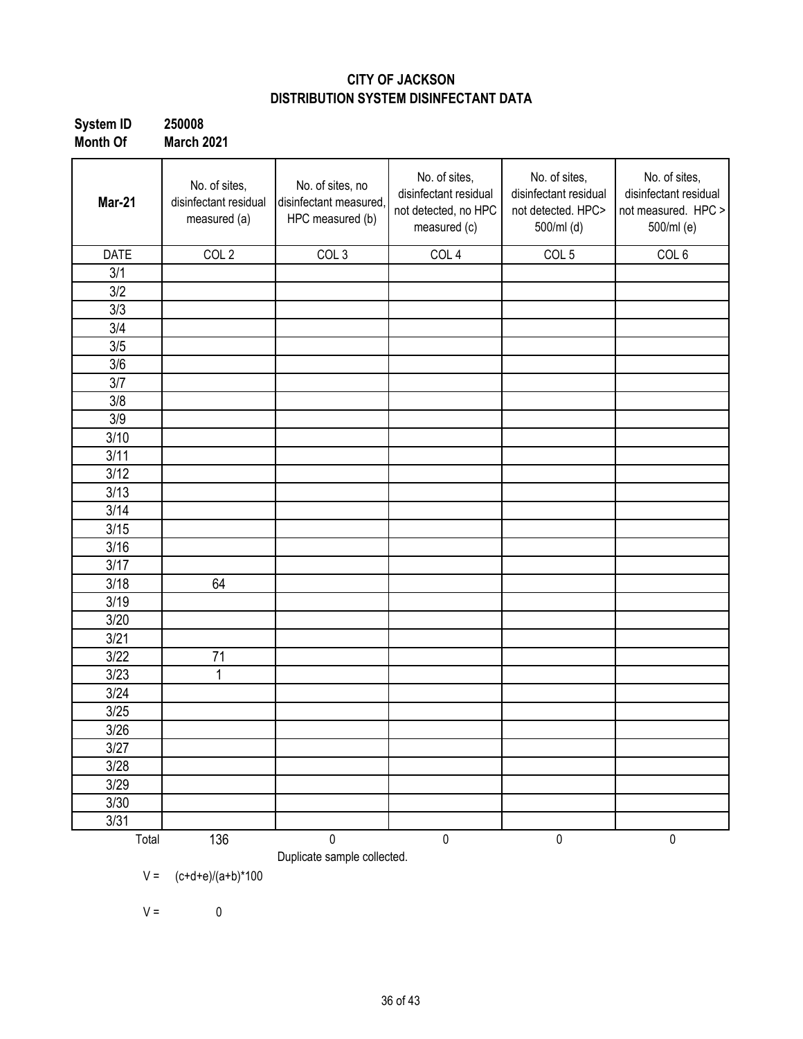## CITY OF JACKSON
## DISTRIBUTION SYSTEM DISINFECTANT DATA

**System ID** **250008**
**Month Of** **March 2021**

| **Mar-21** | No. of sites, disinfectant residual measured (a) | No. of sites, no disinfectant measured, HPC measured (b) | No. of sites, disinfectant residual not detected, no HPC measured (c) | No. of sites, disinfectant residual not detected. HPC> 500/ml (d) | No. of sites, disinfectant residual not measured. HPC > 500/ml (e) |
|---|---|---|---|---|---|
| DATE | COL 2 | COL 3 | COL 4 | COL 5 | COL 6 |
| 3/1 | | | | | |
| 3/2 | | | | | |
| 3/3 | | | | | |
| 3/4 | | | | | |
| 3/5 | | | | | |
| 3/6 | | | | | |
| 3/7 | | | | | |
| 3/8 | | | | | |
| 3/9 | | | | | |
| 3/10 | | | | | |
| 3/11 | | | | | |
| 3/12 | | | | | |
| 3/13 | | | | | |
| 3/14 | | | | | |
| 3/15 | | | | | |
| 3/16 | | | | | |
| 3/17 | | | | | |
| 3/18 | 64 | | | | |
| 3/19 | | | | | |
| 3/20 | | | | | |
| 3/21 | | | | | |
| 3/22 | 71 | | | | |
| 3/23 | 1 | | | | |
| 3/24 | | | | | |
| 3/25 | | | | | |
| 3/26 | | | | | |
| 3/27 | | | | | |
| 3/28 | | | | | |
| 3/29 | | | | | |
| 3/30 | | | | | |
| 3/31 | | | | | |
| Total | 136 | 0 | 0 | 0 | 0 |

Duplicate sample collected.

V = (c+d+e)/(a+b)*100

V = 0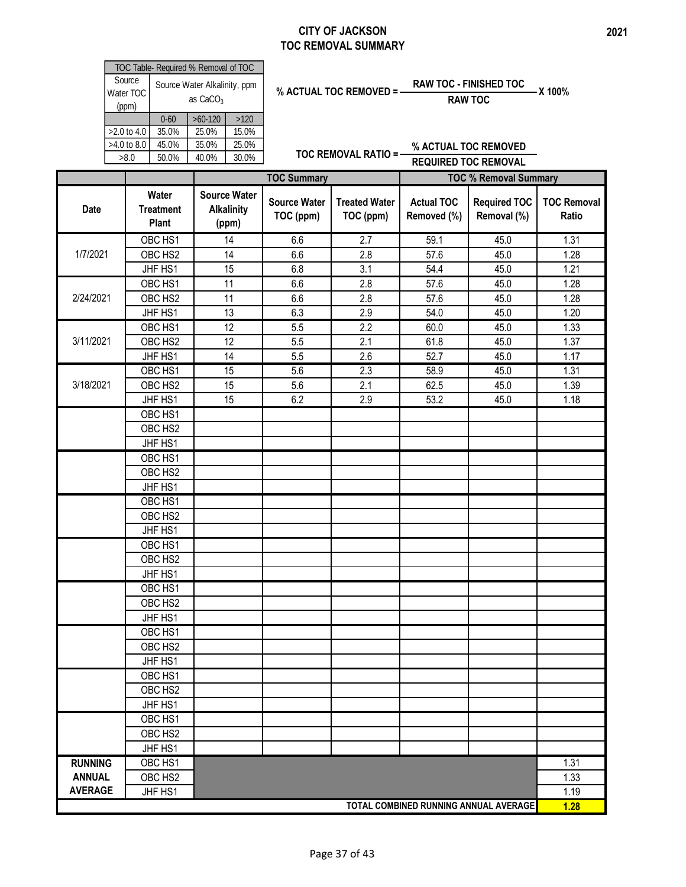# CITY OF JACKSON
## TOC REMOVAL SUMMARY

2021

| TOC Table- Required % Removal of TOC | | | |
|---|---|---|---|
| Source Water TOC (ppm) | Source Water Alkalinity, ppm as $CaCO_3$ | | |
| | 0-60 | >60-120 | >120 |
| >2.0 to 4.0 | 35.0% | 25.0% | 15.0% |
| >4.0 to 8.0 | 45.0% | 35.0% | 25.0% |
| >8.0 | 50.0% | 40.0% | 30.0% |

$$\% \text{ ACTUAL TOC REMOVED} = \frac{\text{RAW TOC - FINISHED TOC}}{\text{RAW TOC}} \times 100\%$$

$$\text{TOC REMOVAL RATIO} = \frac{\% \text{ ACTUAL TOC REMOVED}}{\text{REQUIRED TOC REMOVAL}}$$

| | | | TOC Summary | | TOC % Removal Summary | | |
|---|---|---|---|---|---|---|---|
| Date | Water Treatment Plant | Source Water Alkalinity (ppm) | Source Water TOC (ppm) | Treated Water TOC (ppm) | Actual TOC Removed (%) | Required TOC Removal (%) | TOC Removal Ratio |
| 1/7/2021 | OBC HS1 | 14 | 6.6 | 2.7 | 59.1 | 45.0 | 1.31 |
| | OBC HS2 | 14 | 6.6 | 2.8 | 57.6 | 45.0 | 1.28 |
| | JHF HS1 | 15 | 6.8 | 3.1 | 54.4 | 45.0 | 1.21 |
| 2/24/2021 | OBC HS1 | 11 | 6.6 | 2.8 | 57.6 | 45.0 | 1.28 |
| | OBC HS2 | 11 | 6.6 | 2.8 | 57.6 | 45.0 | 1.28 |
| | JHF HS1 | 13 | 6.3 | 2.9 | 54.0 | 45.0 | 1.20 |
| 3/11/2021 | OBC HS1 | 12 | 5.5 | 2.2 | 60.0 | 45.0 | 1.33 |
| | OBC HS2 | 12 | 5.5 | 2.1 | 61.8 | 45.0 | 1.37 |
| | JHF HS1 | 14 | 5.5 | 2.6 | 52.7 | 45.0 | 1.17 |
| 3/18/2021 | OBC HS1 | 15 | 5.6 | 2.3 | 58.9 | 45.0 | 1.31 |
| | OBC HS2 | 15 | 5.6 | 2.1 | 62.5 | 45.0 | 1.39 |
| | JHF HS1 | 15 | 6.2 | 2.9 | 53.2 | 45.0 | 1.18 |
| | OBC HS1 | | | | | | |
| | OBC HS2 | | | | | | |
| | JHF HS1 | | | | | | |
| | OBC HS1 | | | | | | |
| | OBC HS2 | | | | | | |
| | JHF HS1 | | | | | | |
| | OBC HS1 | | | | | | |
| | OBC HS2 | | | | | | |
| | JHF HS1 | | | | | | |
| | OBC HS1 | | | | | | |
| | OBC HS2 | | | | | | |
| | JHF HS1 | | | | | | |
| | OBC HS1 | | | | | | |
| | OBC HS2 | | | | | | |
| | JHF HS1 | | | | | | |
| | OBC HS1 | | | | | | |
| | OBC HS2 | | | | | | |
| | JHF HS1 | | | | | | |
| | OBC HS1 | | | | | | |
| | OBC HS2 | | | | | | |
| | JHF HS1 | | | | | | |
| | OBC HS1 | | | | | | |
| | OBC HS2 | | | | | | |
| | JHF HS1 | | | | | | |
| RUNNING ANNUAL AVERAGE | OBC HS1 | | | | | | 1.31 |
| | OBC HS2 | | | | | | 1.33 |
| | JHF HS1 | | | | | | 1.19 |
| TOTAL COMBINED RUNNING ANNUAL AVERAGE | | | | | | | **1.28** |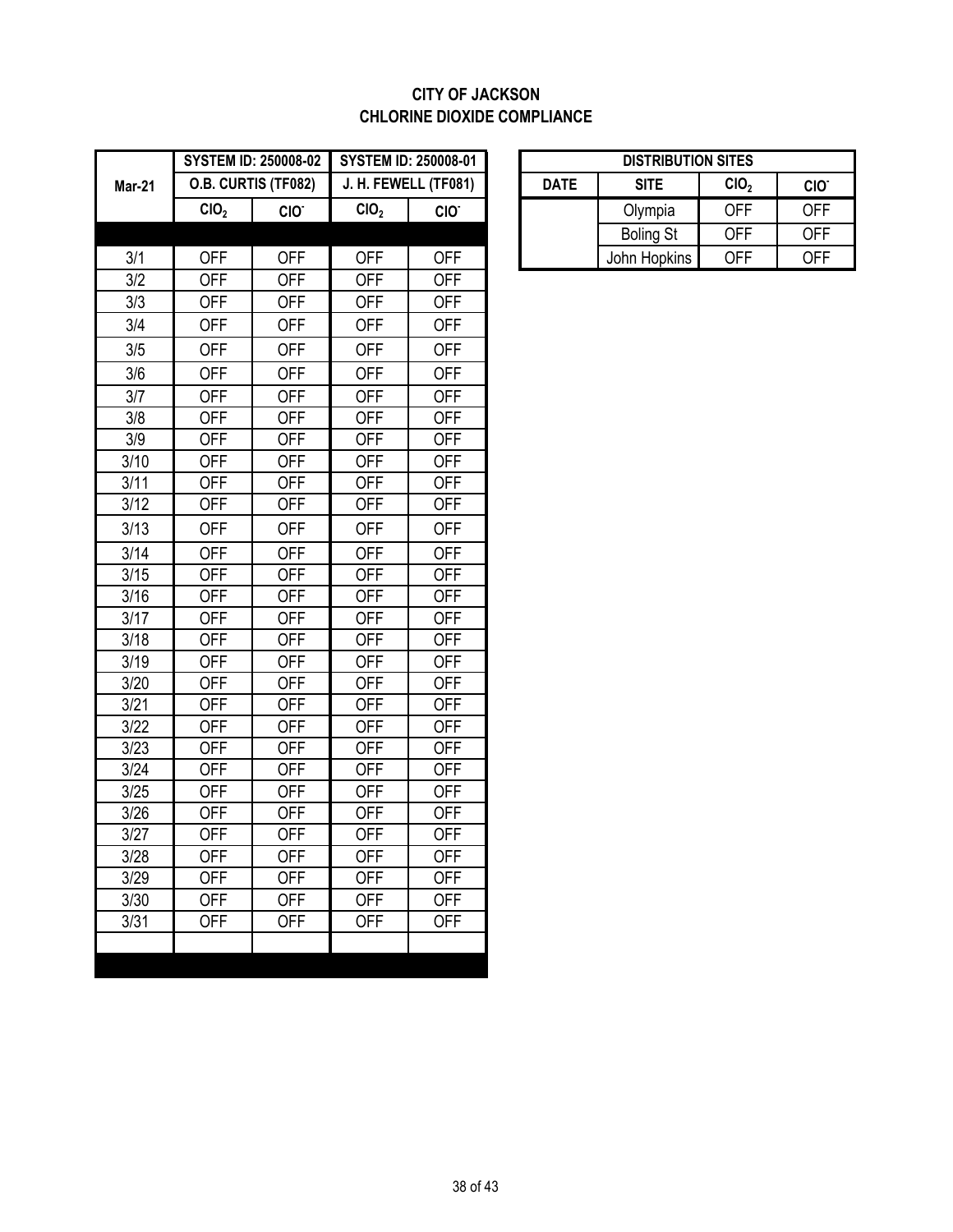# CITY OF JACKSON
## CHLORINE DIOXIDE COMPLIANCE

| Mar-21 | SYSTEM ID: 250008-02 O.B. CURTIS (TF082) | | SYSTEM ID: 250008-01 J. H. FEWELL (TF081) | |
|---|---|---|---|---|
| | $ClO_2$ | $ClO^-$ | $ClO_2$ | $ClO^-$ |
| 3/1 | OFF | OFF | OFF | OFF |
| 3/2 | OFF | OFF | OFF | OFF |
| 3/3 | OFF | OFF | OFF | OFF |
| 3/4 | OFF | OFF | OFF | OFF |
| 3/5 | OFF | OFF | OFF | OFF |
| 3/6 | OFF | OFF | OFF | OFF |
| 3/7 | OFF | OFF | OFF | OFF |
| 3/8 | OFF | OFF | OFF | OFF |
| 3/9 | OFF | OFF | OFF | OFF |
| 3/10 | OFF | OFF | OFF | OFF |
| 3/11 | OFF | OFF | OFF | OFF |
| 3/12 | OFF | OFF | OFF | OFF |
| 3/13 | OFF | OFF | OFF | OFF |
| 3/14 | OFF | OFF | OFF | OFF |
| 3/15 | OFF | OFF | OFF | OFF |
| 3/16 | OFF | OFF | OFF | OFF |
| 3/17 | OFF | OFF | OFF | OFF |
| 3/18 | OFF | OFF | OFF | OFF |
| 3/19 | OFF | OFF | OFF | OFF |
| 3/20 | OFF | OFF | OFF | OFF |
| 3/21 | OFF | OFF | OFF | OFF |
| 3/22 | OFF | OFF | OFF | OFF |
| 3/23 | OFF | OFF | OFF | OFF |
| 3/24 | OFF | OFF | OFF | OFF |
| 3/25 | OFF | OFF | OFF | OFF |
| 3/26 | OFF | OFF | OFF | OFF |
| 3/27 | OFF | OFF | OFF | OFF |
| 3/28 | OFF | OFF | OFF | OFF |
| 3/29 | OFF | OFF | OFF | OFF |
| 3/30 | OFF | OFF | OFF | OFF |
| 3/31 | OFF | OFF | OFF | OFF |

| DISTRIBUTION SITES | | | |
|---|---|---|---|
| DATE | SITE | $ClO_2$ | $ClO^-$ |
| | Olympia | OFF | OFF |
| | Boling St | OFF | OFF |
| | John Hopkins | OFF | OFF |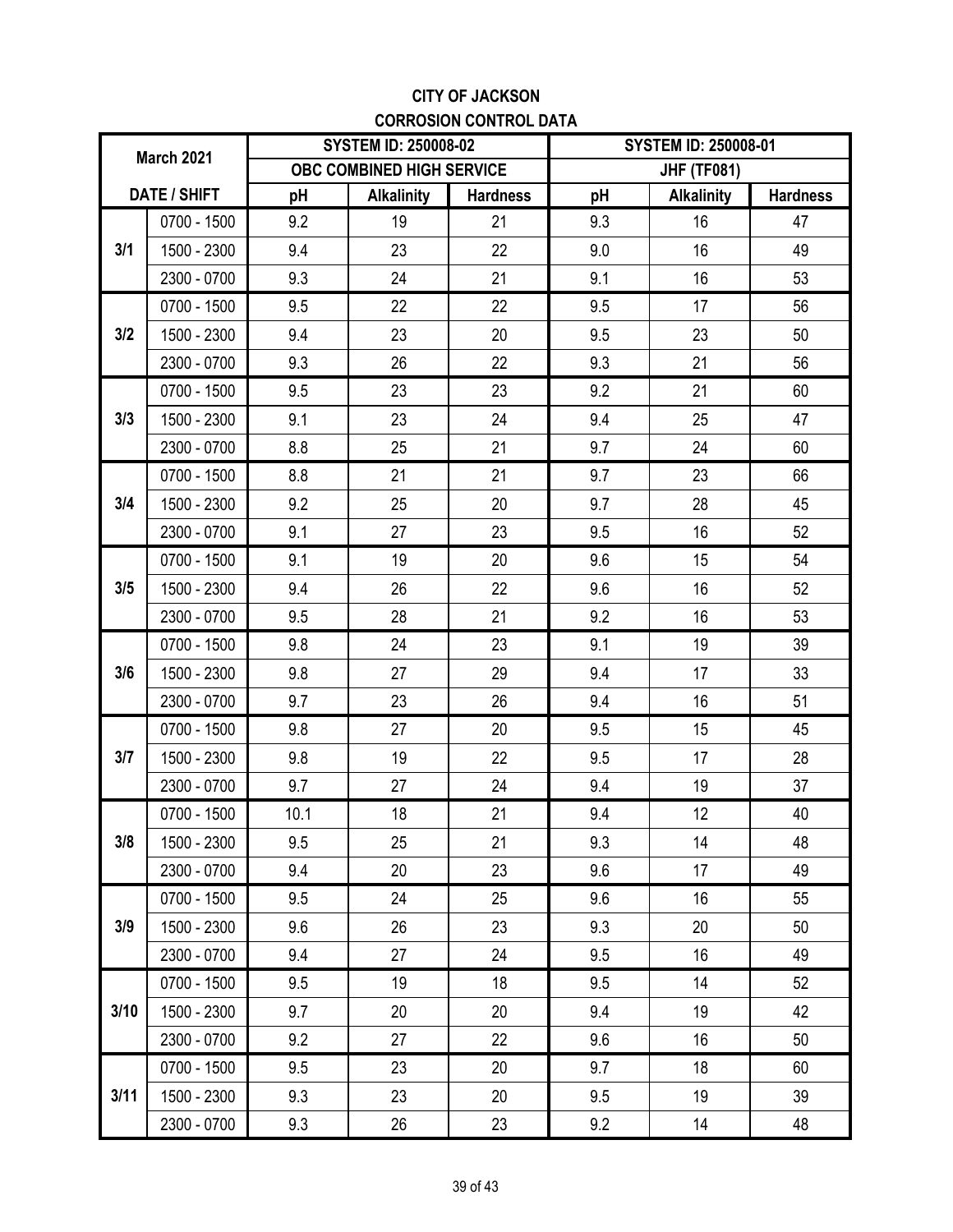# CITY OF JACKSON

## CORROSION CONTROL DATA

| March 2021 | | SYSTEM ID: 250008-02 | | | SYSTEM ID: 250008-01 | | |
|---|---|---|---|---|---|---|---|
| | | OBC COMBINED HIGH SERVICE | | | JHF (TF081) | | |
| DATE / SHIFT | | pH | Alkalinity | Hardness | pH | Alkalinity | Hardness |
| 3/1 | 0700 - 1500 | 9.2 | 19 | 21 | 9.3 | 16 | 47 |
| | 1500 - 2300 | 9.4 | 23 | 22 | 9.0 | 16 | 49 |
| | 2300 - 0700 | 9.3 | 24 | 21 | 9.1 | 16 | 53 |
| 3/2 | 0700 - 1500 | 9.5 | 22 | 22 | 9.5 | 17 | 56 |
| | 1500 - 2300 | 9.4 | 23 | 20 | 9.5 | 23 | 50 |
| | 2300 - 0700 | 9.3 | 26 | 22 | 9.3 | 21 | 56 |
| 3/3 | 0700 - 1500 | 9.5 | 23 | 23 | 9.2 | 21 | 60 |
| | 1500 - 2300 | 9.1 | 23 | 24 | 9.4 | 25 | 47 |
| | 2300 - 0700 | 8.8 | 25 | 21 | 9.7 | 24 | 60 |
| 3/4 | 0700 - 1500 | 8.8 | 21 | 21 | 9.7 | 23 | 66 |
| | 1500 - 2300 | 9.2 | 25 | 20 | 9.7 | 28 | 45 |
| | 2300 - 0700 | 9.1 | 27 | 23 | 9.5 | 16 | 52 |
| 3/5 | 0700 - 1500 | 9.1 | 19 | 20 | 9.6 | 15 | 54 |
| | 1500 - 2300 | 9.4 | 26 | 22 | 9.6 | 16 | 52 |
| | 2300 - 0700 | 9.5 | 28 | 21 | 9.2 | 16 | 53 |
| 3/6 | 0700 - 1500 | 9.8 | 24 | 23 | 9.1 | 19 | 39 |
| | 1500 - 2300 | 9.8 | 27 | 29 | 9.4 | 17 | 33 |
| | 2300 - 0700 | 9.7 | 23 | 26 | 9.4 | 16 | 51 |
| 3/7 | 0700 - 1500 | 9.8 | 27 | 20 | 9.5 | 15 | 45 |
| | 1500 - 2300 | 9.8 | 19 | 22 | 9.5 | 17 | 28 |
| | 2300 - 0700 | 9.7 | 27 | 24 | 9.4 | 19 | 37 |
| 3/8 | 0700 - 1500 | 10.1 | 18 | 21 | 9.4 | 12 | 40 |
| | 1500 - 2300 | 9.5 | 25 | 21 | 9.3 | 14 | 48 |
| | 2300 - 0700 | 9.4 | 20 | 23 | 9.6 | 17 | 49 |
| 3/9 | 0700 - 1500 | 9.5 | 24 | 25 | 9.6 | 16 | 55 |
| | 1500 - 2300 | 9.6 | 26 | 23 | 9.3 | 20 | 50 |
| | 2300 - 0700 | 9.4 | 27 | 24 | 9.5 | 16 | 49 |
| 3/10 | 0700 - 1500 | 9.5 | 19 | 18 | 9.5 | 14 | 52 |
| | 1500 - 2300 | 9.7 | 20 | 20 | 9.4 | 19 | 42 |
| | 2300 - 0700 | 9.2 | 27 | 22 | 9.6 | 16 | 50 |
| 3/11 | 0700 - 1500 | 9.5 | 23 | 20 | 9.7 | 18 | 60 |
| | 1500 - 2300 | 9.3 | 23 | 20 | 9.5 | 19 | 39 |
| | 2300 - 0700 | 9.3 | 26 | 23 | 9.2 | 14 | 48 |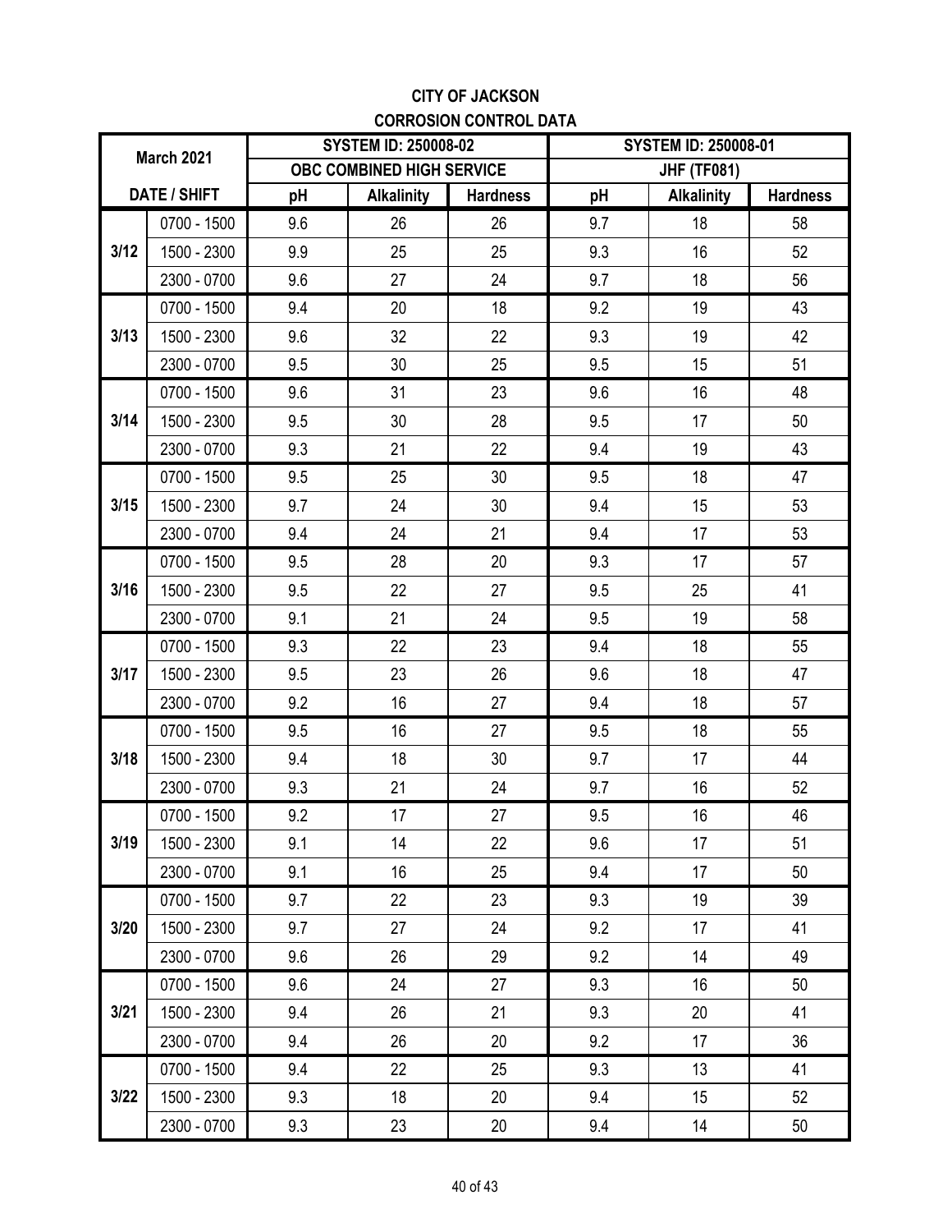# CITY OF JACKSON

## CORROSION CONTROL DATA

| March 2021 | | SYSTEM ID: 250008-02 | | | SYSTEM ID: 250008-01 | | |
|---|---|---|---|---|---|---|---|
| | | OBC COMBINED HIGH SERVICE | | | JHF (TF081) | | |
| DATE / SHIFT | | pH | Alkalinity | Hardness | pH | Alkalinity | Hardness |
| 3/12 | 0700 - 1500 | 9.6 | 26 | 26 | 9.7 | 18 | 58 |
| | 1500 - 2300 | 9.9 | 25 | 25 | 9.3 | 16 | 52 |
| | 2300 - 0700 | 9.6 | 27 | 24 | 9.7 | 18 | 56 |
| 3/13 | 0700 - 1500 | 9.4 | 20 | 18 | 9.2 | 19 | 43 |
| | 1500 - 2300 | 9.6 | 32 | 22 | 9.3 | 19 | 42 |
| | 2300 - 0700 | 9.5 | 30 | 25 | 9.5 | 15 | 51 |
| 3/14 | 0700 - 1500 | 9.6 | 31 | 23 | 9.6 | 16 | 48 |
| | 1500 - 2300 | 9.5 | 30 | 28 | 9.5 | 17 | 50 |
| | 2300 - 0700 | 9.3 | 21 | 22 | 9.4 | 19 | 43 |
| 3/15 | 0700 - 1500 | 9.5 | 25 | 30 | 9.5 | 18 | 47 |
| | 1500 - 2300 | 9.7 | 24 | 30 | 9.4 | 15 | 53 |
| | 2300 - 0700 | 9.4 | 24 | 21 | 9.4 | 17 | 53 |
| 3/16 | 0700 - 1500 | 9.5 | 28 | 20 | 9.3 | 17 | 57 |
| | 1500 - 2300 | 9.5 | 22 | 27 | 9.5 | 25 | 41 |
| | 2300 - 0700 | 9.1 | 21 | 24 | 9.5 | 19 | 58 |
| 3/17 | 0700 - 1500 | 9.3 | 22 | 23 | 9.4 | 18 | 55 |
| | 1500 - 2300 | 9.5 | 23 | 26 | 9.6 | 18 | 47 |
| | 2300 - 0700 | 9.2 | 16 | 27 | 9.4 | 18 | 57 |
| 3/18 | 0700 - 1500 | 9.5 | 16 | 27 | 9.5 | 18 | 55 |
| | 1500 - 2300 | 9.4 | 18 | 30 | 9.7 | 17 | 44 |
| | 2300 - 0700 | 9.3 | 21 | 24 | 9.7 | 16 | 52 |
| 3/19 | 0700 - 1500 | 9.2 | 17 | 27 | 9.5 | 16 | 46 |
| | 1500 - 2300 | 9.1 | 14 | 22 | 9.6 | 17 | 51 |
| | 2300 - 0700 | 9.1 | 16 | 25 | 9.4 | 17 | 50 |
| 3/20 | 0700 - 1500 | 9.7 | 22 | 23 | 9.3 | 19 | 39 |
| | 1500 - 2300 | 9.7 | 27 | 24 | 9.2 | 17 | 41 |
| | 2300 - 0700 | 9.6 | 26 | 29 | 9.2 | 14 | 49 |
| 3/21 | 0700 - 1500 | 9.6 | 24 | 27 | 9.3 | 16 | 50 |
| | 1500 - 2300 | 9.4 | 26 | 21 | 9.3 | 20 | 41 |
| | 2300 - 0700 | 9.4 | 26 | 20 | 9.2 | 17 | 36 |
| 3/22 | 0700 - 1500 | 9.4 | 22 | 25 | 9.3 | 13 | 41 |
| | 1500 - 2300 | 9.3 | 18 | 20 | 9.4 | 15 | 52 |
| | 2300 - 0700 | 9.3 | 23 | 20 | 9.4 | 14 | 50 |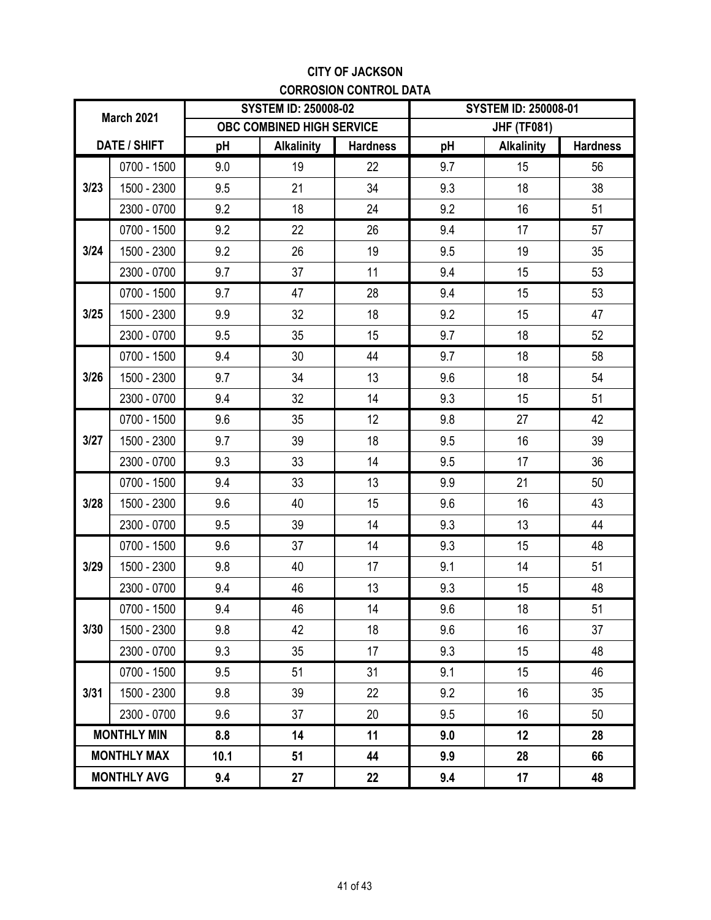# CITY OF JACKSON

## CORROSION CONTROL DATA

| March 2021 | | SYSTEM ID: 250008-02 | | | SYSTEM ID: 250008-01 | | |
|---|---|---|---|---|---|---|---|
| | | OBC COMBINED HIGH SERVICE | | | JHF (TF081) | | |
| DATE / SHIFT | | pH | Alkalinity | Hardness | pH | Alkalinity | Hardness |
| 3/23 | 0700 - 1500 | 9.0 | 19 | 22 | 9.7 | 15 | 56 |
| | 1500 - 2300 | 9.5 | 21 | 34 | 9.3 | 18 | 38 |
| | 2300 - 0700 | 9.2 | 18 | 24 | 9.2 | 16 | 51 |
| 3/24 | 0700 - 1500 | 9.2 | 22 | 26 | 9.4 | 17 | 57 |
| | 1500 - 2300 | 9.2 | 26 | 19 | 9.5 | 19 | 35 |
| | 2300 - 0700 | 9.7 | 37 | 11 | 9.4 | 15 | 53 |
| 3/25 | 0700 - 1500 | 9.7 | 47 | 28 | 9.4 | 15 | 53 |
| | 1500 - 2300 | 9.9 | 32 | 18 | 9.2 | 15 | 47 |
| | 2300 - 0700 | 9.5 | 35 | 15 | 9.7 | 18 | 52 |
| 3/26 | 0700 - 1500 | 9.4 | 30 | 44 | 9.7 | 18 | 58 |
| | 1500 - 2300 | 9.7 | 34 | 13 | 9.6 | 18 | 54 |
| | 2300 - 0700 | 9.4 | 32 | 14 | 9.3 | 15 | 51 |
| 3/27 | 0700 - 1500 | 9.6 | 35 | 12 | 9.8 | 27 | 42 |
| | 1500 - 2300 | 9.7 | 39 | 18 | 9.5 | 16 | 39 |
| | 2300 - 0700 | 9.3 | 33 | 14 | 9.5 | 17 | 36 |
| 3/28 | 0700 - 1500 | 9.4 | 33 | 13 | 9.9 | 21 | 50 |
| | 1500 - 2300 | 9.6 | 40 | 15 | 9.6 | 16 | 43 |
| | 2300 - 0700 | 9.5 | 39 | 14 | 9.3 | 13 | 44 |
| 3/29 | 0700 - 1500 | 9.6 | 37 | 14 | 9.3 | 15 | 48 |
| | 1500 - 2300 | 9.8 | 40 | 17 | 9.1 | 14 | 51 |
| | 2300 - 0700 | 9.4 | 46 | 13 | 9.3 | 15 | 48 |
| 3/30 | 0700 - 1500 | 9.4 | 46 | 14 | 9.6 | 18 | 51 |
| | 1500 - 2300 | 9.8 | 42 | 18 | 9.6 | 16 | 37 |
| | 2300 - 0700 | 9.3 | 35 | 17 | 9.3 | 15 | 48 |
| 3/31 | 0700 - 1500 | 9.5 | 51 | 31 | 9.1 | 15 | 46 |
| | 1500 - 2300 | 9.8 | 39 | 22 | 9.2 | 16 | 35 |
| | 2300 - 0700 | 9.6 | 37 | 20 | 9.5 | 16 | 50 |
| **MONTHLY MIN** | | **8.8** | **14** | **11** | **9.0** | **12** | **28** |
| **MONTHLY MAX** | | **10.1** | **51** | **44** | **9.9** | **28** | **66** |
| **MONTHLY AVG** | | **9.4** | **27** | **22** | **9.4** | **17** | **48** |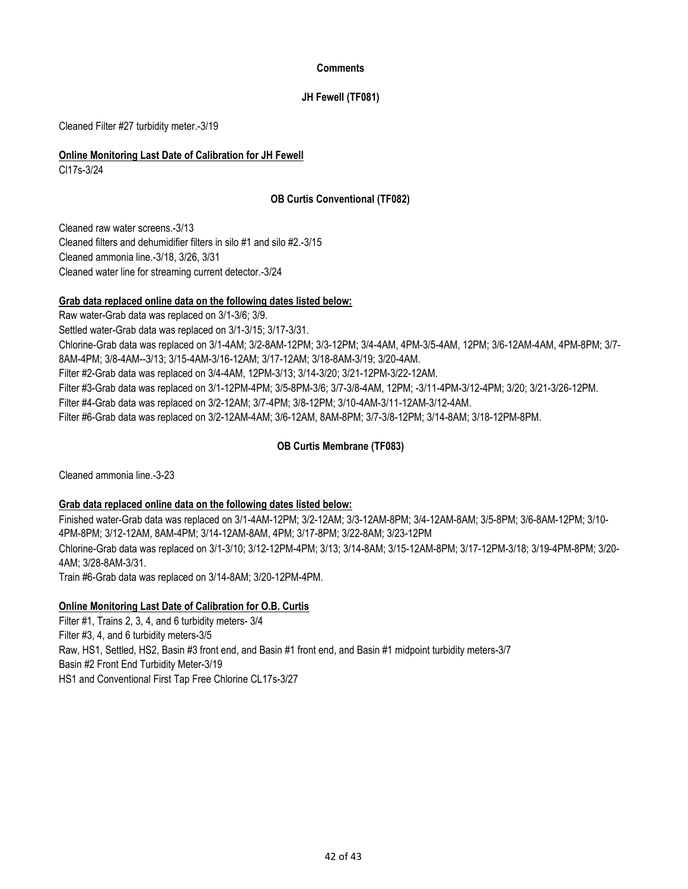# Comments

## JH Fewell (TF081)

Cleaned Filter #27 turbidity meter.-3/19

**Online Monitoring Last Date of Calibration for JH Fewell**

Cl17s-3/24

## OB Curtis Conventional (TF082)

Cleaned raw water screens.-3/13
Cleaned filters and dehumidifier filters in silo #1 and silo #2.-3/15
Cleaned ammonia line.-3/18, 3/26, 3/31
Cleaned water line for streaming current detector.-3/24

**Grab data replaced online data on the following dates listed below:**

Raw water-Grab data was replaced on 3/1-3/6; 3/9.
Settled water-Grab data was replaced on 3/1-3/15; 3/17-3/31.
Chlorine-Grab data was replaced on 3/1-4AM; 3/2-8AM-12PM; 3/3-12PM; 3/4-4AM, 4PM-3/5-4AM, 12PM; 3/6-12AM-4AM, 4PM-8PM; 3/7-8AM-4PM; 3/8-4AM--3/13; 3/15-4AM-3/16-12AM; 3/17-12AM; 3/18-8AM-3/19; 3/20-4AM.
Filter #2-Grab data was replaced on 3/4-4AM, 12PM-3/13; 3/14-3/20; 3/21-12PM-3/22-12AM.
Filter #3-Grab data was replaced on 3/1-12PM-4PM; 3/5-8PM-3/6; 3/7-3/8-4AM, 12PM; -3/11-4PM-3/12-4PM; 3/20; 3/21-3/26-12PM.
Filter #4-Grab data was replaced on 3/2-12AM; 3/7-4PM; 3/8-12PM; 3/10-4AM-3/11-12AM-3/12-4AM.
Filter #6-Grab data was replaced on 3/2-12AM-4AM; 3/6-12AM, 8AM-8PM; 3/7-3/8-12PM; 3/14-8AM; 3/18-12PM-8PM.

## OB Curtis Membrane (TF083)

Cleaned ammonia line.-3-23

**Grab data replaced online data on the following dates listed below:**

Finished water-Grab data was replaced on 3/1-4AM-12PM; 3/2-12AM; 3/3-12AM-8PM; 3/4-12AM-8AM; 3/5-8PM; 3/6-8AM-12PM; 3/10-4PM-8PM; 3/12-12AM, 8AM-4PM; 3/14-12AM-8AM, 4PM; 3/17-8PM; 3/22-8AM; 3/23-12PM
Chlorine-Grab data was replaced on 3/1-3/10; 3/12-12PM-4PM; 3/13; 3/14-8AM; 3/15-12AM-8PM; 3/17-12PM-3/18; 3/19-4PM-8PM; 3/20-4AM; 3/28-8AM-3/31.
Train #6-Grab data was replaced on 3/14-8AM; 3/20-12PM-4PM.

**Online Monitoring Last Date of Calibration for O.B. Curtis**

Filter #1, Trains 2, 3, 4, and 6 turbidity meters- 3/4
Filter #3, 4, and 6 turbidity meters-3/5
Raw, HS1, Settled, HS2, Basin #3 front end, and Basin #1 front end, and Basin #1 midpoint turbidity meters-3/7
Basin #2 Front End Turbidity Meter-3/19
HS1 and Conventional First Tap Free Chlorine CL17s-3/27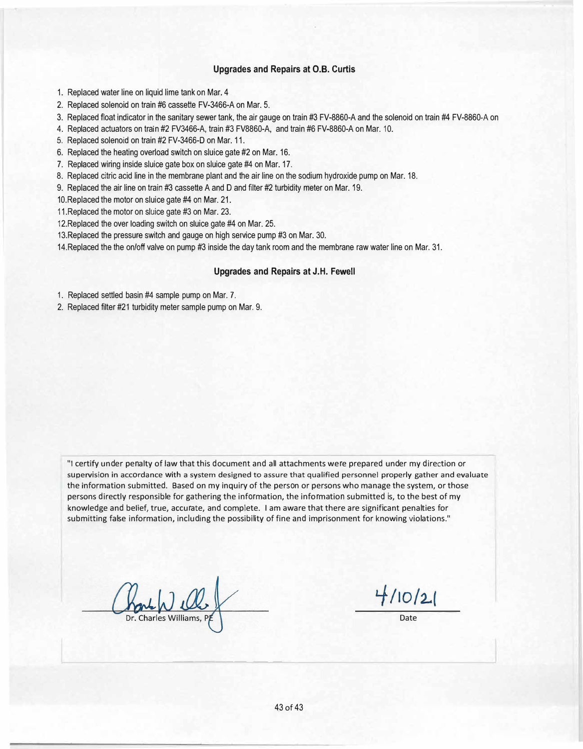## Upgrades and Repairs at O.B. Curtis

1. Replaced water line on liquid lime tank on Mar. 4
2. Replaced solenoid on train #6 cassette FV-3466-A on Mar. 5.
3. Replaced float indicator in the sanitary sewer tank, the air gauge on train #3 FV-8860-A and the solenoid on train #4 FV-8860-A on
4. Replaced actuators on train #2 FV3466-A, train #3 FV8860-A, and train #6 FV-8860-A on Mar. 10.
5. Replaced solenoid on train #2 FV-3466-D on Mar. 11.
6. Replaced the heating overload switch on sluice gate #2 on Mar. 16.
7. Replaced wiring inside sluice gate box on sluice gate #4 on Mar. 17.
8. Replaced citric acid line in the membrane plant and the air line on the sodium hydroxide pump on Mar. 18.
9. Replaced the air line on train #3 cassette A and D and filter #2 turbidity meter on Mar. 19.
10. Replaced the motor on sluice gate #4 on Mar. 21.
11. Replaced the motor on sluice gate #3 on Mar. 23.
12. Replaced the over loading switch on sluice gate #4 on Mar. 25.
13. Replaced the pressure switch and gauge on high service pump #3 on Mar. 30.
14. Replaced the the on/off valve on pump #3 inside the day tank room and the membrane raw water line on Mar. 31.

## Upgrades and Repairs at J.H. Fewell

1. Replaced settled basin #4 sample pump on Mar. 7.
2. Replaced filter #21 turbidity meter sample pump on Mar. 9.

"I certify under penalty of law that this document and all attachments were prepared under my direction or supervision in accordance with a system designed to assure that qualified personnel properly gather and evaluate the information submitted. Based on my inquiry of the person or persons who manage the system, or those persons directly responsible for gathering the information, the information submitted is, to the best of my knowledge and belief, true, accurate, and complete. I am aware that there are significant penalties for submitting false information, including the possibility of fine and imprisonment for knowing violations."

Dr. Charles Williams, PE

4/10/21

Date